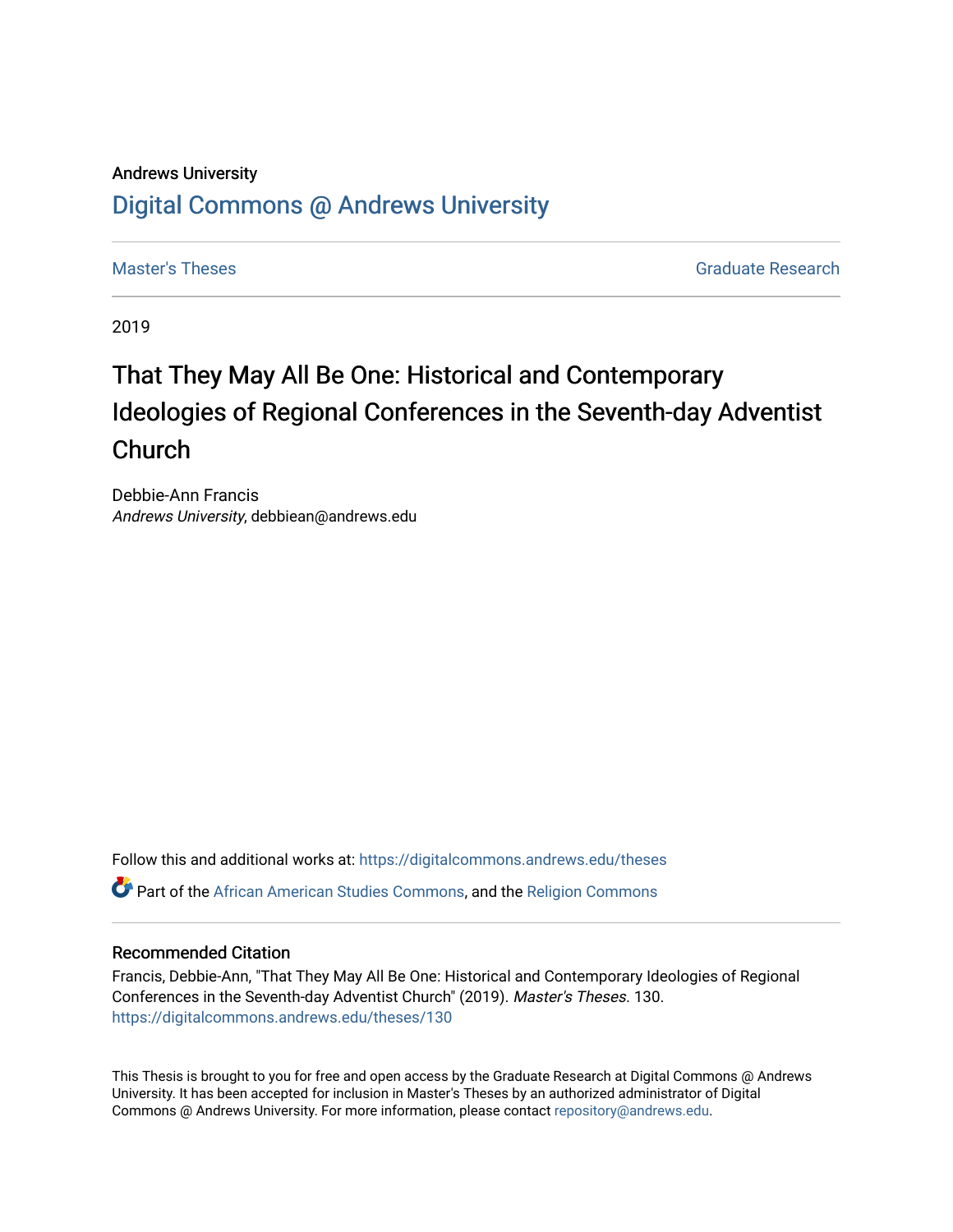Andrews University

# Digital Commons @ Andrews University

Master's Theses | Graduate Research

2019

# That They May All Be One: Historical and Contemporary Ideologies of Regional Conferences in the Seventh-day Adventist Church

Debbie-Ann Francis
*Andrews University*, debbiean@andrews.edu

Follow this and additional works at: https://digitalcommons.andrews.edu/theses

Part of the African American Studies Commons, and the Religion Commons

## Recommended Citation

Francis, Debbie-Ann, "That They May All Be One: Historical and Contemporary Ideologies of Regional Conferences in the Seventh-day Adventist Church" (2019). *Master's Theses*. 130.
https://digitalcommons.andrews.edu/theses/130

This Thesis is brought to you for free and open access by the Graduate Research at Digital Commons @ Andrews University. It has been accepted for inclusion in Master's Theses by an authorized administrator of Digital Commons @ Andrews University. For more information, please contact repository@andrews.edu.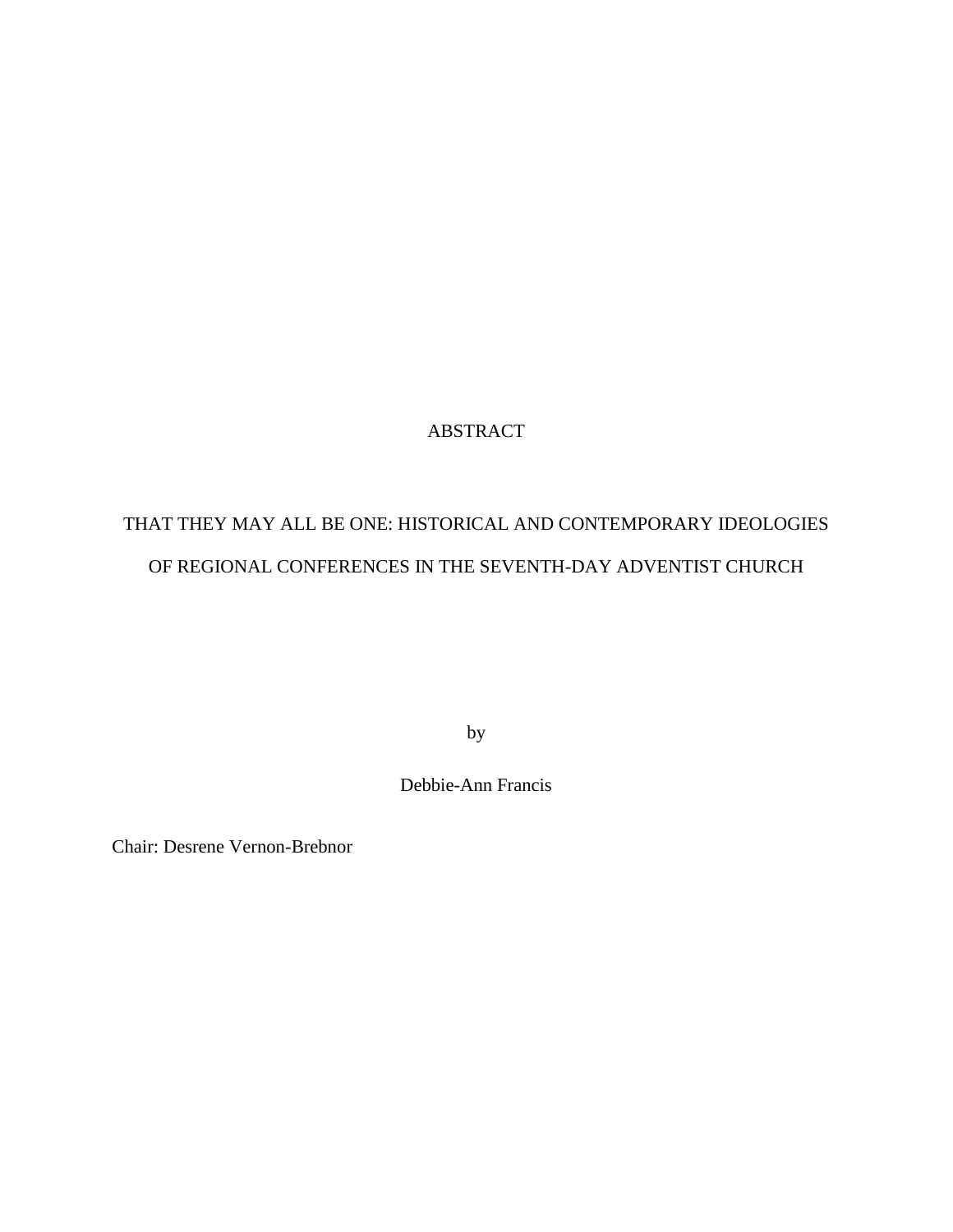# ABSTRACT

## THAT THEY MAY ALL BE ONE: HISTORICAL AND CONTEMPORARY IDEOLOGIES OF REGIONAL CONFERENCES IN THE SEVENTH-DAY ADVENTIST CHURCH

by

Debbie-Ann Francis

Chair: Desrene Vernon-Brebnor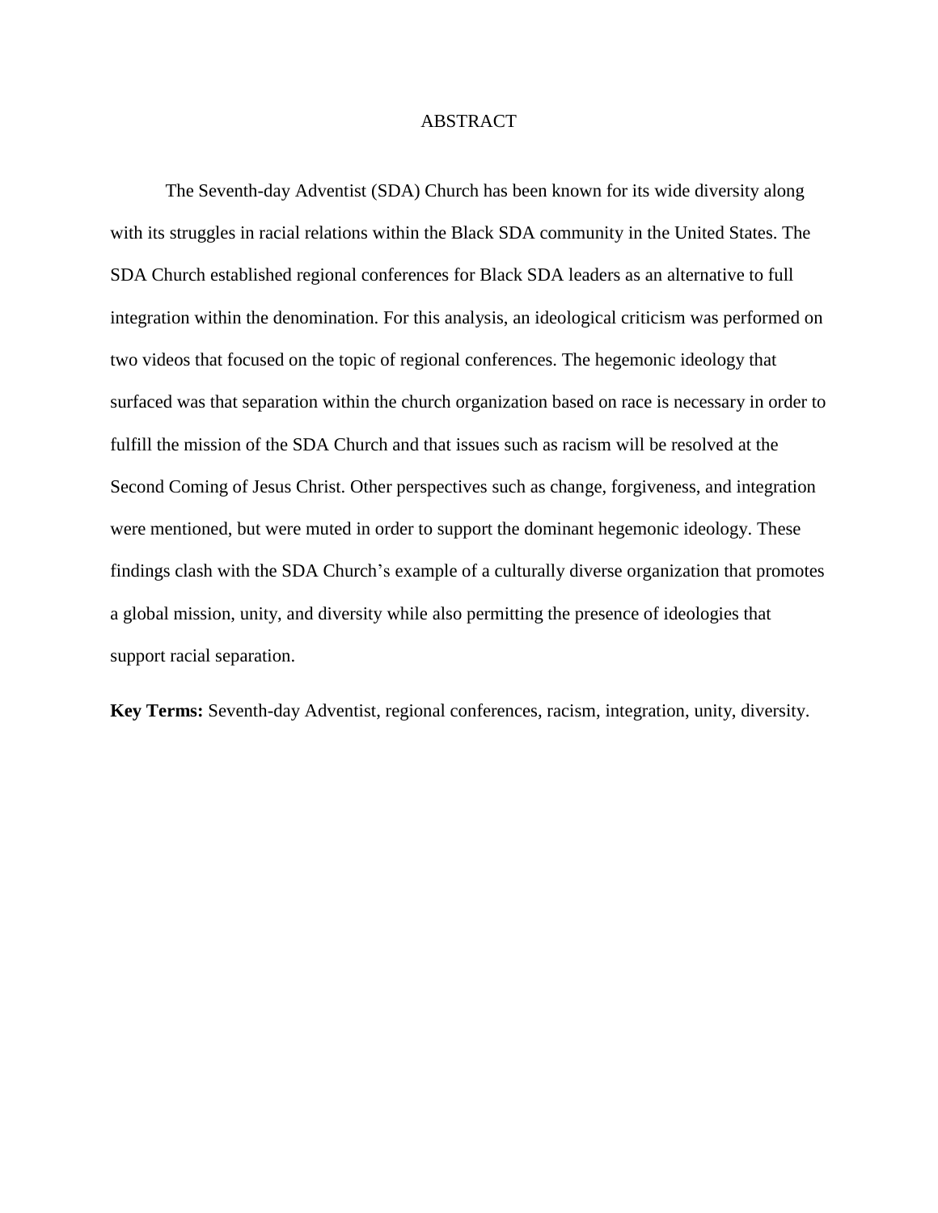# ABSTRACT

The Seventh-day Adventist (SDA) Church has been known for its wide diversity along with its struggles in racial relations within the Black SDA community in the United States. The SDA Church established regional conferences for Black SDA leaders as an alternative to full integration within the denomination. For this analysis, an ideological criticism was performed on two videos that focused on the topic of regional conferences. The hegemonic ideology that surfaced was that separation within the church organization based on race is necessary in order to fulfill the mission of the SDA Church and that issues such as racism will be resolved at the Second Coming of Jesus Christ. Other perspectives such as change, forgiveness, and integration were mentioned, but were muted in order to support the dominant hegemonic ideology. These findings clash with the SDA Church's example of a culturally diverse organization that promotes a global mission, unity, and diversity while also permitting the presence of ideologies that support racial separation.

**Key Terms:** Seventh-day Adventist, regional conferences, racism, integration, unity, diversity.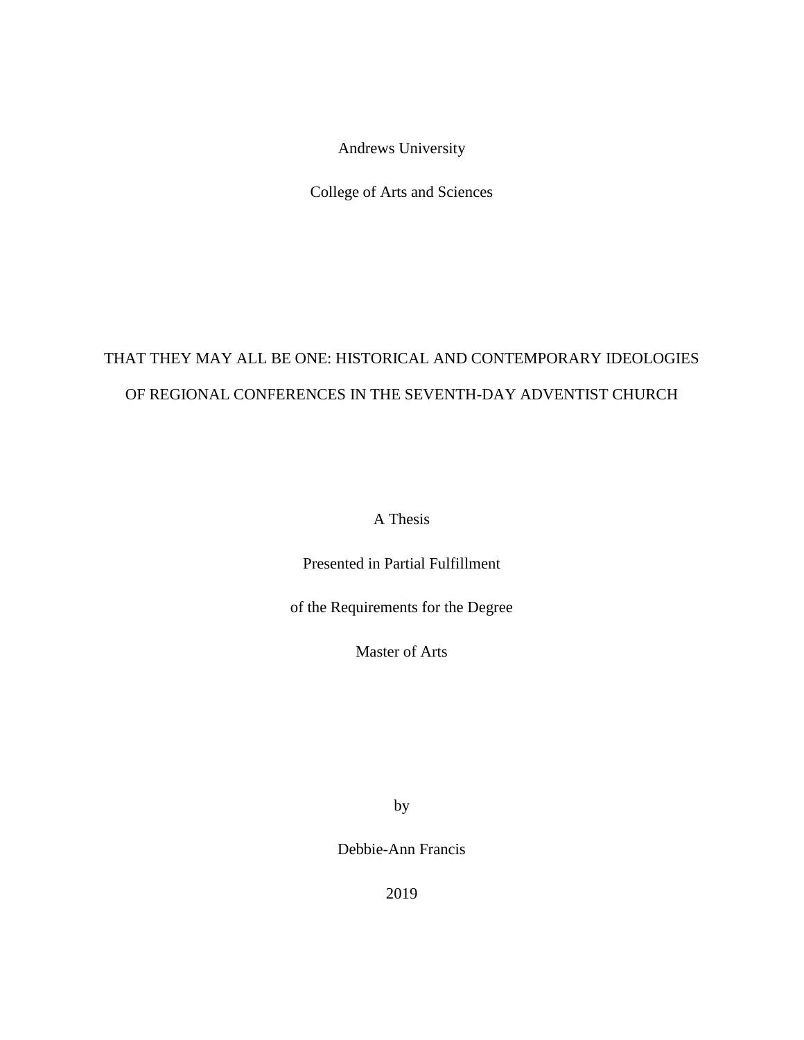Andrews University

College of Arts and Sciences

# THAT THEY MAY ALL BE ONE: HISTORICAL AND CONTEMPORARY IDEOLOGIES OF REGIONAL CONFERENCES IN THE SEVENTH-DAY ADVENTIST CHURCH

A Thesis

Presented in Partial Fulfillment

of the Requirements for the Degree

Master of Arts

by

Debbie-Ann Francis

2019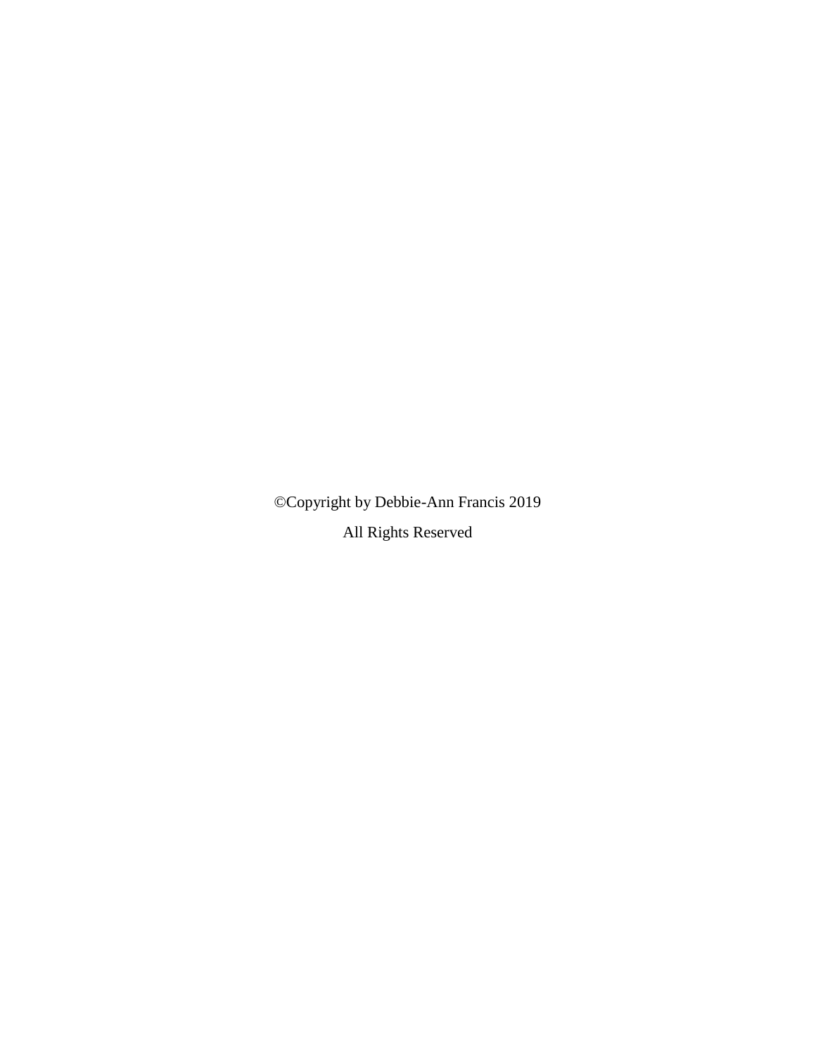©Copyright by Debbie-Ann Francis 2019

All Rights Reserved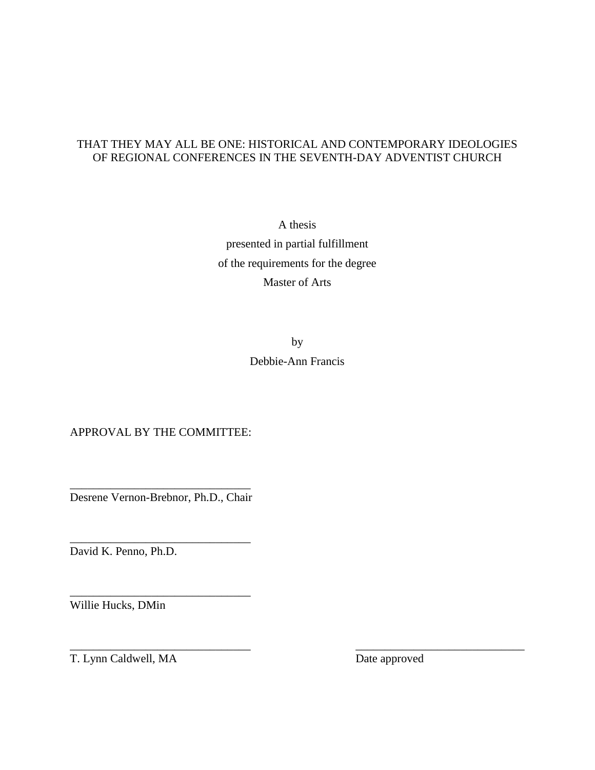THAT THEY MAY ALL BE ONE: HISTORICAL AND CONTEMPORARY IDEOLOGIES OF REGIONAL CONFERENCES IN THE SEVENTH-DAY ADVENTIST CHURCH

A thesis
presented in partial fulfillment
of the requirements for the degree
Master of Arts

by
Debbie-Ann Francis

APPROVAL BY THE COMMITTEE:

_______________________________
Desrene Vernon-Brebnor, Ph.D., Chair

_______________________________
David K. Penno, Ph.D.

_______________________________
Willie Hucks, DMin

_______________________________
T. Lynn Caldwell, MA

_______________________________
Date approved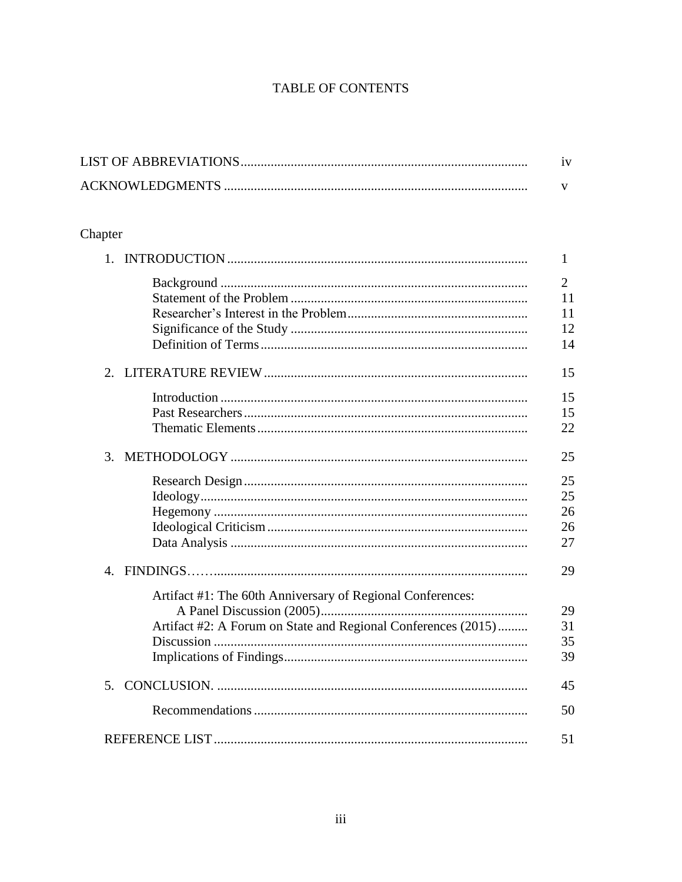# TABLE OF CONTENTS

| | |
|---|---|
| LIST OF ABBREVIATIONS | iv |
| ACKNOWLEDGMENTS | v |

Chapter

| | |
|---|---|
| 1. INTRODUCTION | 1 |
| Background | 2 |
| Statement of the Problem | 11 |
| Researcher's Interest in the Problem | 11 |
| Significance of the Study | 12 |
| Definition of Terms | 14 |
| 2. LITERATURE REVIEW | 15 |
| Introduction | 15 |
| Past Researchers | 15 |
| Thematic Elements | 22 |
| 3. METHODOLOGY | 25 |
| Research Design | 25 |
| Ideology | 25 |
| Hegemony | 26 |
| Ideological Criticism | 26 |
| Data Analysis | 27 |
| 4. FINDINGS | 29 |
| Artifact #1: The 60th Anniversary of Regional Conferences: A Panel Discussion (2005) | 29 |
| Artifact #2: A Forum on State and Regional Conferences (2015) | 31 |
| Discussion | 35 |
| Implications of Findings | 39 |
| 5. CONCLUSION. | 45 |
| Recommendations | 50 |
| REFERENCE LIST | 51 |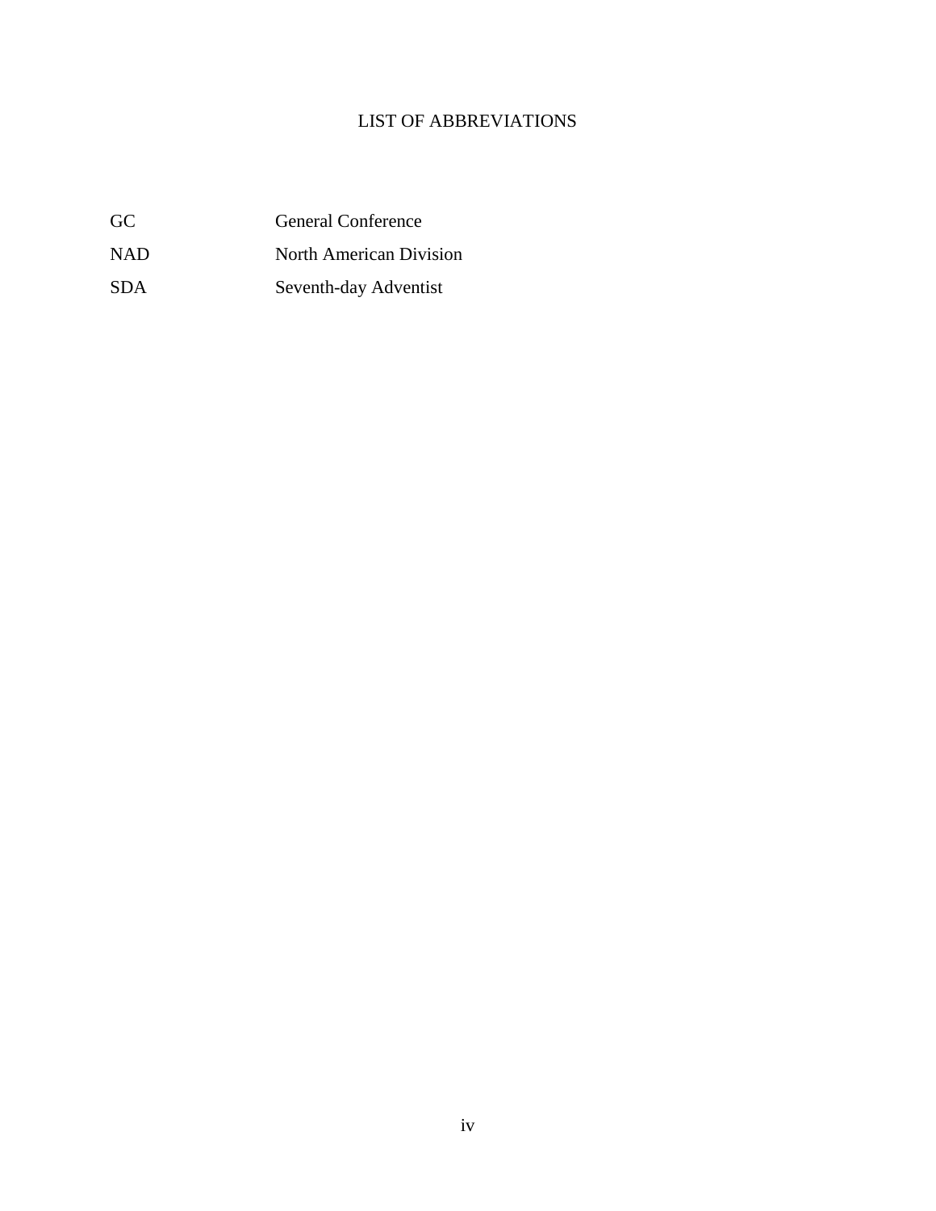# LIST OF ABBREVIATIONS

| | |
|---|---|
| GC | General Conference |
| NAD | North American Division |
| SDA | Seventh-day Adventist |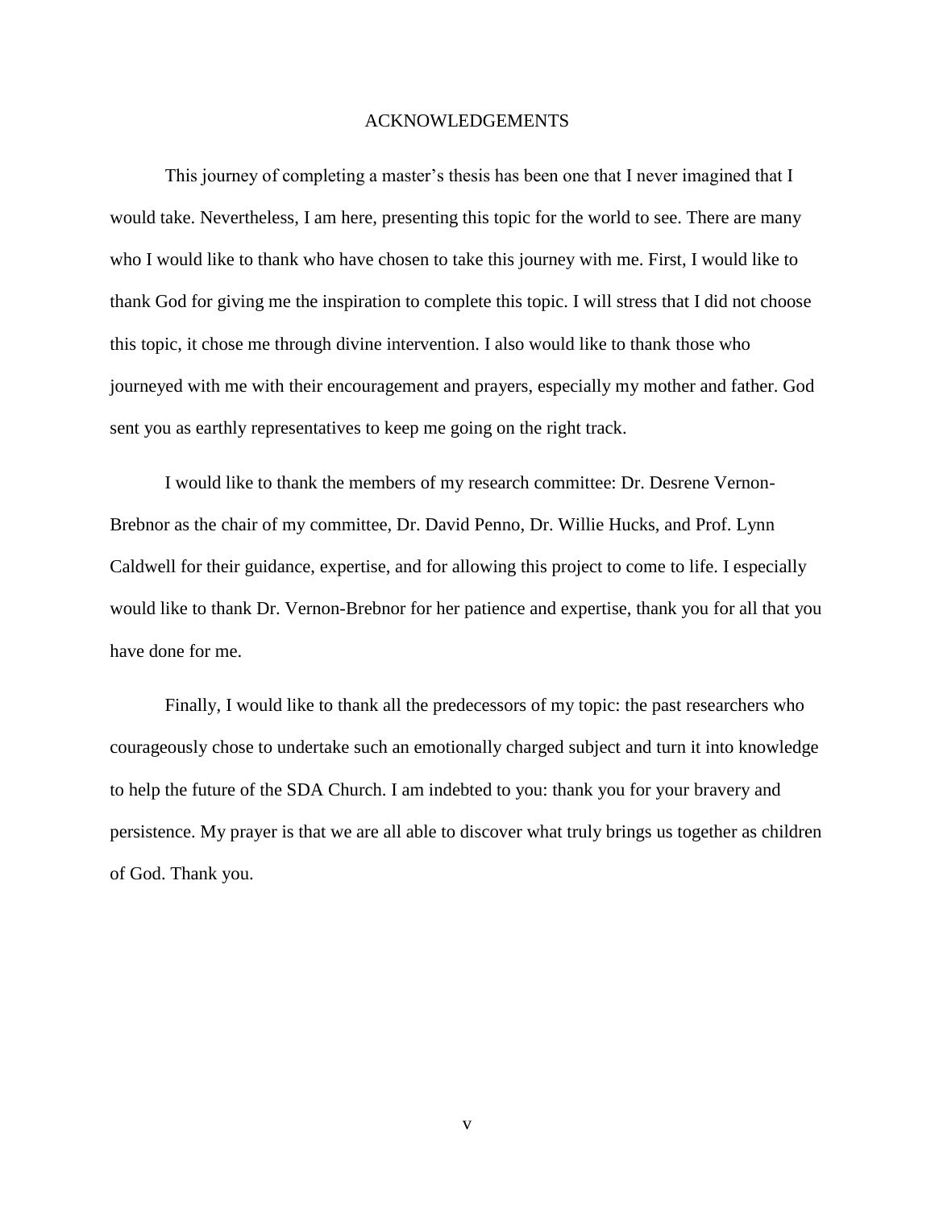# ACKNOWLEDGEMENTS

This journey of completing a master's thesis has been one that I never imagined that I would take. Nevertheless, I am here, presenting this topic for the world to see. There are many who I would like to thank who have chosen to take this journey with me. First, I would like to thank God for giving me the inspiration to complete this topic. I will stress that I did not choose this topic, it chose me through divine intervention. I also would like to thank those who journeyed with me with their encouragement and prayers, especially my mother and father. God sent you as earthly representatives to keep me going on the right track.

I would like to thank the members of my research committee: Dr. Desrene Vernon-Brebnor as the chair of my committee, Dr. David Penno, Dr. Willie Hucks, and Prof. Lynn Caldwell for their guidance, expertise, and for allowing this project to come to life. I especially would like to thank Dr. Vernon-Brebnor for her patience and expertise, thank you for all that you have done for me.

Finally, I would like to thank all the predecessors of my topic: the past researchers who courageously chose to undertake such an emotionally charged subject and turn it into knowledge to help the future of the SDA Church. I am indebted to you: thank you for your bravery and persistence. My prayer is that we are all able to discover what truly brings us together as children of God. Thank you.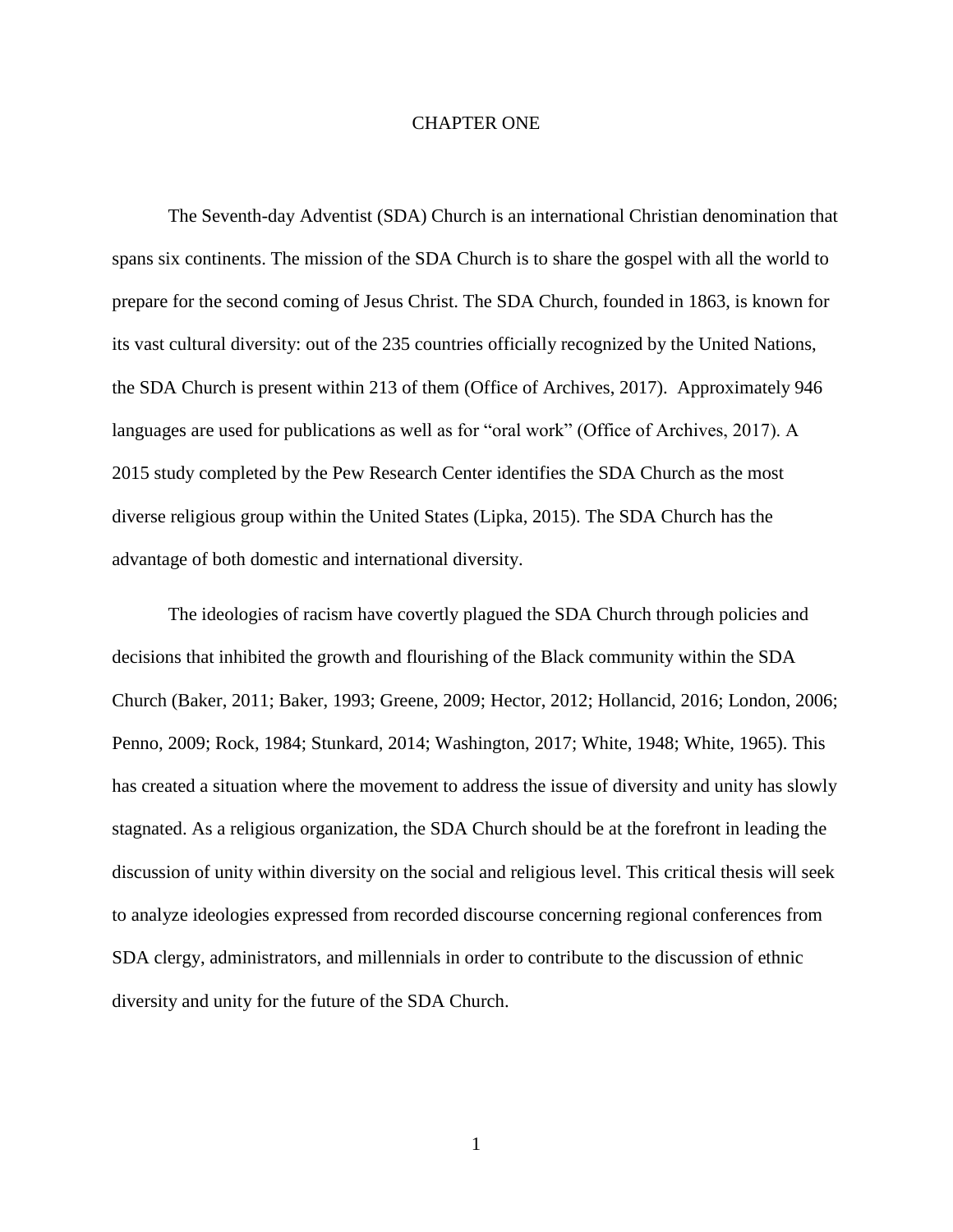# CHAPTER ONE

The Seventh-day Adventist (SDA) Church is an international Christian denomination that spans six continents. The mission of the SDA Church is to share the gospel with all the world to prepare for the second coming of Jesus Christ. The SDA Church, founded in 1863, is known for its vast cultural diversity: out of the 235 countries officially recognized by the United Nations, the SDA Church is present within 213 of them (Office of Archives, 2017). Approximately 946 languages are used for publications as well as for "oral work" (Office of Archives, 2017). A 2015 study completed by the Pew Research Center identifies the SDA Church as the most diverse religious group within the United States (Lipka, 2015). The SDA Church has the advantage of both domestic and international diversity.

The ideologies of racism have covertly plagued the SDA Church through policies and decisions that inhibited the growth and flourishing of the Black community within the SDA Church (Baker, 2011; Baker, 1993; Greene, 2009; Hector, 2012; Hollancid, 2016; London, 2006; Penno, 2009; Rock, 1984; Stunkard, 2014; Washington, 2017; White, 1948; White, 1965). This has created a situation where the movement to address the issue of diversity and unity has slowly stagnated. As a religious organization, the SDA Church should be at the forefront in leading the discussion of unity within diversity on the social and religious level. This critical thesis will seek to analyze ideologies expressed from recorded discourse concerning regional conferences from SDA clergy, administrators, and millennials in order to contribute to the discussion of ethnic diversity and unity for the future of the SDA Church.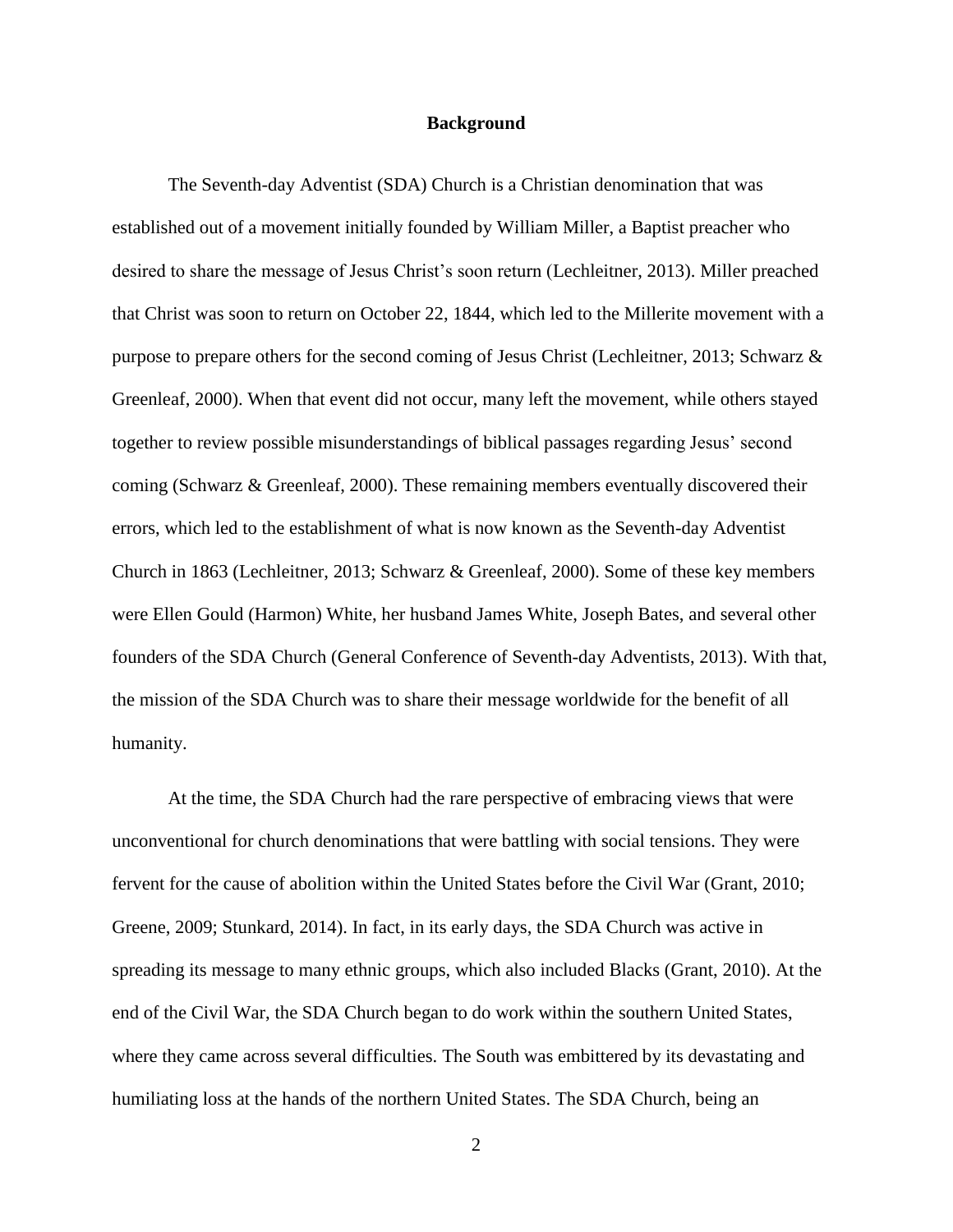## Background

The Seventh-day Adventist (SDA) Church is a Christian denomination that was established out of a movement initially founded by William Miller, a Baptist preacher who desired to share the message of Jesus Christ's soon return (Lechleitner, 2013). Miller preached that Christ was soon to return on October 22, 1844, which led to the Millerite movement with a purpose to prepare others for the second coming of Jesus Christ (Lechleitner, 2013; Schwarz & Greenleaf, 2000). When that event did not occur, many left the movement, while others stayed together to review possible misunderstandings of biblical passages regarding Jesus' second coming (Schwarz & Greenleaf, 2000). These remaining members eventually discovered their errors, which led to the establishment of what is now known as the Seventh-day Adventist Church in 1863 (Lechleitner, 2013; Schwarz & Greenleaf, 2000). Some of these key members were Ellen Gould (Harmon) White, her husband James White, Joseph Bates, and several other founders of the SDA Church (General Conference of Seventh-day Adventists, 2013). With that, the mission of the SDA Church was to share their message worldwide for the benefit of all humanity.

At the time, the SDA Church had the rare perspective of embracing views that were unconventional for church denominations that were battling with social tensions. They were fervent for the cause of abolition within the United States before the Civil War (Grant, 2010; Greene, 2009; Stunkard, 2014). In fact, in its early days, the SDA Church was active in spreading its message to many ethnic groups, which also included Blacks (Grant, 2010). At the end of the Civil War, the SDA Church began to do work within the southern United States, where they came across several difficulties. The South was embittered by its devastating and humiliating loss at the hands of the northern United States. The SDA Church, being an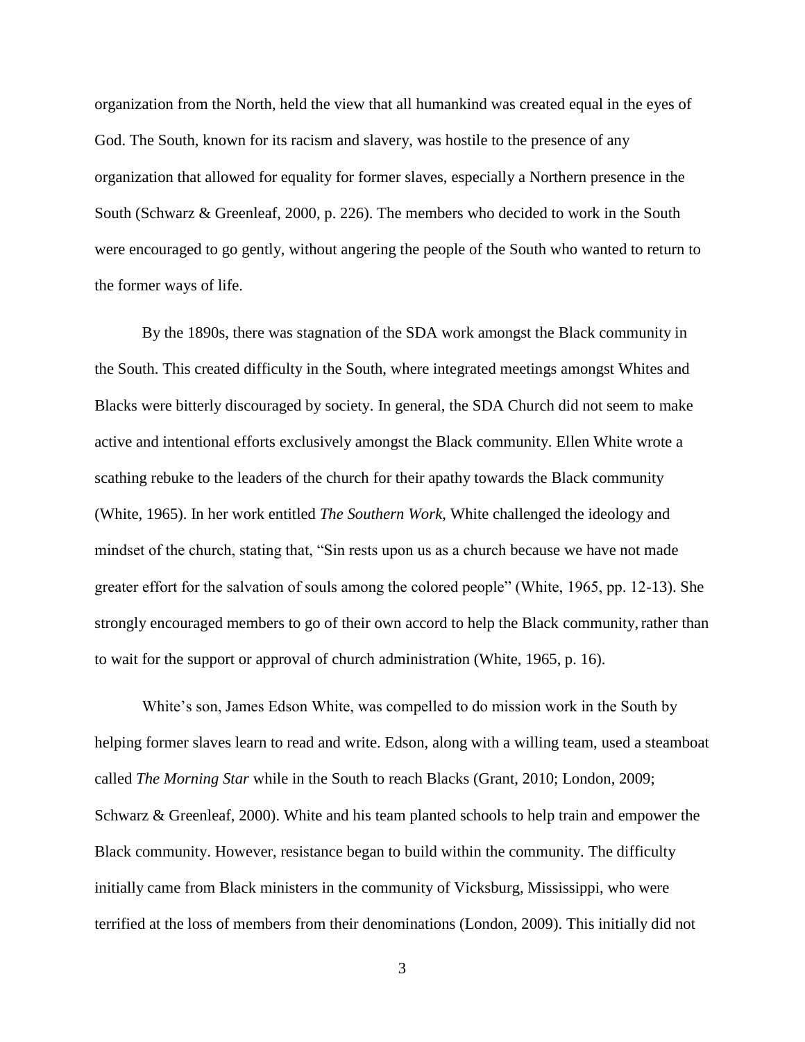organization from the North, held the view that all humankind was created equal in the eyes of God. The South, known for its racism and slavery, was hostile to the presence of any organization that allowed for equality for former slaves, especially a Northern presence in the South (Schwarz & Greenleaf, 2000, p. 226). The members who decided to work in the South were encouraged to go gently, without angering the people of the South who wanted to return to the former ways of life.

By the 1890s, there was stagnation of the SDA work amongst the Black community in the South. This created difficulty in the South, where integrated meetings amongst Whites and Blacks were bitterly discouraged by society. In general, the SDA Church did not seem to make active and intentional efforts exclusively amongst the Black community. Ellen White wrote a scathing rebuke to the leaders of the church for their apathy towards the Black community (White, 1965). In her work entitled *The Southern Work*, White challenged the ideology and mindset of the church, stating that, "Sin rests upon us as a church because we have not made greater effort for the salvation of souls among the colored people" (White, 1965, pp. 12-13). She strongly encouraged members to go of their own accord to help the Black community, rather than to wait for the support or approval of church administration (White, 1965, p. 16).

White's son, James Edson White, was compelled to do mission work in the South by helping former slaves learn to read and write. Edson, along with a willing team, used a steamboat called *The Morning Star* while in the South to reach Blacks (Grant, 2010; London, 2009; Schwarz & Greenleaf, 2000). White and his team planted schools to help train and empower the Black community. However, resistance began to build within the community. The difficulty initially came from Black ministers in the community of Vicksburg, Mississippi, who were terrified at the loss of members from their denominations (London, 2009). This initially did not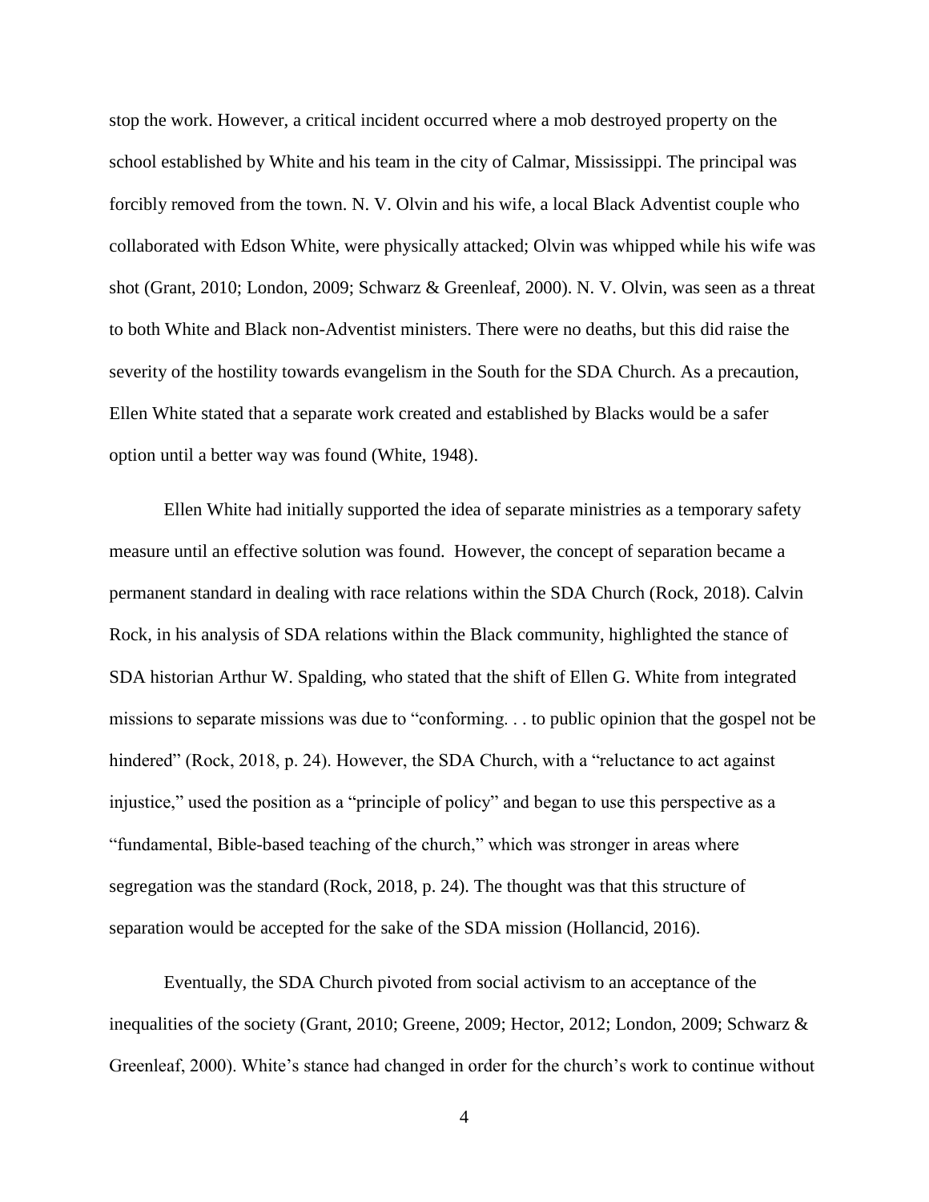stop the work. However, a critical incident occurred where a mob destroyed property on the school established by White and his team in the city of Calmar, Mississippi. The principal was forcibly removed from the town. N. V. Olvin and his wife, a local Black Adventist couple who collaborated with Edson White, were physically attacked; Olvin was whipped while his wife was shot (Grant, 2010; London, 2009; Schwarz & Greenleaf, 2000). N. V. Olvin, was seen as a threat to both White and Black non-Adventist ministers. There were no deaths, but this did raise the severity of the hostility towards evangelism in the South for the SDA Church. As a precaution, Ellen White stated that a separate work created and established by Blacks would be a safer option until a better way was found (White, 1948).

Ellen White had initially supported the idea of separate ministries as a temporary safety measure until an effective solution was found. However, the concept of separation became a permanent standard in dealing with race relations within the SDA Church (Rock, 2018). Calvin Rock, in his analysis of SDA relations within the Black community, highlighted the stance of SDA historian Arthur W. Spalding, who stated that the shift of Ellen G. White from integrated missions to separate missions was due to "conforming. . . to public opinion that the gospel not be hindered" (Rock, 2018, p. 24). However, the SDA Church, with a "reluctance to act against injustice," used the position as a "principle of policy" and began to use this perspective as a "fundamental, Bible-based teaching of the church," which was stronger in areas where segregation was the standard (Rock, 2018, p. 24). The thought was that this structure of separation would be accepted for the sake of the SDA mission (Hollancid, 2016).

Eventually, the SDA Church pivoted from social activism to an acceptance of the inequalities of the society (Grant, 2010; Greene, 2009; Hector, 2012; London, 2009; Schwarz & Greenleaf, 2000). White's stance had changed in order for the church's work to continue without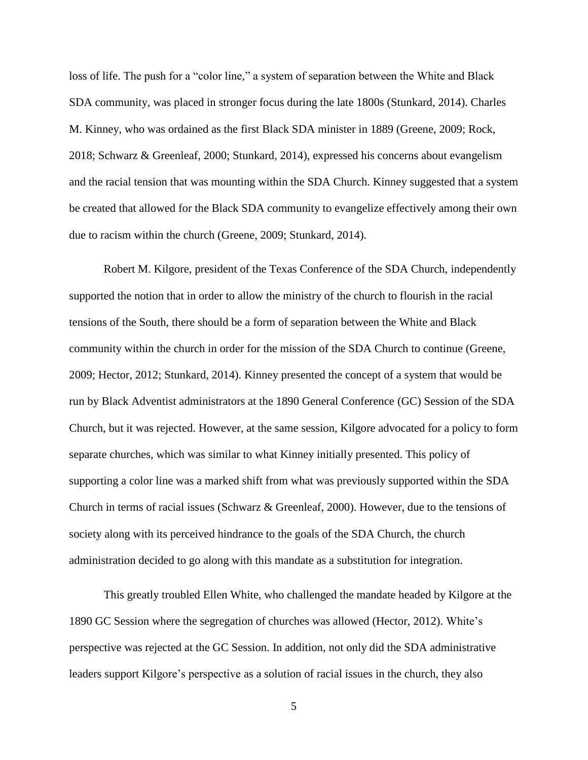loss of life. The push for a "color line," a system of separation between the White and Black SDA community, was placed in stronger focus during the late 1800s (Stunkard, 2014). Charles M. Kinney, who was ordained as the first Black SDA minister in 1889 (Greene, 2009; Rock, 2018; Schwarz & Greenleaf, 2000; Stunkard, 2014), expressed his concerns about evangelism and the racial tension that was mounting within the SDA Church. Kinney suggested that a system be created that allowed for the Black SDA community to evangelize effectively among their own due to racism within the church (Greene, 2009; Stunkard, 2014).

Robert M. Kilgore, president of the Texas Conference of the SDA Church, independently supported the notion that in order to allow the ministry of the church to flourish in the racial tensions of the South, there should be a form of separation between the White and Black community within the church in order for the mission of the SDA Church to continue (Greene, 2009; Hector, 2012; Stunkard, 2014). Kinney presented the concept of a system that would be run by Black Adventist administrators at the 1890 General Conference (GC) Session of the SDA Church, but it was rejected. However, at the same session, Kilgore advocated for a policy to form separate churches, which was similar to what Kinney initially presented. This policy of supporting a color line was a marked shift from what was previously supported within the SDA Church in terms of racial issues (Schwarz & Greenleaf, 2000). However, due to the tensions of society along with its perceived hindrance to the goals of the SDA Church, the church administration decided to go along with this mandate as a substitution for integration.

This greatly troubled Ellen White, who challenged the mandate headed by Kilgore at the 1890 GC Session where the segregation of churches was allowed (Hector, 2012). White's perspective was rejected at the GC Session. In addition, not only did the SDA administrative leaders support Kilgore's perspective as a solution of racial issues in the church, they also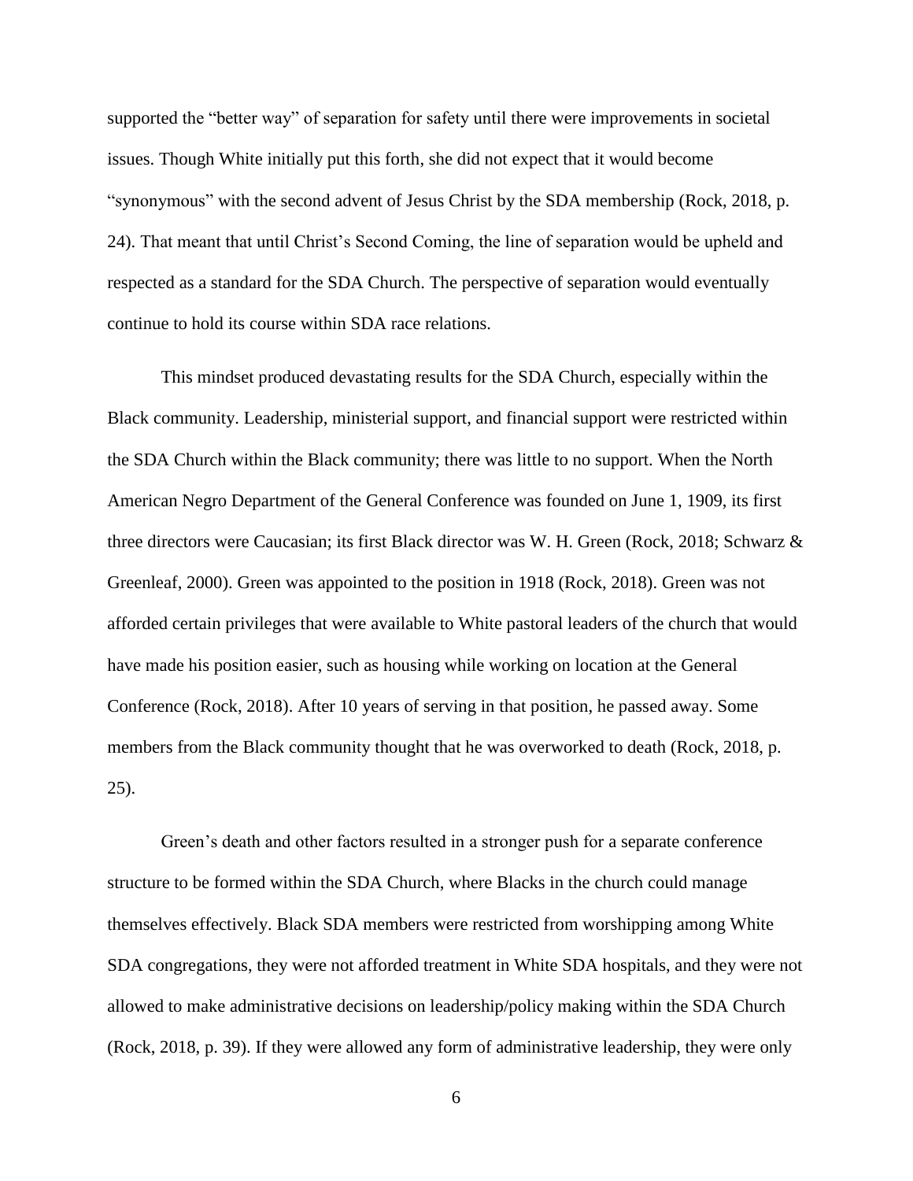supported the "better way" of separation for safety until there were improvements in societal issues. Though White initially put this forth, she did not expect that it would become "synonymous" with the second advent of Jesus Christ by the SDA membership (Rock, 2018, p. 24). That meant that until Christ's Second Coming, the line of separation would be upheld and respected as a standard for the SDA Church. The perspective of separation would eventually continue to hold its course within SDA race relations.

This mindset produced devastating results for the SDA Church, especially within the Black community. Leadership, ministerial support, and financial support were restricted within the SDA Church within the Black community; there was little to no support. When the North American Negro Department of the General Conference was founded on June 1, 1909, its first three directors were Caucasian; its first Black director was W. H. Green (Rock, 2018; Schwarz & Greenleaf, 2000). Green was appointed to the position in 1918 (Rock, 2018). Green was not afforded certain privileges that were available to White pastoral leaders of the church that would have made his position easier, such as housing while working on location at the General Conference (Rock, 2018). After 10 years of serving in that position, he passed away. Some members from the Black community thought that he was overworked to death (Rock, 2018, p. 25).

Green's death and other factors resulted in a stronger push for a separate conference structure to be formed within the SDA Church, where Blacks in the church could manage themselves effectively. Black SDA members were restricted from worshipping among White SDA congregations, they were not afforded treatment in White SDA hospitals, and they were not allowed to make administrative decisions on leadership/policy making within the SDA Church (Rock, 2018, p. 39). If they were allowed any form of administrative leadership, they were only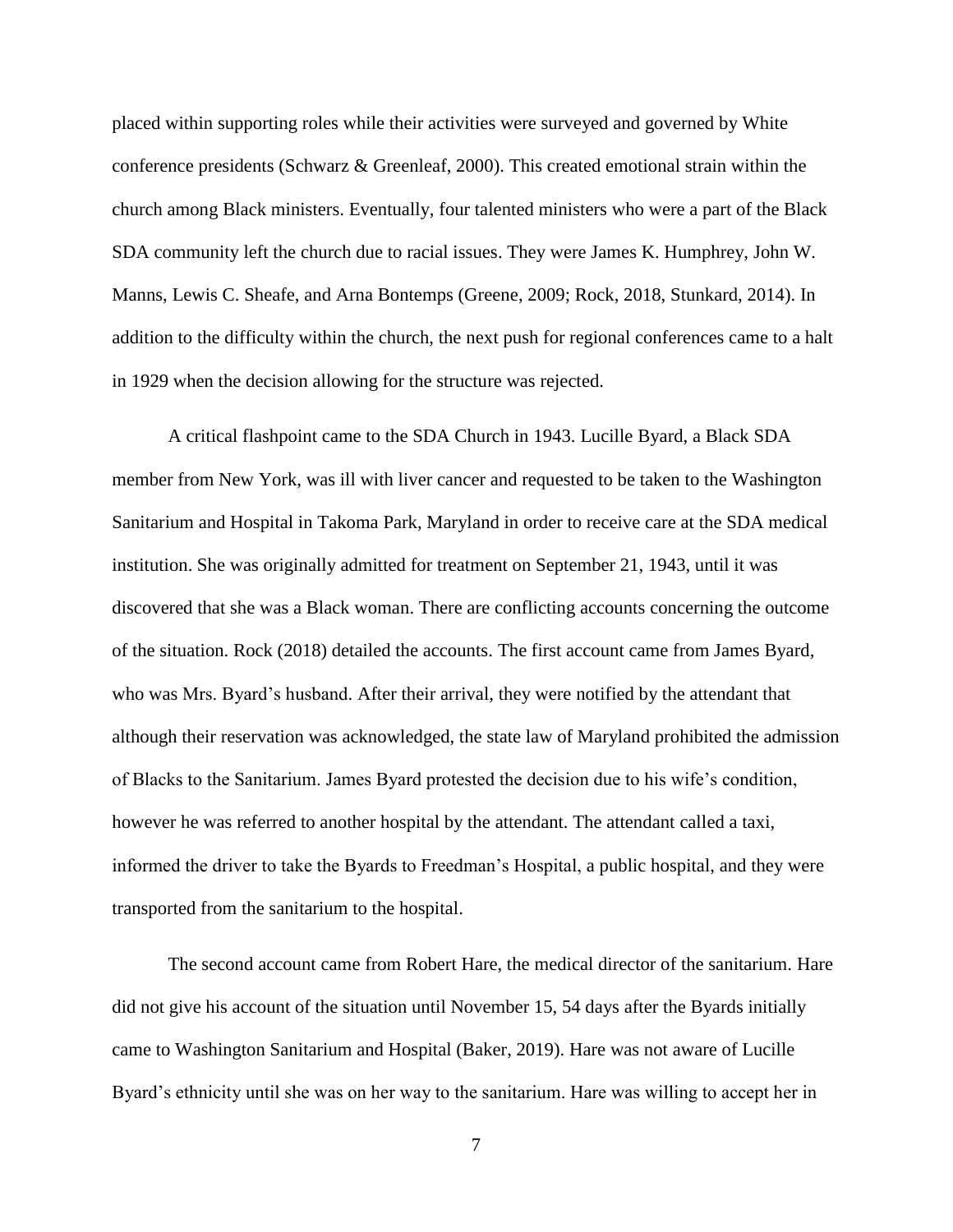placed within supporting roles while their activities were surveyed and governed by White conference presidents (Schwarz & Greenleaf, 2000). This created emotional strain within the church among Black ministers. Eventually, four talented ministers who were a part of the Black SDA community left the church due to racial issues. They were James K. Humphrey, John W. Manns, Lewis C. Sheafe, and Arna Bontemps (Greene, 2009; Rock, 2018, Stunkard, 2014). In addition to the difficulty within the church, the next push for regional conferences came to a halt in 1929 when the decision allowing for the structure was rejected.

A critical flashpoint came to the SDA Church in 1943. Lucille Byard, a Black SDA member from New York, was ill with liver cancer and requested to be taken to the Washington Sanitarium and Hospital in Takoma Park, Maryland in order to receive care at the SDA medical institution. She was originally admitted for treatment on September 21, 1943, until it was discovered that she was a Black woman. There are conflicting accounts concerning the outcome of the situation. Rock (2018) detailed the accounts. The first account came from James Byard, who was Mrs. Byard's husband. After their arrival, they were notified by the attendant that although their reservation was acknowledged, the state law of Maryland prohibited the admission of Blacks to the Sanitarium. James Byard protested the decision due to his wife's condition, however he was referred to another hospital by the attendant. The attendant called a taxi, informed the driver to take the Byards to Freedman's Hospital, a public hospital, and they were transported from the sanitarium to the hospital.

The second account came from Robert Hare, the medical director of the sanitarium. Hare did not give his account of the situation until November 15, 54 days after the Byards initially came to Washington Sanitarium and Hospital (Baker, 2019). Hare was not aware of Lucille Byard's ethnicity until she was on her way to the sanitarium. Hare was willing to accept her in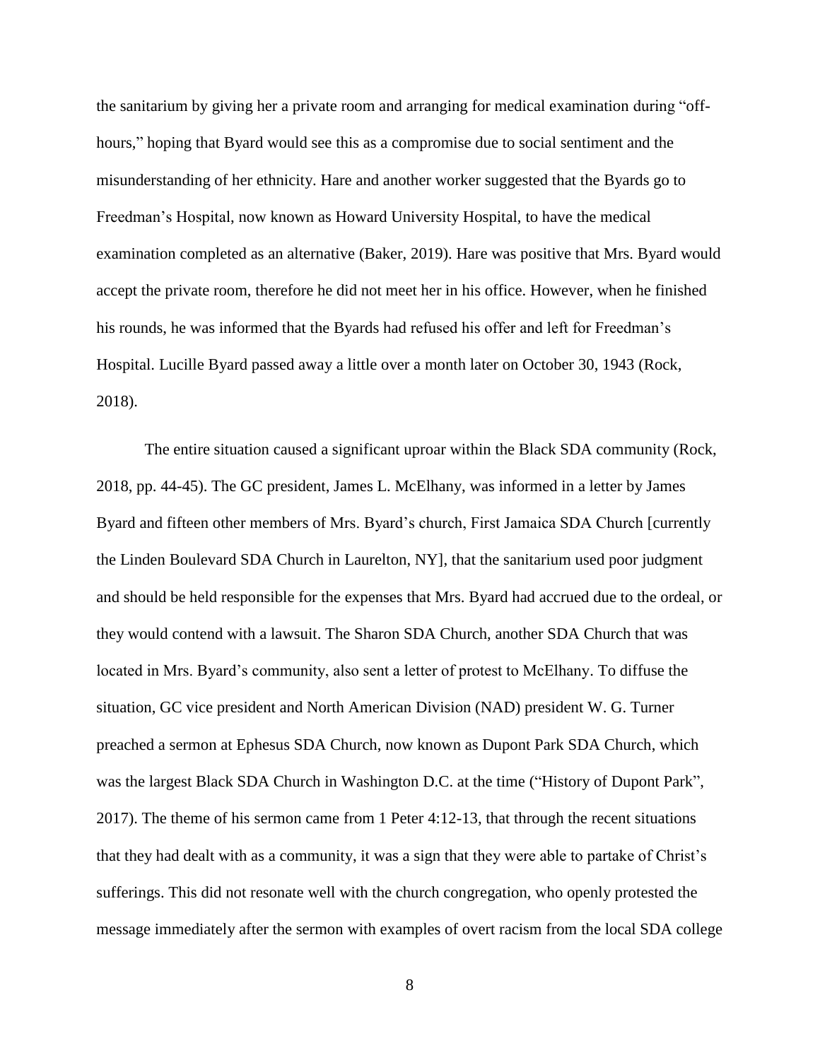the sanitarium by giving her a private room and arranging for medical examination during "off-hours," hoping that Byard would see this as a compromise due to social sentiment and the misunderstanding of her ethnicity. Hare and another worker suggested that the Byards go to Freedman's Hospital, now known as Howard University Hospital, to have the medical examination completed as an alternative (Baker, 2019). Hare was positive that Mrs. Byard would accept the private room, therefore he did not meet her in his office. However, when he finished his rounds, he was informed that the Byards had refused his offer and left for Freedman's Hospital. Lucille Byard passed away a little over a month later on October 30, 1943 (Rock, 2018).

The entire situation caused a significant uproar within the Black SDA community (Rock, 2018, pp. 44-45). The GC president, James L. McElhany, was informed in a letter by James Byard and fifteen other members of Mrs. Byard's church, First Jamaica SDA Church [currently the Linden Boulevard SDA Church in Laurelton, NY], that the sanitarium used poor judgment and should be held responsible for the expenses that Mrs. Byard had accrued due to the ordeal, or they would contend with a lawsuit. The Sharon SDA Church, another SDA Church that was located in Mrs. Byard's community, also sent a letter of protest to McElhany. To diffuse the situation, GC vice president and North American Division (NAD) president W. G. Turner preached a sermon at Ephesus SDA Church, now known as Dupont Park SDA Church, which was the largest Black SDA Church in Washington D.C. at the time ("History of Dupont Park", 2017). The theme of his sermon came from 1 Peter 4:12-13, that through the recent situations that they had dealt with as a community, it was a sign that they were able to partake of Christ's sufferings. This did not resonate well with the church congregation, who openly protested the message immediately after the sermon with examples of overt racism from the local SDA college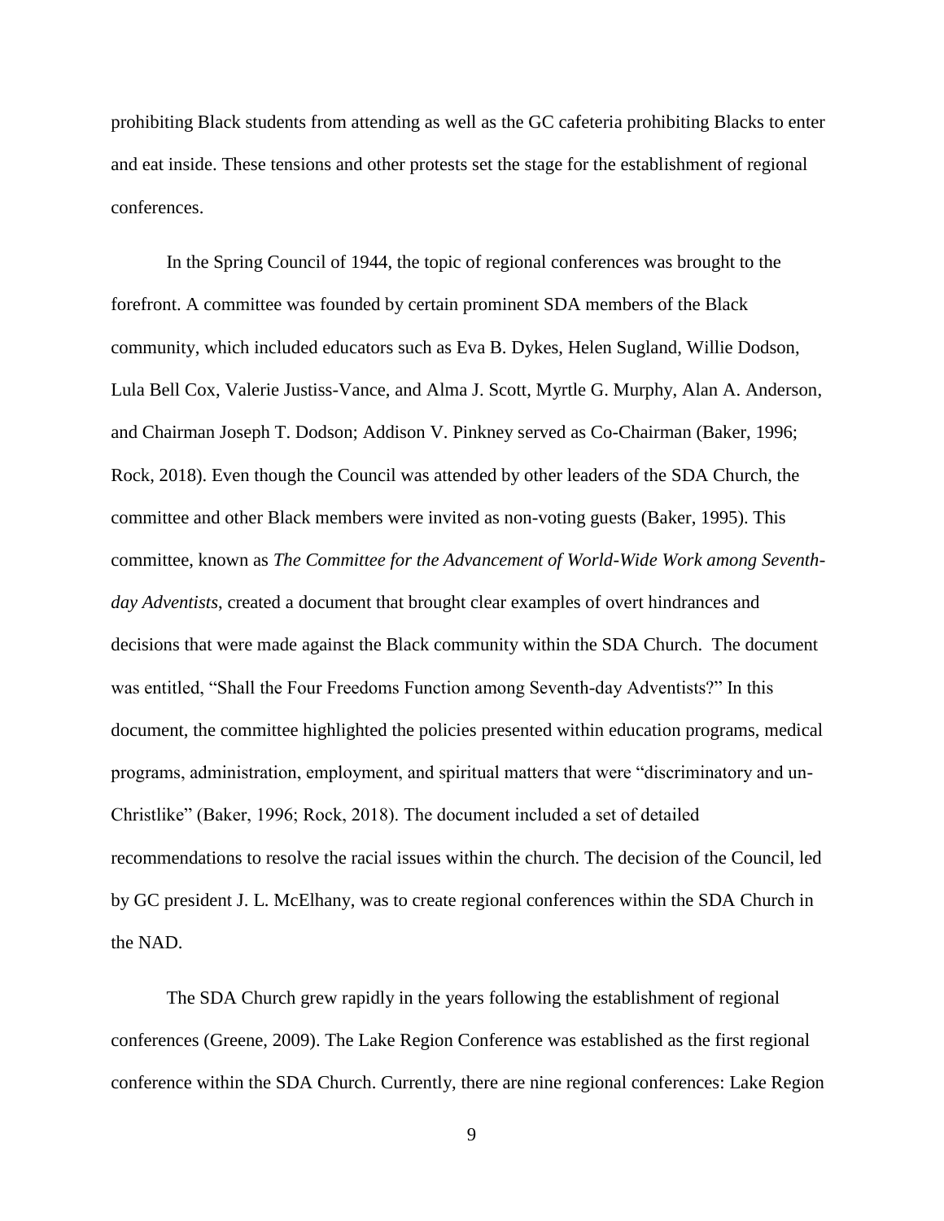prohibiting Black students from attending as well as the GC cafeteria prohibiting Blacks to enter and eat inside. These tensions and other protests set the stage for the establishment of regional conferences.

In the Spring Council of 1944, the topic of regional conferences was brought to the forefront. A committee was founded by certain prominent SDA members of the Black community, which included educators such as Eva B. Dykes, Helen Sugland, Willie Dodson, Lula Bell Cox, Valerie Justiss-Vance, and Alma J. Scott, Myrtle G. Murphy, Alan A. Anderson, and Chairman Joseph T. Dodson; Addison V. Pinkney served as Co-Chairman (Baker, 1996; Rock, 2018). Even though the Council was attended by other leaders of the SDA Church, the committee and other Black members were invited as non-voting guests (Baker, 1995). This committee, known as *The Committee for the Advancement of World-Wide Work among Seventh-day Adventists*, created a document that brought clear examples of overt hindrances and decisions that were made against the Black community within the SDA Church. The document was entitled, "Shall the Four Freedoms Function among Seventh-day Adventists?" In this document, the committee highlighted the policies presented within education programs, medical programs, administration, employment, and spiritual matters that were "discriminatory and un-Christlike" (Baker, 1996; Rock, 2018). The document included a set of detailed recommendations to resolve the racial issues within the church. The decision of the Council, led by GC president J. L. McElhany, was to create regional conferences within the SDA Church in the NAD.

The SDA Church grew rapidly in the years following the establishment of regional conferences (Greene, 2009). The Lake Region Conference was established as the first regional conference within the SDA Church. Currently, there are nine regional conferences: Lake Region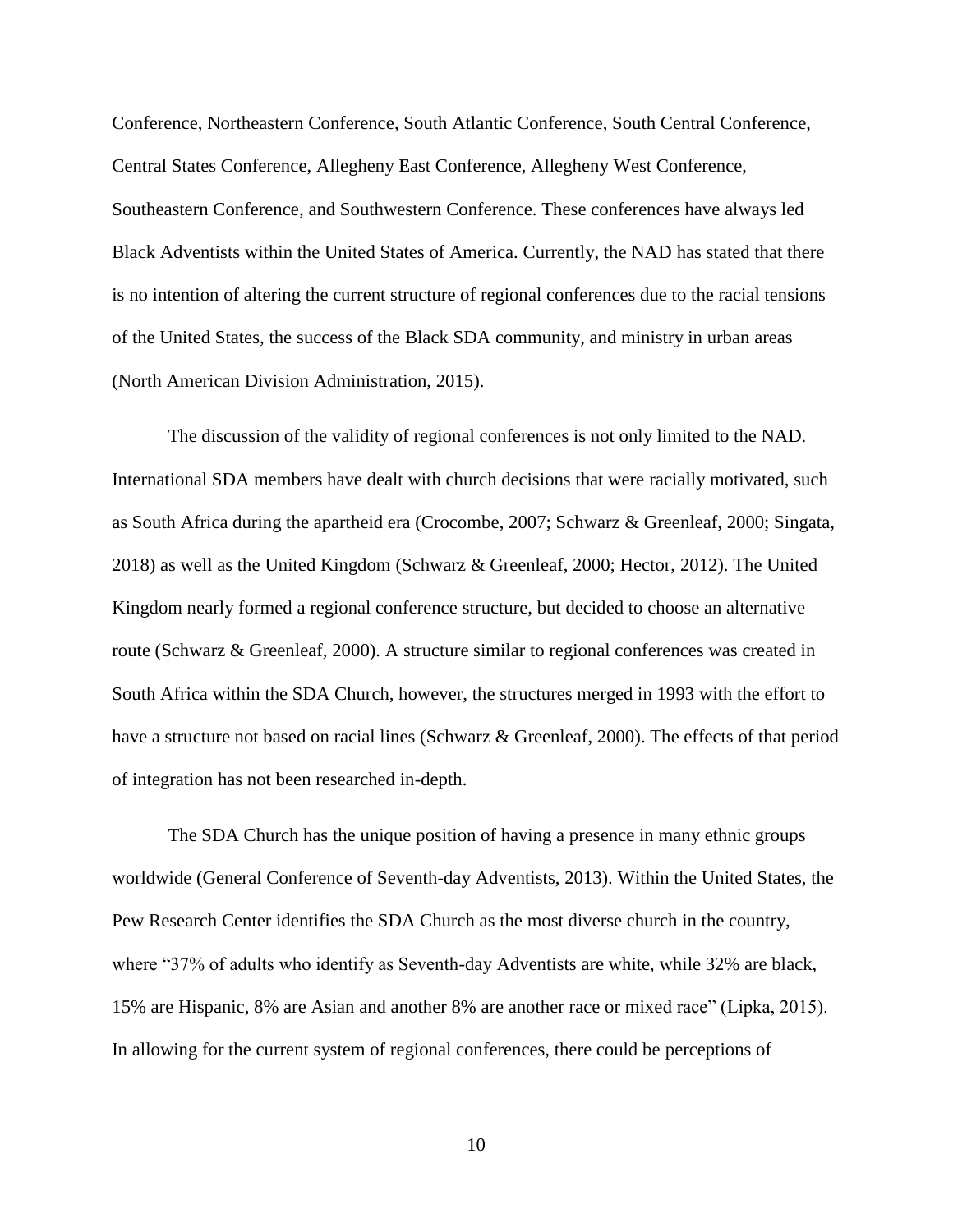Conference, Northeastern Conference, South Atlantic Conference, South Central Conference, Central States Conference, Allegheny East Conference, Allegheny West Conference, Southeastern Conference, and Southwestern Conference. These conferences have always led Black Adventists within the United States of America. Currently, the NAD has stated that there is no intention of altering the current structure of regional conferences due to the racial tensions of the United States, the success of the Black SDA community, and ministry in urban areas (North American Division Administration, 2015).

The discussion of the validity of regional conferences is not only limited to the NAD. International SDA members have dealt with church decisions that were racially motivated, such as South Africa during the apartheid era (Crocombe, 2007; Schwarz & Greenleaf, 2000; Singata, 2018) as well as the United Kingdom (Schwarz & Greenleaf, 2000; Hector, 2012). The United Kingdom nearly formed a regional conference structure, but decided to choose an alternative route (Schwarz & Greenleaf, 2000). A structure similar to regional conferences was created in South Africa within the SDA Church, however, the structures merged in 1993 with the effort to have a structure not based on racial lines (Schwarz & Greenleaf, 2000). The effects of that period of integration has not been researched in-depth.

The SDA Church has the unique position of having a presence in many ethnic groups worldwide (General Conference of Seventh-day Adventists, 2013). Within the United States, the Pew Research Center identifies the SDA Church as the most diverse church in the country, where "37% of adults who identify as Seventh-day Adventists are white, while 32% are black, 15% are Hispanic, 8% are Asian and another 8% are another race or mixed race" (Lipka, 2015). In allowing for the current system of regional conferences, there could be perceptions of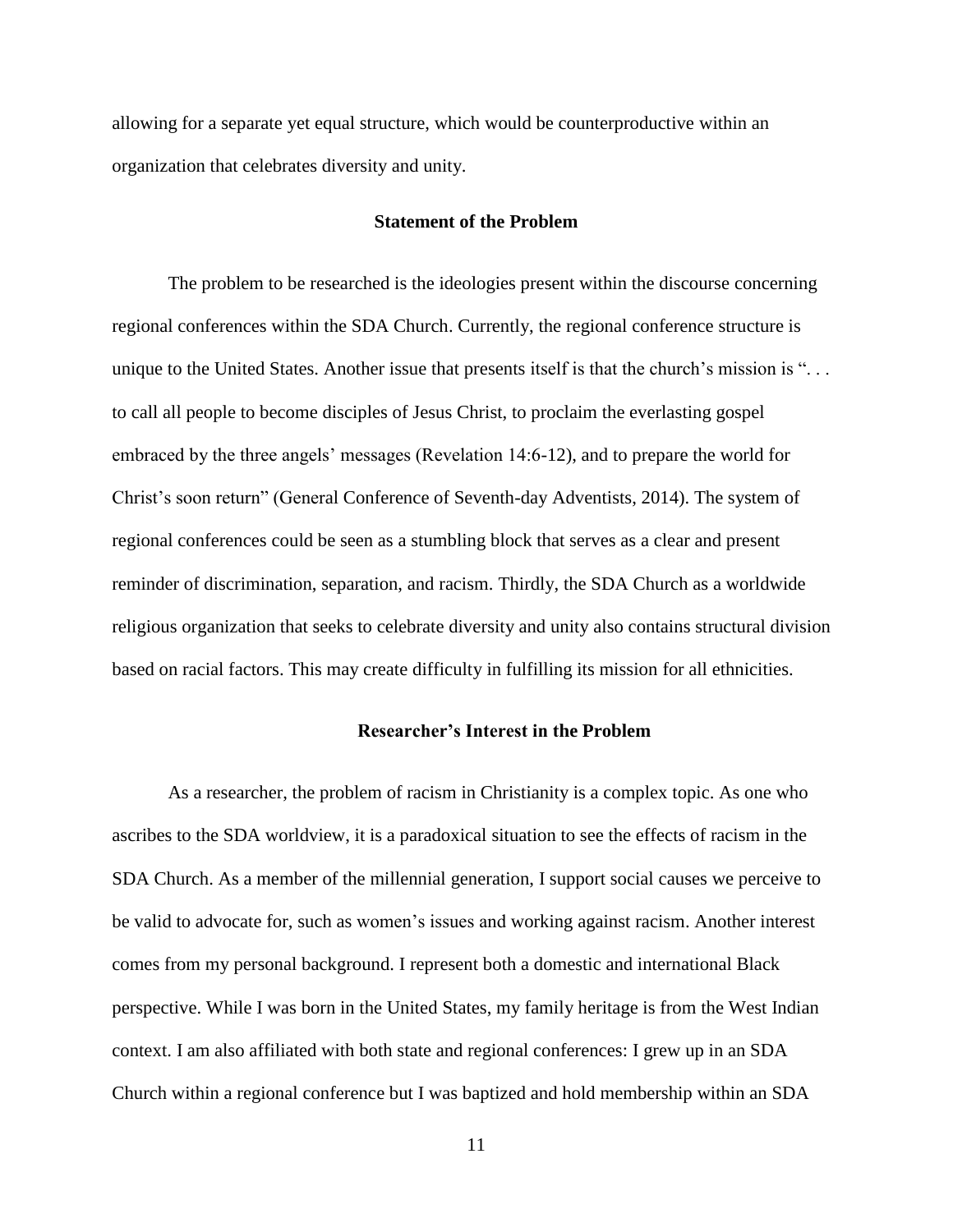allowing for a separate yet equal structure, which would be counterproductive within an organization that celebrates diversity and unity.

## Statement of the Problem

The problem to be researched is the ideologies present within the discourse concerning regional conferences within the SDA Church. Currently, the regional conference structure is unique to the United States. Another issue that presents itself is that the church's mission is ". . . to call all people to become disciples of Jesus Christ, to proclaim the everlasting gospel embraced by the three angels' messages (Revelation 14:6-12), and to prepare the world for Christ's soon return" (General Conference of Seventh-day Adventists, 2014). The system of regional conferences could be seen as a stumbling block that serves as a clear and present reminder of discrimination, separation, and racism. Thirdly, the SDA Church as a worldwide religious organization that seeks to celebrate diversity and unity also contains structural division based on racial factors. This may create difficulty in fulfilling its mission for all ethnicities.

## Researcher's Interest in the Problem

As a researcher, the problem of racism in Christianity is a complex topic. As one who ascribes to the SDA worldview, it is a paradoxical situation to see the effects of racism in the SDA Church. As a member of the millennial generation, I support social causes we perceive to be valid to advocate for, such as women's issues and working against racism. Another interest comes from my personal background. I represent both a domestic and international Black perspective. While I was born in the United States, my family heritage is from the West Indian context. I am also affiliated with both state and regional conferences: I grew up in an SDA Church within a regional conference but I was baptized and hold membership within an SDA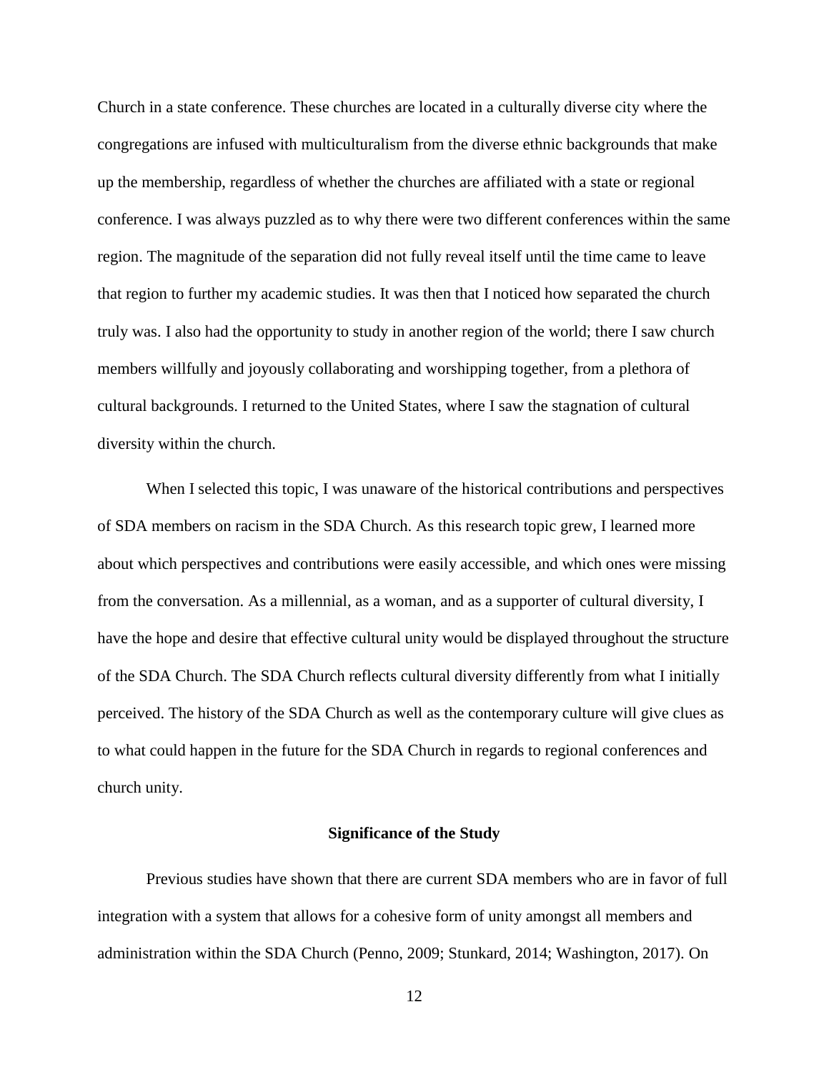Church in a state conference. These churches are located in a culturally diverse city where the congregations are infused with multiculturalism from the diverse ethnic backgrounds that make up the membership, regardless of whether the churches are affiliated with a state or regional conference. I was always puzzled as to why there were two different conferences within the same region. The magnitude of the separation did not fully reveal itself until the time came to leave that region to further my academic studies. It was then that I noticed how separated the church truly was. I also had the opportunity to study in another region of the world; there I saw church members willfully and joyously collaborating and worshipping together, from a plethora of cultural backgrounds. I returned to the United States, where I saw the stagnation of cultural diversity within the church.

When I selected this topic, I was unaware of the historical contributions and perspectives of SDA members on racism in the SDA Church. As this research topic grew, I learned more about which perspectives and contributions were easily accessible, and which ones were missing from the conversation. As a millennial, as a woman, and as a supporter of cultural diversity, I have the hope and desire that effective cultural unity would be displayed throughout the structure of the SDA Church. The SDA Church reflects cultural diversity differently from what I initially perceived. The history of the SDA Church as well as the contemporary culture will give clues as to what could happen in the future for the SDA Church in regards to regional conferences and church unity.

## Significance of the Study

Previous studies have shown that there are current SDA members who are in favor of full integration with a system that allows for a cohesive form of unity amongst all members and administration within the SDA Church (Penno, 2009; Stunkard, 2014; Washington, 2017). On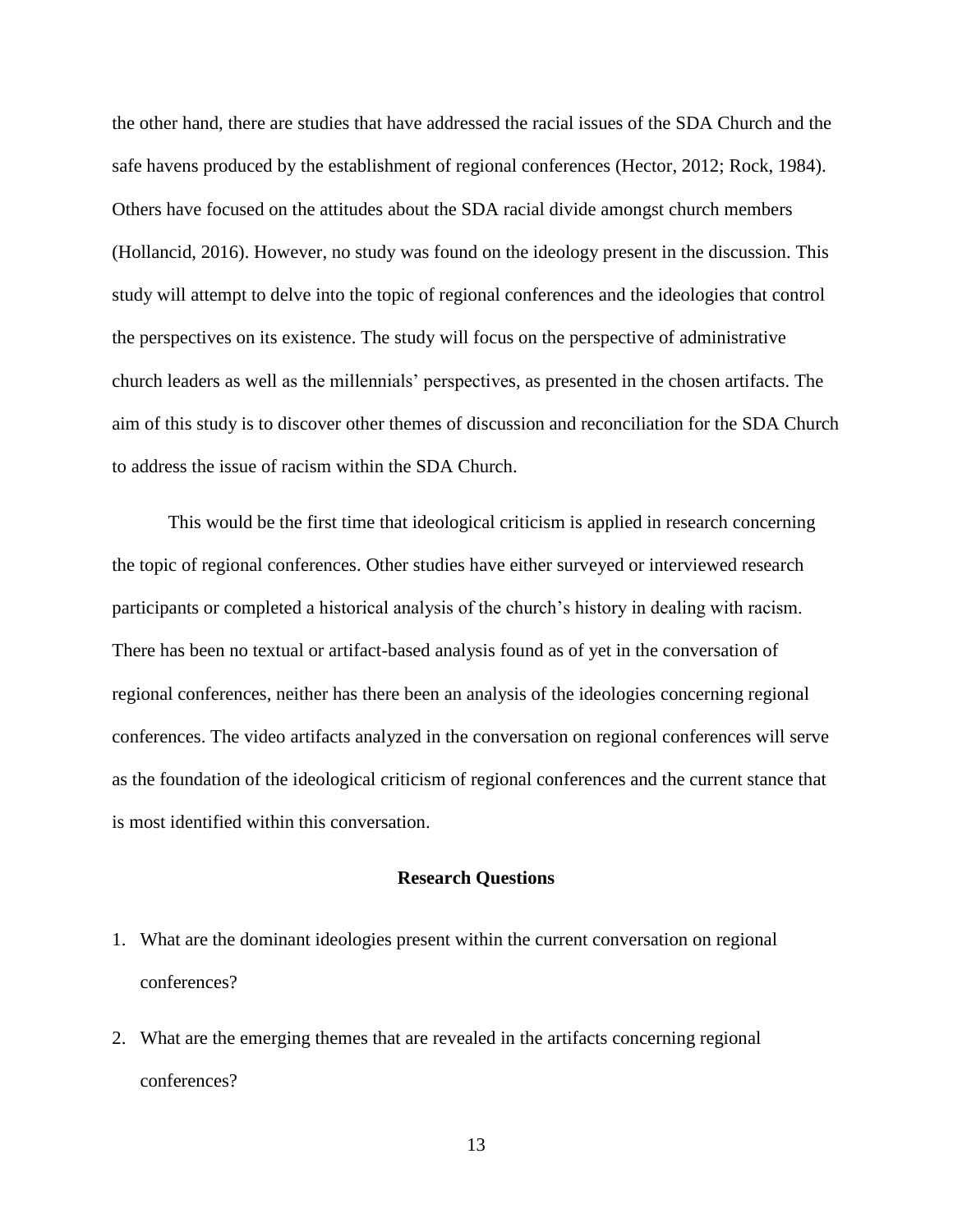the other hand, there are studies that have addressed the racial issues of the SDA Church and the safe havens produced by the establishment of regional conferences (Hector, 2012; Rock, 1984). Others have focused on the attitudes about the SDA racial divide amongst church members (Hollancid, 2016). However, no study was found on the ideology present in the discussion. This study will attempt to delve into the topic of regional conferences and the ideologies that control the perspectives on its existence. The study will focus on the perspective of administrative church leaders as well as the millennials' perspectives, as presented in the chosen artifacts. The aim of this study is to discover other themes of discussion and reconciliation for the SDA Church to address the issue of racism within the SDA Church.

This would be the first time that ideological criticism is applied in research concerning the topic of regional conferences. Other studies have either surveyed or interviewed research participants or completed a historical analysis of the church's history in dealing with racism. There has been no textual or artifact-based analysis found as of yet in the conversation of regional conferences, neither has there been an analysis of the ideologies concerning regional conferences. The video artifacts analyzed in the conversation on regional conferences will serve as the foundation of the ideological criticism of regional conferences and the current stance that is most identified within this conversation.

## Research Questions

1. What are the dominant ideologies present within the current conversation on regional conferences?
2. What are the emerging themes that are revealed in the artifacts concerning regional conferences?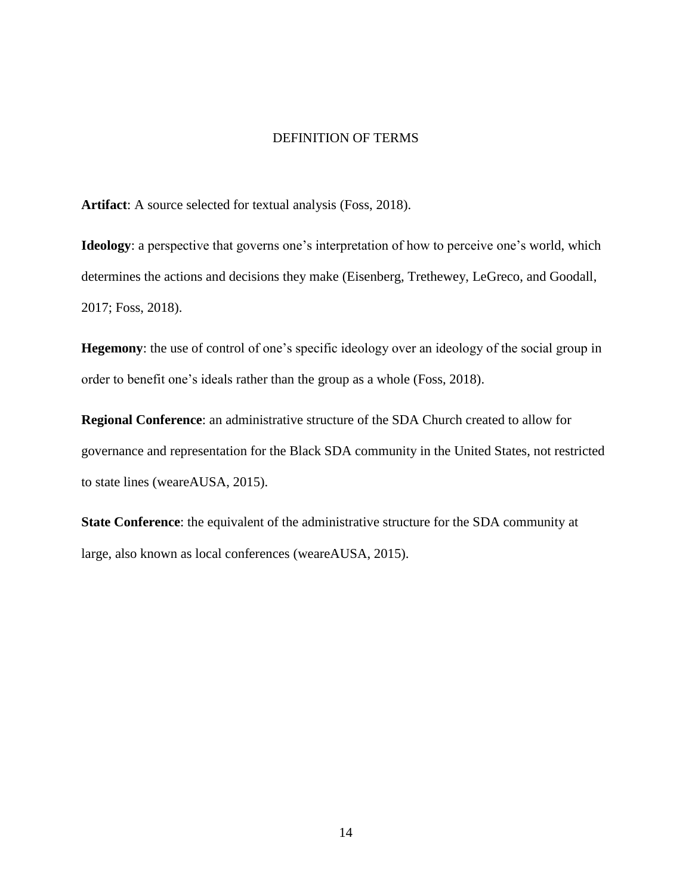# DEFINITION OF TERMS

**Artifact**: A source selected for textual analysis (Foss, 2018).

**Ideology**: a perspective that governs one's interpretation of how to perceive one's world, which determines the actions and decisions they make (Eisenberg, Trethewey, LeGreco, and Goodall, 2017; Foss, 2018).

**Hegemony**: the use of control of one's specific ideology over an ideology of the social group in order to benefit one's ideals rather than the group as a whole (Foss, 2018).

**Regional Conference**: an administrative structure of the SDA Church created to allow for governance and representation for the Black SDA community in the United States, not restricted to state lines (weareAUSA, 2015).

**State Conference**: the equivalent of the administrative structure for the SDA community at large, also known as local conferences (weareAUSA, 2015).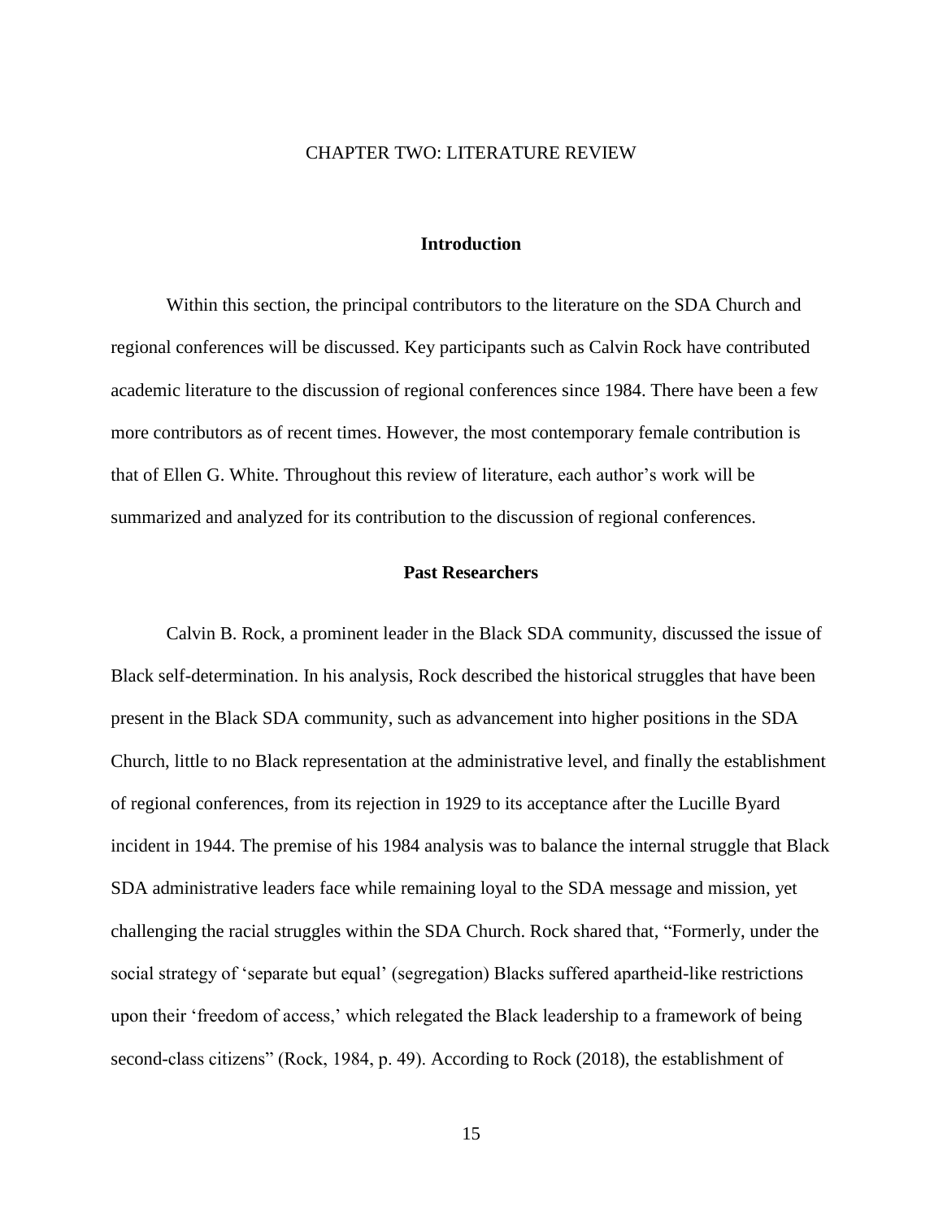# CHAPTER TWO: LITERATURE REVIEW

## Introduction

Within this section, the principal contributors to the literature on the SDA Church and regional conferences will be discussed. Key participants such as Calvin Rock have contributed academic literature to the discussion of regional conferences since 1984. There have been a few more contributors as of recent times. However, the most contemporary female contribution is that of Ellen G. White. Throughout this review of literature, each author's work will be summarized and analyzed for its contribution to the discussion of regional conferences.

## Past Researchers

Calvin B. Rock, a prominent leader in the Black SDA community, discussed the issue of Black self-determination. In his analysis, Rock described the historical struggles that have been present in the Black SDA community, such as advancement into higher positions in the SDA Church, little to no Black representation at the administrative level, and finally the establishment of regional conferences, from its rejection in 1929 to its acceptance after the Lucille Byard incident in 1944. The premise of his 1984 analysis was to balance the internal struggle that Black SDA administrative leaders face while remaining loyal to the SDA message and mission, yet challenging the racial struggles within the SDA Church. Rock shared that, "Formerly, under the social strategy of 'separate but equal' (segregation) Blacks suffered apartheid-like restrictions upon their 'freedom of access,' which relegated the Black leadership to a framework of being second-class citizens" (Rock, 1984, p. 49). According to Rock (2018), the establishment of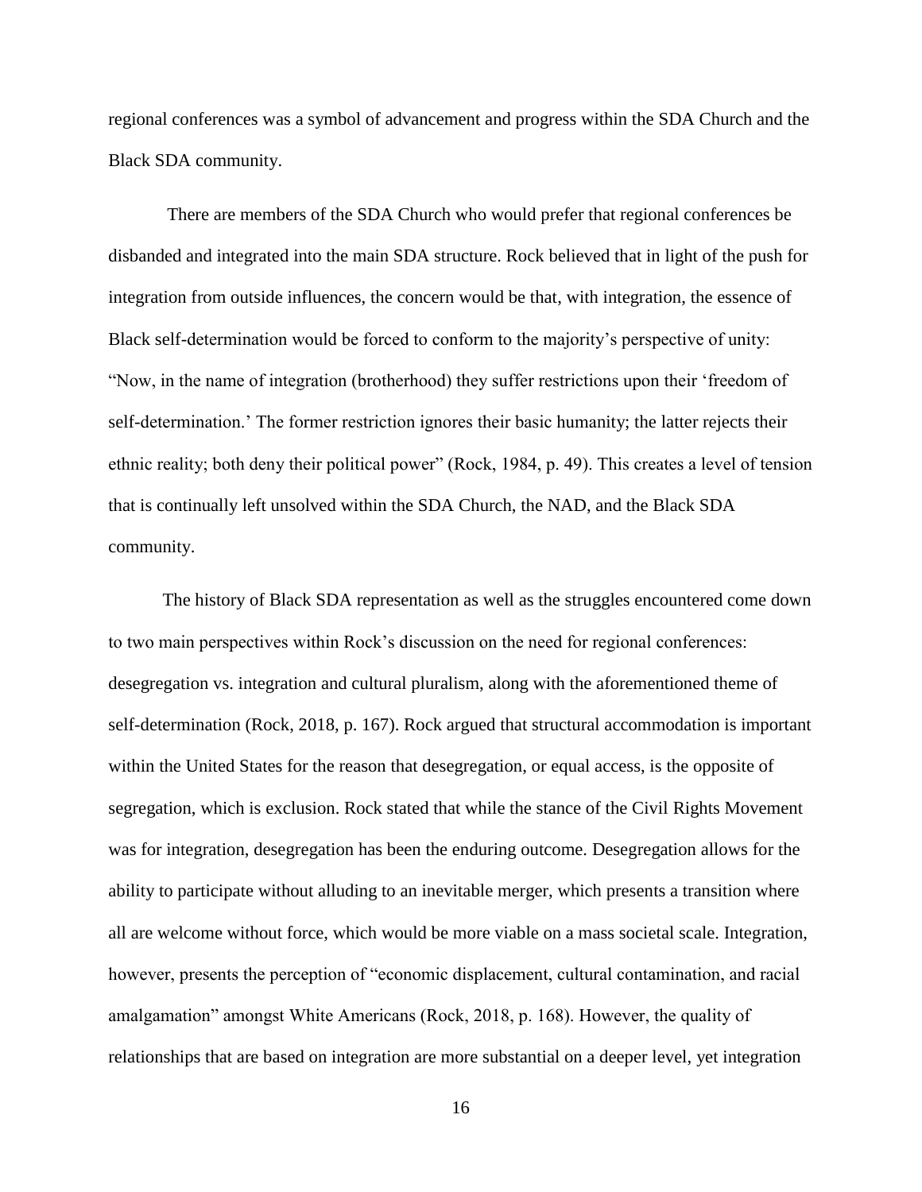regional conferences was a symbol of advancement and progress within the SDA Church and the Black SDA community.

There are members of the SDA Church who would prefer that regional conferences be disbanded and integrated into the main SDA structure. Rock believed that in light of the push for integration from outside influences, the concern would be that, with integration, the essence of Black self-determination would be forced to conform to the majority's perspective of unity: "Now, in the name of integration (brotherhood) they suffer restrictions upon their 'freedom of self-determination.' The former restriction ignores their basic humanity; the latter rejects their ethnic reality; both deny their political power" (Rock, 1984, p. 49). This creates a level of tension that is continually left unsolved within the SDA Church, the NAD, and the Black SDA community.

The history of Black SDA representation as well as the struggles encountered come down to two main perspectives within Rock's discussion on the need for regional conferences: desegregation vs. integration and cultural pluralism, along with the aforementioned theme of self-determination (Rock, 2018, p. 167). Rock argued that structural accommodation is important within the United States for the reason that desegregation, or equal access, is the opposite of segregation, which is exclusion. Rock stated that while the stance of the Civil Rights Movement was for integration, desegregation has been the enduring outcome. Desegregation allows for the ability to participate without alluding to an inevitable merger, which presents a transition where all are welcome without force, which would be more viable on a mass societal scale. Integration, however, presents the perception of "economic displacement, cultural contamination, and racial amalgamation" amongst White Americans (Rock, 2018, p. 168). However, the quality of relationships that are based on integration are more substantial on a deeper level, yet integration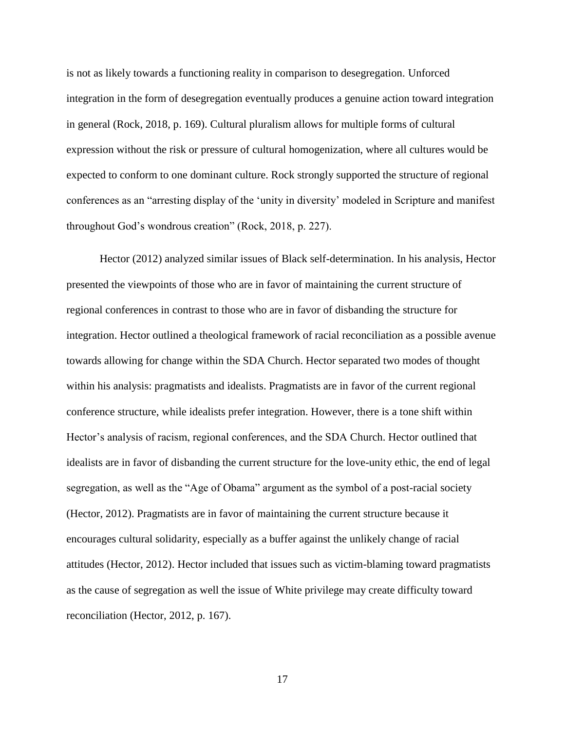is not as likely towards a functioning reality in comparison to desegregation. Unforced integration in the form of desegregation eventually produces a genuine action toward integration in general (Rock, 2018, p. 169). Cultural pluralism allows for multiple forms of cultural expression without the risk or pressure of cultural homogenization, where all cultures would be expected to conform to one dominant culture. Rock strongly supported the structure of regional conferences as an "arresting display of the 'unity in diversity' modeled in Scripture and manifest throughout God's wondrous creation" (Rock, 2018, p. 227).

Hector (2012) analyzed similar issues of Black self-determination. In his analysis, Hector presented the viewpoints of those who are in favor of maintaining the current structure of regional conferences in contrast to those who are in favor of disbanding the structure for integration. Hector outlined a theological framework of racial reconciliation as a possible avenue towards allowing for change within the SDA Church. Hector separated two modes of thought within his analysis: pragmatists and idealists. Pragmatists are in favor of the current regional conference structure, while idealists prefer integration. However, there is a tone shift within Hector's analysis of racism, regional conferences, and the SDA Church. Hector outlined that idealists are in favor of disbanding the current structure for the love-unity ethic, the end of legal segregation, as well as the "Age of Obama" argument as the symbol of a post-racial society (Hector, 2012). Pragmatists are in favor of maintaining the current structure because it encourages cultural solidarity, especially as a buffer against the unlikely change of racial attitudes (Hector, 2012). Hector included that issues such as victim-blaming toward pragmatists as the cause of segregation as well the issue of White privilege may create difficulty toward reconciliation (Hector, 2012, p. 167).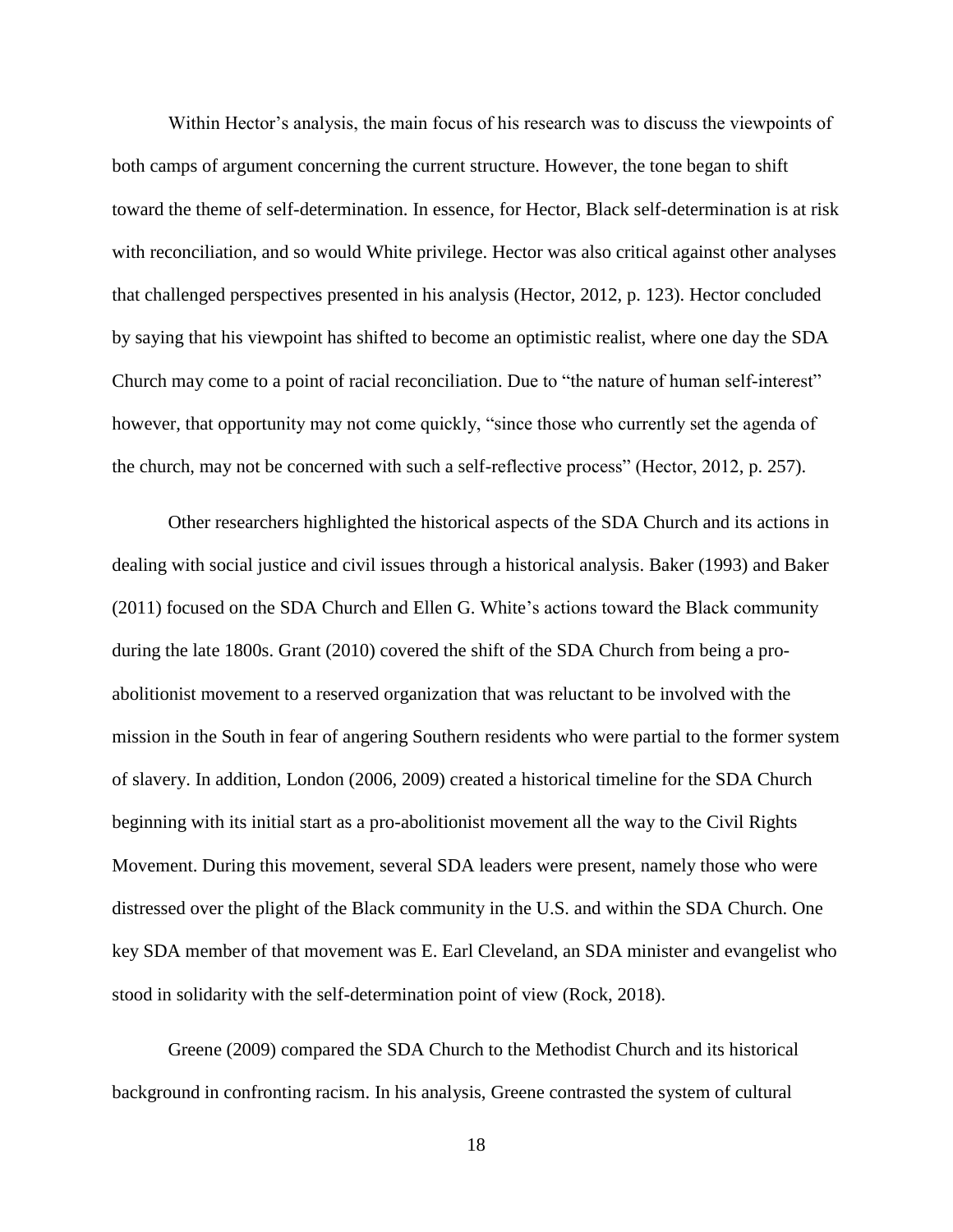Within Hector's analysis, the main focus of his research was to discuss the viewpoints of both camps of argument concerning the current structure. However, the tone began to shift toward the theme of self-determination. In essence, for Hector, Black self-determination is at risk with reconciliation, and so would White privilege. Hector was also critical against other analyses that challenged perspectives presented in his analysis (Hector, 2012, p. 123). Hector concluded by saying that his viewpoint has shifted to become an optimistic realist, where one day the SDA Church may come to a point of racial reconciliation. Due to "the nature of human self-interest" however, that opportunity may not come quickly, "since those who currently set the agenda of the church, may not be concerned with such a self-reflective process" (Hector, 2012, p. 257).

Other researchers highlighted the historical aspects of the SDA Church and its actions in dealing with social justice and civil issues through a historical analysis. Baker (1993) and Baker (2011) focused on the SDA Church and Ellen G. White's actions toward the Black community during the late 1800s. Grant (2010) covered the shift of the SDA Church from being a pro-abolitionist movement to a reserved organization that was reluctant to be involved with the mission in the South in fear of angering Southern residents who were partial to the former system of slavery. In addition, London (2006, 2009) created a historical timeline for the SDA Church beginning with its initial start as a pro-abolitionist movement all the way to the Civil Rights Movement. During this movement, several SDA leaders were present, namely those who were distressed over the plight of the Black community in the U.S. and within the SDA Church. One key SDA member of that movement was E. Earl Cleveland, an SDA minister and evangelist who stood in solidarity with the self-determination point of view (Rock, 2018).

Greene (2009) compared the SDA Church to the Methodist Church and its historical background in confronting racism. In his analysis, Greene contrasted the system of cultural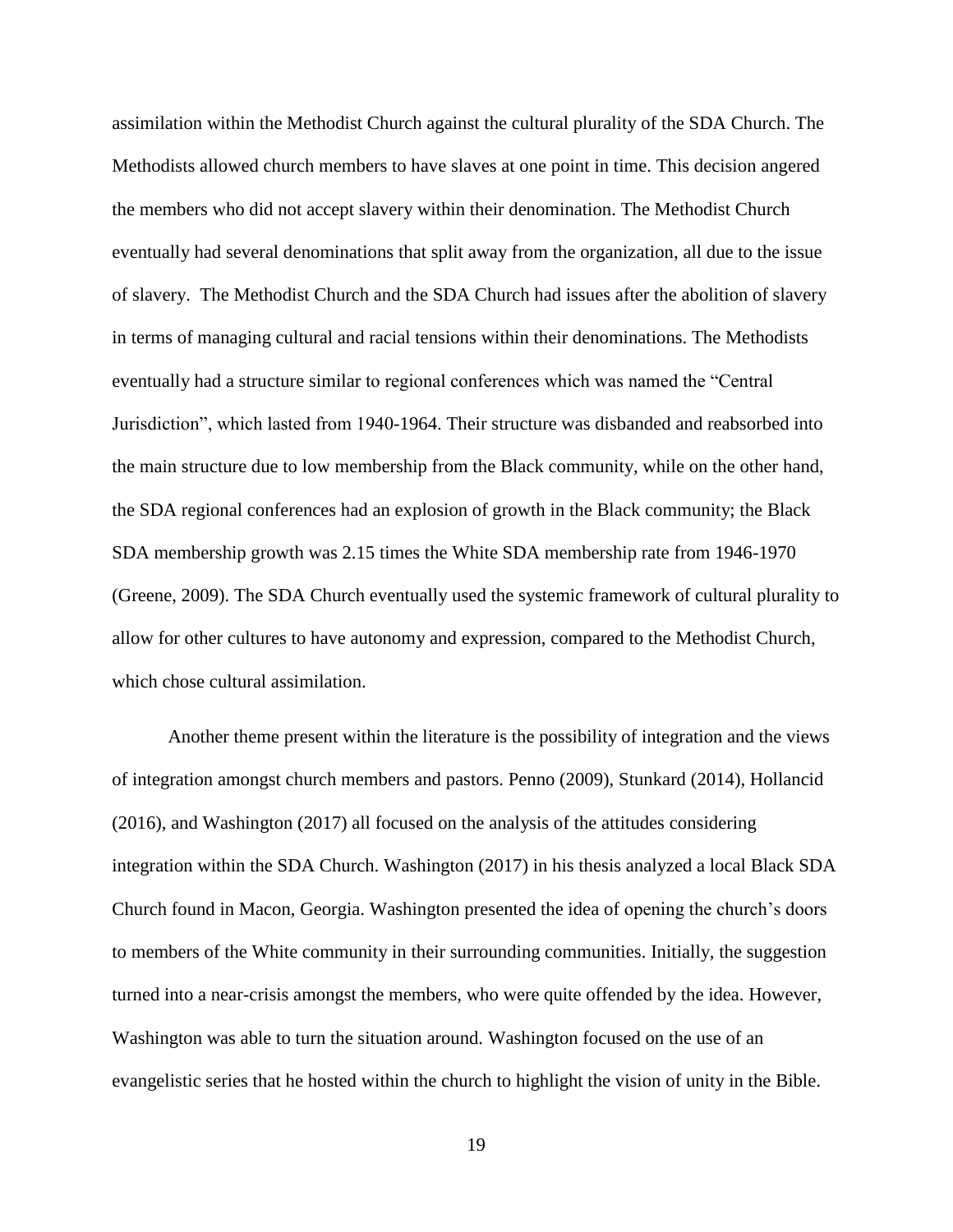assimilation within the Methodist Church against the cultural plurality of the SDA Church. The Methodists allowed church members to have slaves at one point in time. This decision angered the members who did not accept slavery within their denomination. The Methodist Church eventually had several denominations that split away from the organization, all due to the issue of slavery. The Methodist Church and the SDA Church had issues after the abolition of slavery in terms of managing cultural and racial tensions within their denominations. The Methodists eventually had a structure similar to regional conferences which was named the "Central Jurisdiction", which lasted from 1940-1964. Their structure was disbanded and reabsorbed into the main structure due to low membership from the Black community, while on the other hand, the SDA regional conferences had an explosion of growth in the Black community; the Black SDA membership growth was 2.15 times the White SDA membership rate from 1946-1970 (Greene, 2009). The SDA Church eventually used the systemic framework of cultural plurality to allow for other cultures to have autonomy and expression, compared to the Methodist Church, which chose cultural assimilation.

Another theme present within the literature is the possibility of integration and the views of integration amongst church members and pastors. Penno (2009), Stunkard (2014), Hollancid (2016), and Washington (2017) all focused on the analysis of the attitudes considering integration within the SDA Church. Washington (2017) in his thesis analyzed a local Black SDA Church found in Macon, Georgia. Washington presented the idea of opening the church's doors to members of the White community in their surrounding communities. Initially, the suggestion turned into a near-crisis amongst the members, who were quite offended by the idea. However, Washington was able to turn the situation around. Washington focused on the use of an evangelistic series that he hosted within the church to highlight the vision of unity in the Bible.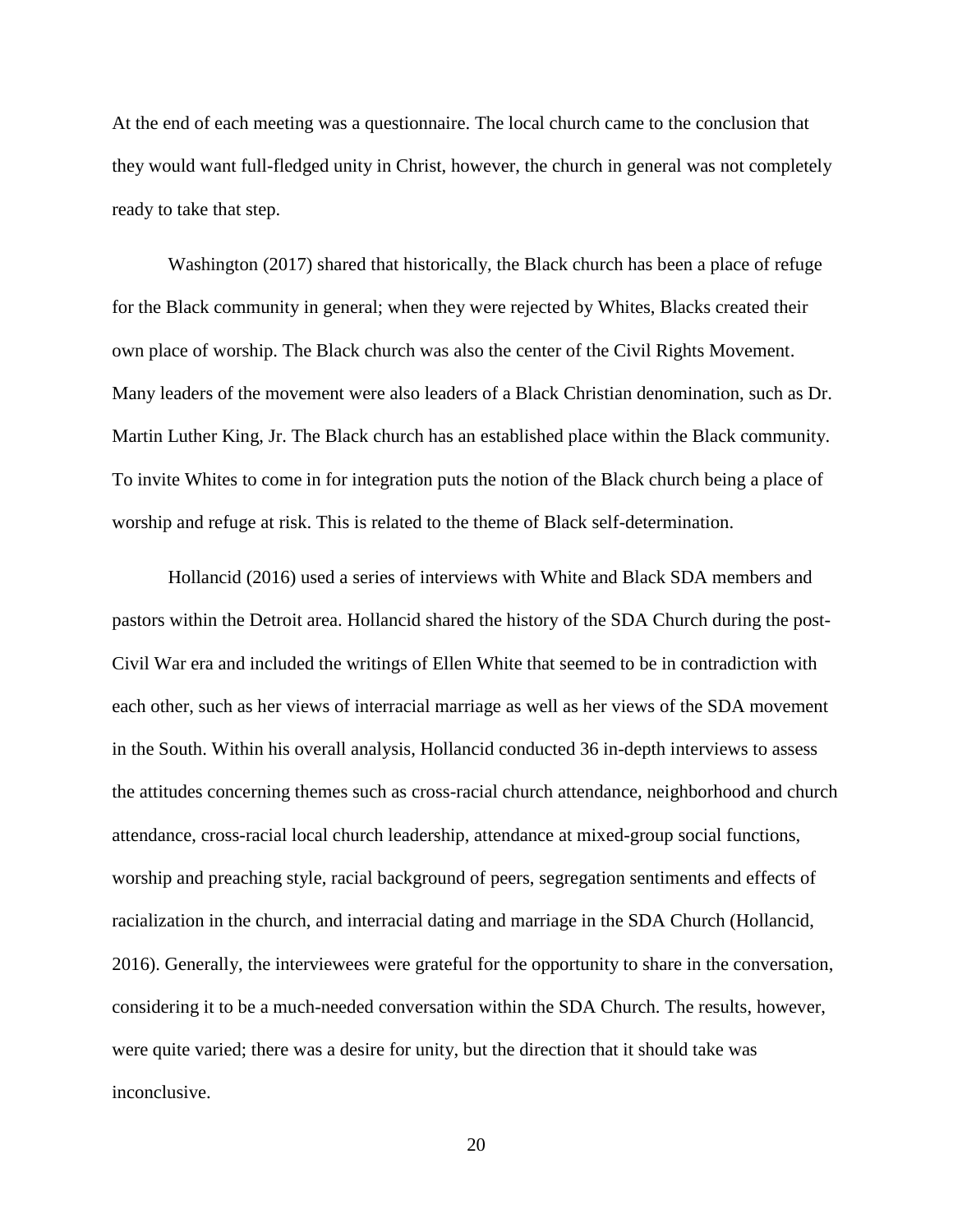At the end of each meeting was a questionnaire. The local church came to the conclusion that they would want full-fledged unity in Christ, however, the church in general was not completely ready to take that step.

Washington (2017) shared that historically, the Black church has been a place of refuge for the Black community in general; when they were rejected by Whites, Blacks created their own place of worship. The Black church was also the center of the Civil Rights Movement. Many leaders of the movement were also leaders of a Black Christian denomination, such as Dr. Martin Luther King, Jr. The Black church has an established place within the Black community. To invite Whites to come in for integration puts the notion of the Black church being a place of worship and refuge at risk. This is related to the theme of Black self-determination.

Hollancid (2016) used a series of interviews with White and Black SDA members and pastors within the Detroit area. Hollancid shared the history of the SDA Church during the post-Civil War era and included the writings of Ellen White that seemed to be in contradiction with each other, such as her views of interracial marriage as well as her views of the SDA movement in the South. Within his overall analysis, Hollancid conducted 36 in-depth interviews to assess the attitudes concerning themes such as cross-racial church attendance, neighborhood and church attendance, cross-racial local church leadership, attendance at mixed-group social functions, worship and preaching style, racial background of peers, segregation sentiments and effects of racialization in the church, and interracial dating and marriage in the SDA Church (Hollancid, 2016). Generally, the interviewees were grateful for the opportunity to share in the conversation, considering it to be a much-needed conversation within the SDA Church. The results, however, were quite varied; there was a desire for unity, but the direction that it should take was inconclusive.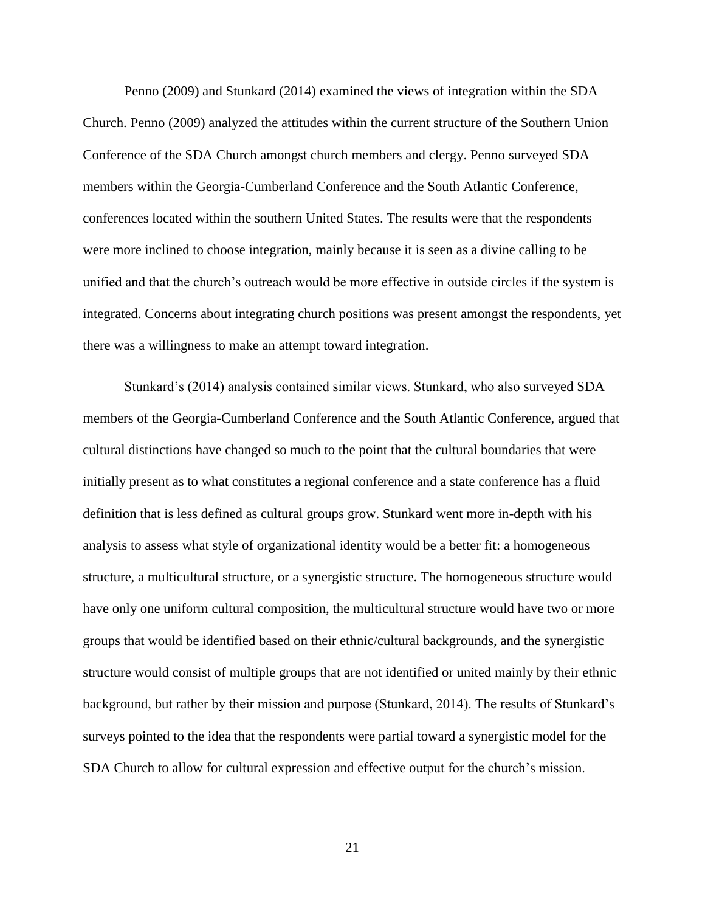Penno (2009) and Stunkard (2014) examined the views of integration within the SDA Church. Penno (2009) analyzed the attitudes within the current structure of the Southern Union Conference of the SDA Church amongst church members and clergy. Penno surveyed SDA members within the Georgia-Cumberland Conference and the South Atlantic Conference, conferences located within the southern United States. The results were that the respondents were more inclined to choose integration, mainly because it is seen as a divine calling to be unified and that the church's outreach would be more effective in outside circles if the system is integrated. Concerns about integrating church positions was present amongst the respondents, yet there was a willingness to make an attempt toward integration.

Stunkard's (2014) analysis contained similar views. Stunkard, who also surveyed SDA members of the Georgia-Cumberland Conference and the South Atlantic Conference, argued that cultural distinctions have changed so much to the point that the cultural boundaries that were initially present as to what constitutes a regional conference and a state conference has a fluid definition that is less defined as cultural groups grow. Stunkard went more in-depth with his analysis to assess what style of organizational identity would be a better fit: a homogeneous structure, a multicultural structure, or a synergistic structure. The homogeneous structure would have only one uniform cultural composition, the multicultural structure would have two or more groups that would be identified based on their ethnic/cultural backgrounds, and the synergistic structure would consist of multiple groups that are not identified or united mainly by their ethnic background, but rather by their mission and purpose (Stunkard, 2014). The results of Stunkard's surveys pointed to the idea that the respondents were partial toward a synergistic model for the SDA Church to allow for cultural expression and effective output for the church's mission.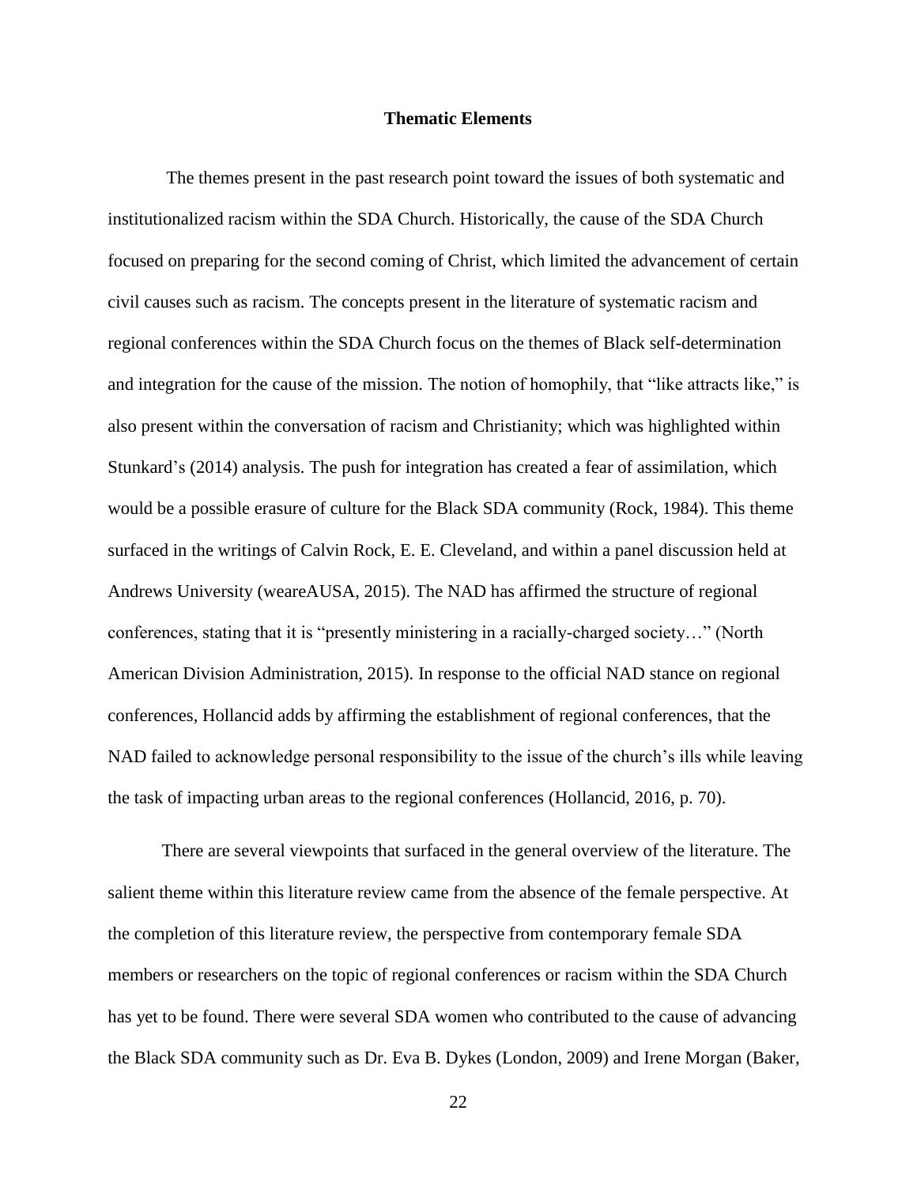## Thematic Elements

The themes present in the past research point toward the issues of both systematic and institutionalized racism within the SDA Church. Historically, the cause of the SDA Church focused on preparing for the second coming of Christ, which limited the advancement of certain civil causes such as racism. The concepts present in the literature of systematic racism and regional conferences within the SDA Church focus on the themes of Black self-determination and integration for the cause of the mission. The notion of homophily, that "like attracts like," is also present within the conversation of racism and Christianity; which was highlighted within Stunkard's (2014) analysis. The push for integration has created a fear of assimilation, which would be a possible erasure of culture for the Black SDA community (Rock, 1984). This theme surfaced in the writings of Calvin Rock, E. E. Cleveland, and within a panel discussion held at Andrews University (weareAUSA, 2015). The NAD has affirmed the structure of regional conferences, stating that it is "presently ministering in a racially-charged society…" (North American Division Administration, 2015). In response to the official NAD stance on regional conferences, Hollancid adds by affirming the establishment of regional conferences, that the NAD failed to acknowledge personal responsibility to the issue of the church's ills while leaving the task of impacting urban areas to the regional conferences (Hollancid, 2016, p. 70).

There are several viewpoints that surfaced in the general overview of the literature. The salient theme within this literature review came from the absence of the female perspective. At the completion of this literature review, the perspective from contemporary female SDA members or researchers on the topic of regional conferences or racism within the SDA Church has yet to be found. There were several SDA women who contributed to the cause of advancing the Black SDA community such as Dr. Eva B. Dykes (London, 2009) and Irene Morgan (Baker,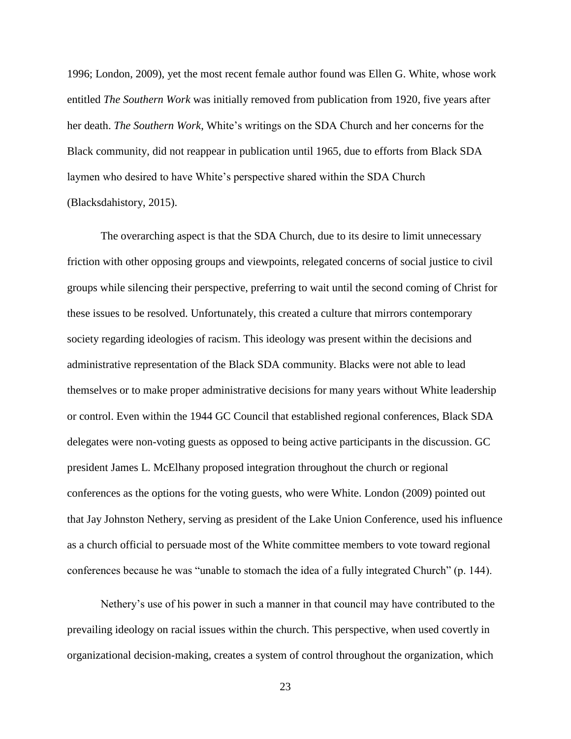1996; London, 2009), yet the most recent female author found was Ellen G. White, whose work entitled *The Southern Work* was initially removed from publication from 1920, five years after her death. *The Southern Work*, White's writings on the SDA Church and her concerns for the Black community, did not reappear in publication until 1965, due to efforts from Black SDA laymen who desired to have White's perspective shared within the SDA Church (Blacksdahistory, 2015).

The overarching aspect is that the SDA Church, due to its desire to limit unnecessary friction with other opposing groups and viewpoints, relegated concerns of social justice to civil groups while silencing their perspective, preferring to wait until the second coming of Christ for these issues to be resolved. Unfortunately, this created a culture that mirrors contemporary society regarding ideologies of racism. This ideology was present within the decisions and administrative representation of the Black SDA community. Blacks were not able to lead themselves or to make proper administrative decisions for many years without White leadership or control. Even within the 1944 GC Council that established regional conferences, Black SDA delegates were non-voting guests as opposed to being active participants in the discussion. GC president James L. McElhany proposed integration throughout the church or regional conferences as the options for the voting guests, who were White. London (2009) pointed out that Jay Johnston Nethery, serving as president of the Lake Union Conference, used his influence as a church official to persuade most of the White committee members to vote toward regional conferences because he was "unable to stomach the idea of a fully integrated Church" (p. 144).

Nethery's use of his power in such a manner in that council may have contributed to the prevailing ideology on racial issues within the church. This perspective, when used covertly in organizational decision-making, creates a system of control throughout the organization, which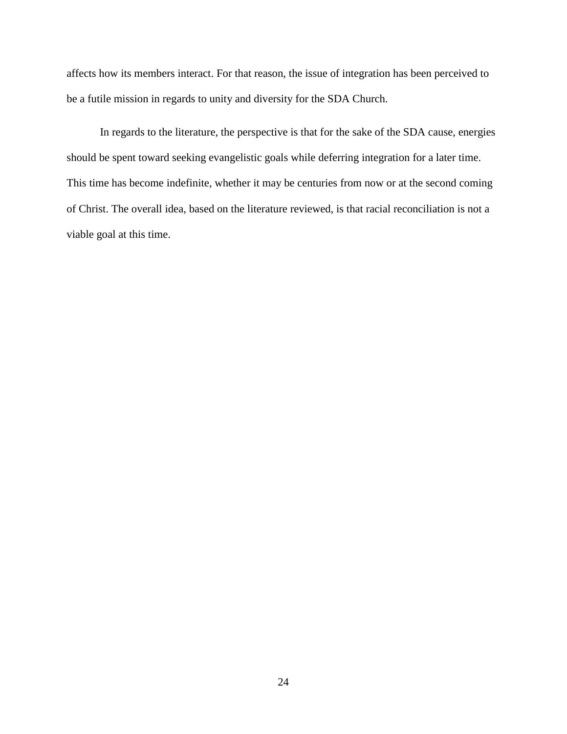affects how its members interact. For that reason, the issue of integration has been perceived to be a futile mission in regards to unity and diversity for the SDA Church.

In regards to the literature, the perspective is that for the sake of the SDA cause, energies should be spent toward seeking evangelistic goals while deferring integration for a later time. This time has become indefinite, whether it may be centuries from now or at the second coming of Christ. The overall idea, based on the literature reviewed, is that racial reconciliation is not a viable goal at this time.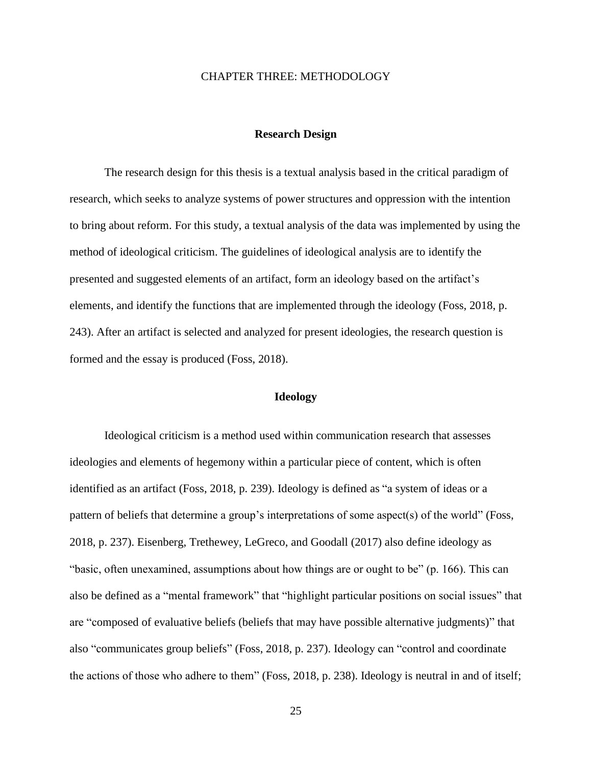# CHAPTER THREE: METHODOLOGY

## Research Design

The research design for this thesis is a textual analysis based in the critical paradigm of research, which seeks to analyze systems of power structures and oppression with the intention to bring about reform. For this study, a textual analysis of the data was implemented by using the method of ideological criticism. The guidelines of ideological analysis are to identify the presented and suggested elements of an artifact, form an ideology based on the artifact's elements, and identify the functions that are implemented through the ideology (Foss, 2018, p. 243). After an artifact is selected and analyzed for present ideologies, the research question is formed and the essay is produced (Foss, 2018).

## Ideology

Ideological criticism is a method used within communication research that assesses ideologies and elements of hegemony within a particular piece of content, which is often identified as an artifact (Foss, 2018, p. 239). Ideology is defined as "a system of ideas or a pattern of beliefs that determine a group's interpretations of some aspect(s) of the world" (Foss, 2018, p. 237). Eisenberg, Trethewey, LeGreco, and Goodall (2017) also define ideology as "basic, often unexamined, assumptions about how things are or ought to be" (p. 166). This can also be defined as a "mental framework" that "highlight particular positions on social issues" that are "composed of evaluative beliefs (beliefs that may have possible alternative judgments)" that also "communicates group beliefs" (Foss, 2018, p. 237). Ideology can "control and coordinate the actions of those who adhere to them" (Foss, 2018, p. 238). Ideology is neutral in and of itself;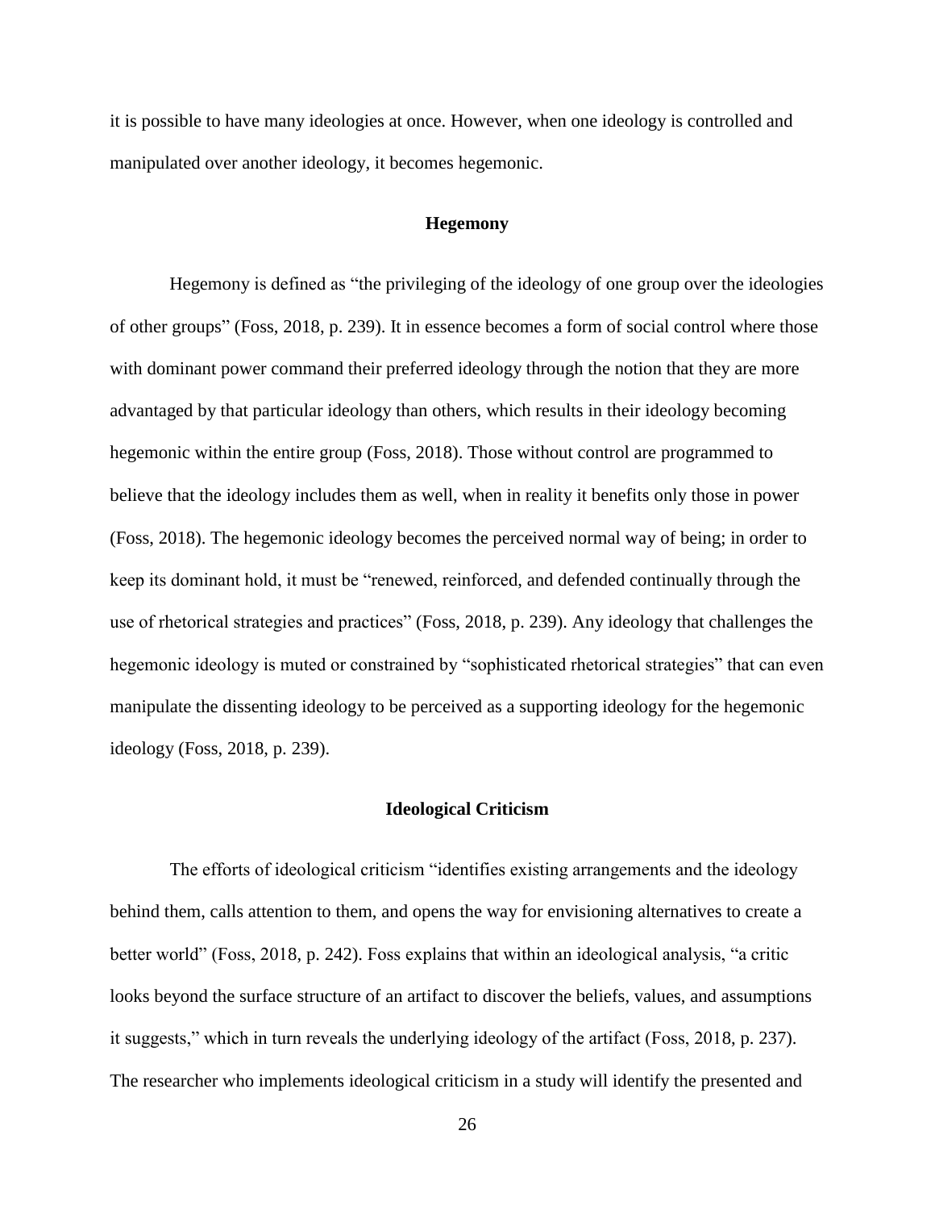it is possible to have many ideologies at once. However, when one ideology is controlled and manipulated over another ideology, it becomes hegemonic.

## Hegemony

Hegemony is defined as "the privileging of the ideology of one group over the ideologies of other groups" (Foss, 2018, p. 239). It in essence becomes a form of social control where those with dominant power command their preferred ideology through the notion that they are more advantaged by that particular ideology than others, which results in their ideology becoming hegemonic within the entire group (Foss, 2018). Those without control are programmed to believe that the ideology includes them as well, when in reality it benefits only those in power (Foss, 2018). The hegemonic ideology becomes the perceived normal way of being; in order to keep its dominant hold, it must be "renewed, reinforced, and defended continually through the use of rhetorical strategies and practices" (Foss, 2018, p. 239). Any ideology that challenges the hegemonic ideology is muted or constrained by "sophisticated rhetorical strategies" that can even manipulate the dissenting ideology to be perceived as a supporting ideology for the hegemonic ideology (Foss, 2018, p. 239).

## Ideological Criticism

The efforts of ideological criticism "identifies existing arrangements and the ideology behind them, calls attention to them, and opens the way for envisioning alternatives to create a better world" (Foss, 2018, p. 242). Foss explains that within an ideological analysis, "a critic looks beyond the surface structure of an artifact to discover the beliefs, values, and assumptions it suggests," which in turn reveals the underlying ideology of the artifact (Foss, 2018, p. 237). The researcher who implements ideological criticism in a study will identify the presented and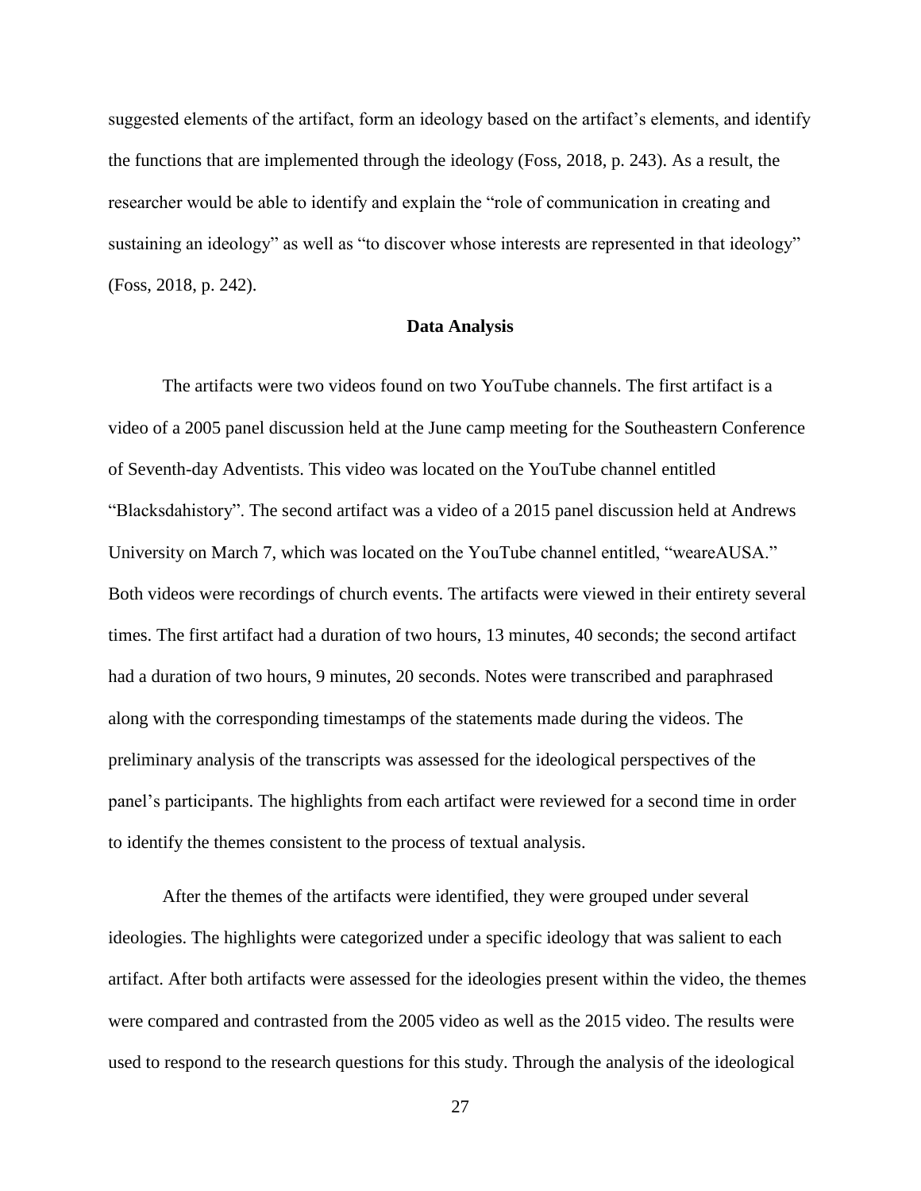suggested elements of the artifact, form an ideology based on the artifact's elements, and identify the functions that are implemented through the ideology (Foss, 2018, p. 243). As a result, the researcher would be able to identify and explain the "role of communication in creating and sustaining an ideology" as well as "to discover whose interests are represented in that ideology" (Foss, 2018, p. 242).

## Data Analysis

The artifacts were two videos found on two YouTube channels. The first artifact is a video of a 2005 panel discussion held at the June camp meeting for the Southeastern Conference of Seventh-day Adventists. This video was located on the YouTube channel entitled "Blacksdahistory". The second artifact was a video of a 2015 panel discussion held at Andrews University on March 7, which was located on the YouTube channel entitled, "weareAUSA." Both videos were recordings of church events. The artifacts were viewed in their entirety several times. The first artifact had a duration of two hours, 13 minutes, 40 seconds; the second artifact had a duration of two hours, 9 minutes, 20 seconds. Notes were transcribed and paraphrased along with the corresponding timestamps of the statements made during the videos. The preliminary analysis of the transcripts was assessed for the ideological perspectives of the panel's participants. The highlights from each artifact were reviewed for a second time in order to identify the themes consistent to the process of textual analysis.

After the themes of the artifacts were identified, they were grouped under several ideologies. The highlights were categorized under a specific ideology that was salient to each artifact. After both artifacts were assessed for the ideologies present within the video, the themes were compared and contrasted from the 2005 video as well as the 2015 video. The results were used to respond to the research questions for this study. Through the analysis of the ideological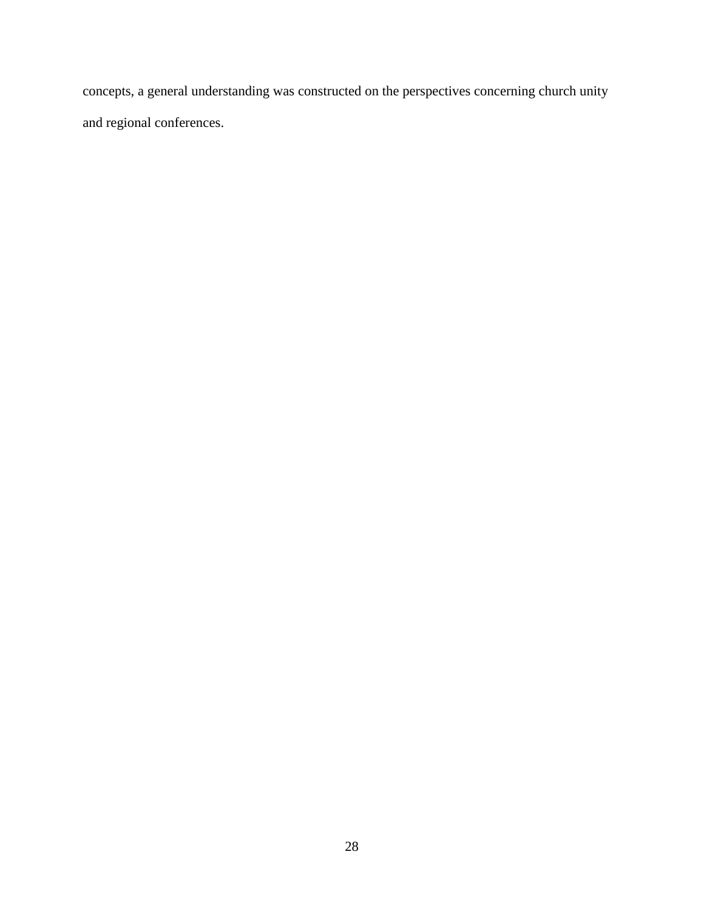concepts, a general understanding was constructed on the perspectives concerning church unity and regional conferences.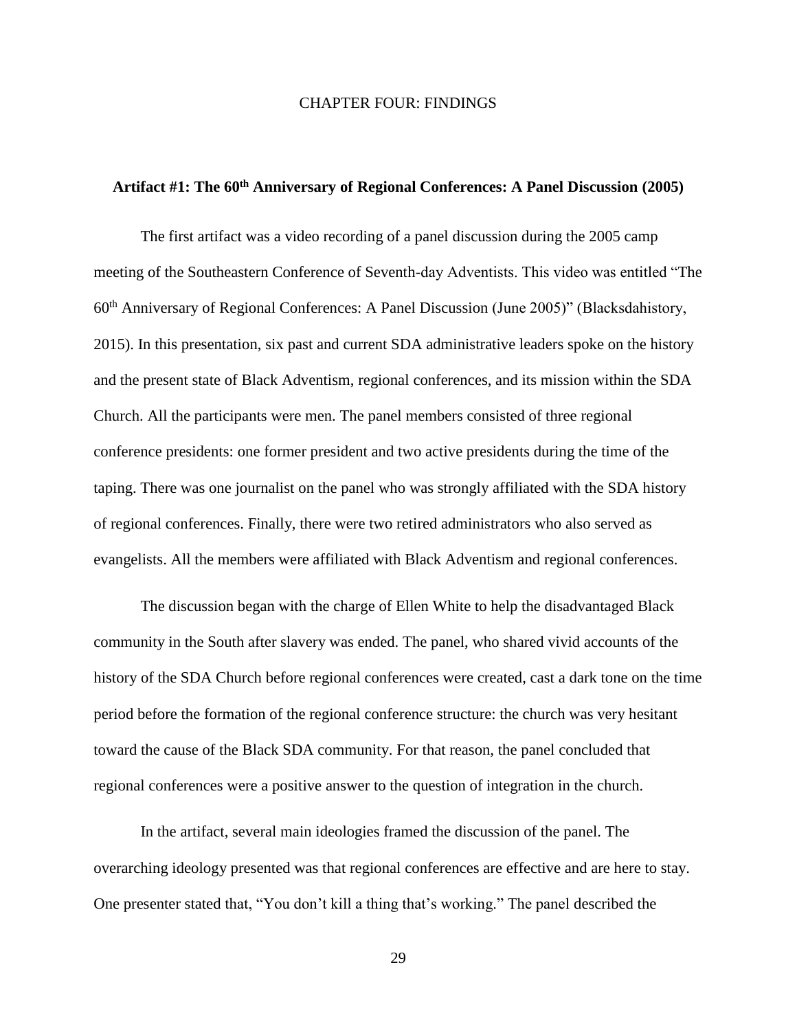# CHAPTER FOUR: FINDINGS

## Artifact #1: The 60th Anniversary of Regional Conferences: A Panel Discussion (2005)

The first artifact was a video recording of a panel discussion during the 2005 camp meeting of the Southeastern Conference of Seventh-day Adventists. This video was entitled "The 60th Anniversary of Regional Conferences: A Panel Discussion (June 2005)" (Blacksdahistory, 2015). In this presentation, six past and current SDA administrative leaders spoke on the history and the present state of Black Adventism, regional conferences, and its mission within the SDA Church. All the participants were men. The panel members consisted of three regional conference presidents: one former president and two active presidents during the time of the taping. There was one journalist on the panel who was strongly affiliated with the SDA history of regional conferences. Finally, there were two retired administrators who also served as evangelists. All the members were affiliated with Black Adventism and regional conferences.

The discussion began with the charge of Ellen White to help the disadvantaged Black community in the South after slavery was ended. The panel, who shared vivid accounts of the history of the SDA Church before regional conferences were created, cast a dark tone on the time period before the formation of the regional conference structure: the church was very hesitant toward the cause of the Black SDA community. For that reason, the panel concluded that regional conferences were a positive answer to the question of integration in the church.

In the artifact, several main ideologies framed the discussion of the panel. The overarching ideology presented was that regional conferences are effective and are here to stay. One presenter stated that, "You don't kill a thing that's working." The panel described the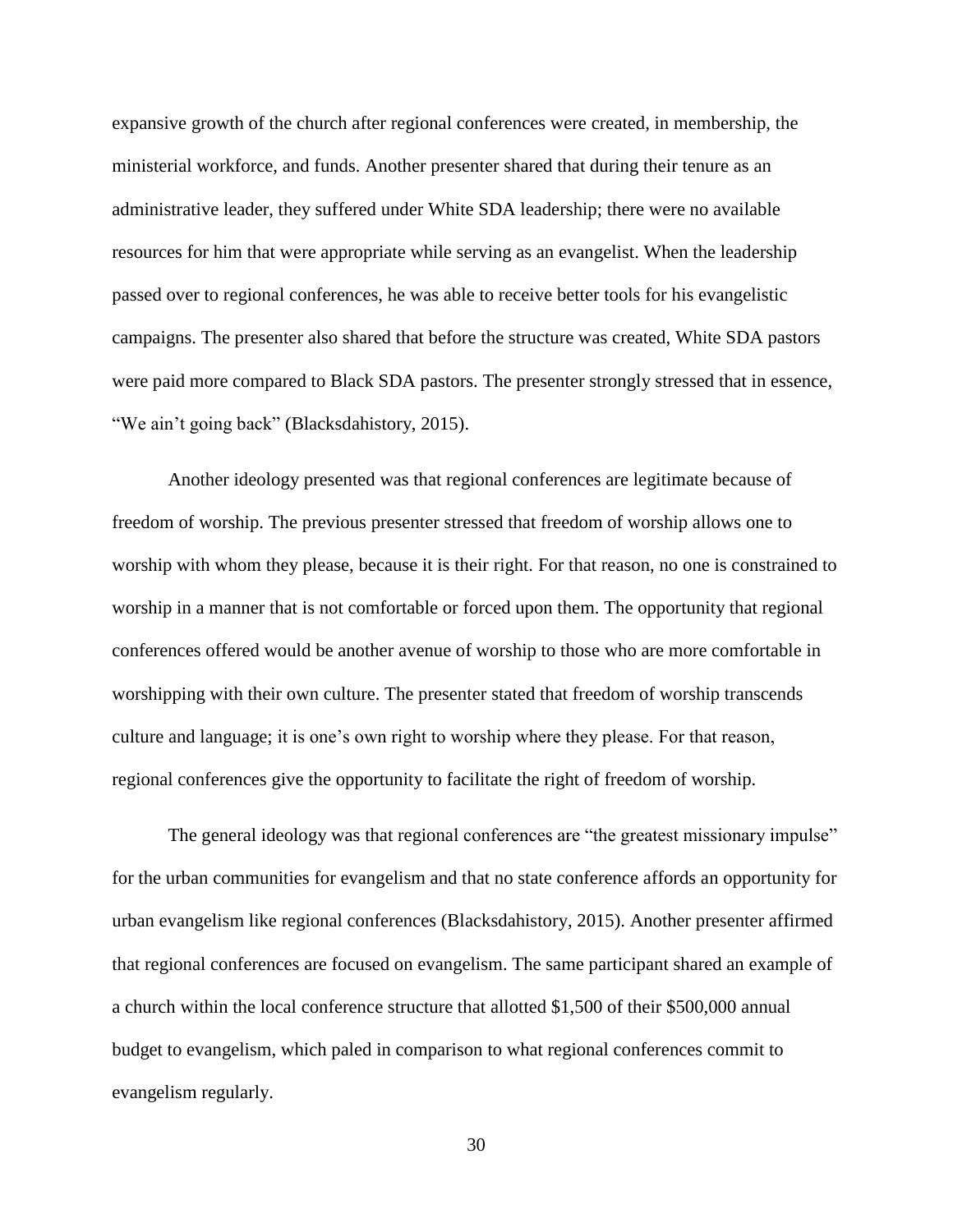expansive growth of the church after regional conferences were created, in membership, the ministerial workforce, and funds. Another presenter shared that during their tenure as an administrative leader, they suffered under White SDA leadership; there were no available resources for him that were appropriate while serving as an evangelist. When the leadership passed over to regional conferences, he was able to receive better tools for his evangelistic campaigns. The presenter also shared that before the structure was created, White SDA pastors were paid more compared to Black SDA pastors. The presenter strongly stressed that in essence, "We ain't going back" (Blacksdahistory, 2015).

Another ideology presented was that regional conferences are legitimate because of freedom of worship. The previous presenter stressed that freedom of worship allows one to worship with whom they please, because it is their right. For that reason, no one is constrained to worship in a manner that is not comfortable or forced upon them. The opportunity that regional conferences offered would be another avenue of worship to those who are more comfortable in worshipping with their own culture. The presenter stated that freedom of worship transcends culture and language; it is one's own right to worship where they please. For that reason, regional conferences give the opportunity to facilitate the right of freedom of worship.

The general ideology was that regional conferences are "the greatest missionary impulse" for the urban communities for evangelism and that no state conference affords an opportunity for urban evangelism like regional conferences (Blacksdahistory, 2015). Another presenter affirmed that regional conferences are focused on evangelism. The same participant shared an example of a church within the local conference structure that allotted $1,500 of their $500,000 annual budget to evangelism, which paled in comparison to what regional conferences commit to evangelism regularly.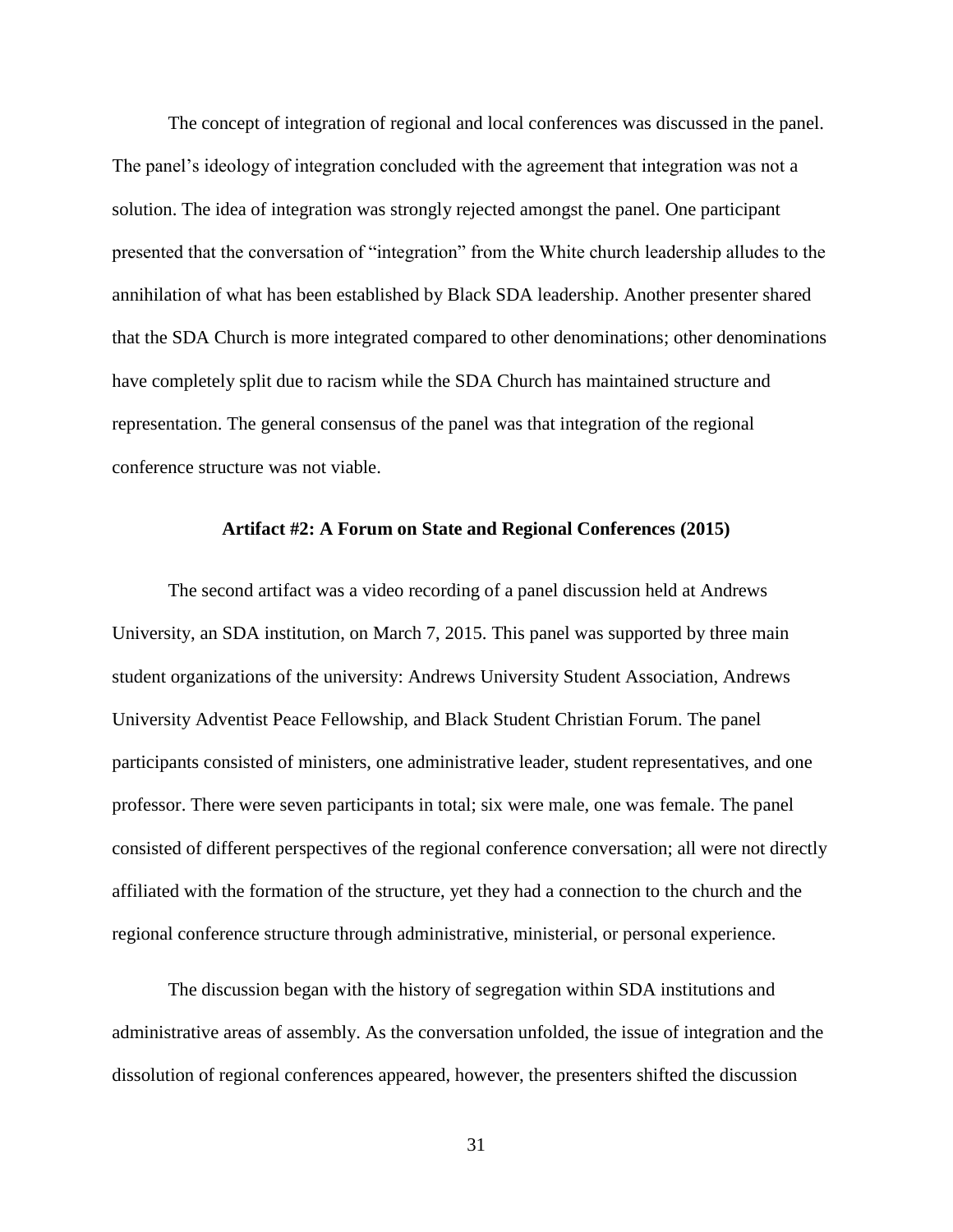The concept of integration of regional and local conferences was discussed in the panel. The panel's ideology of integration concluded with the agreement that integration was not a solution. The idea of integration was strongly rejected amongst the panel. One participant presented that the conversation of "integration" from the White church leadership alludes to the annihilation of what has been established by Black SDA leadership. Another presenter shared that the SDA Church is more integrated compared to other denominations; other denominations have completely split due to racism while the SDA Church has maintained structure and representation. The general consensus of the panel was that integration of the regional conference structure was not viable.

### Artifact #2: A Forum on State and Regional Conferences (2015)

The second artifact was a video recording of a panel discussion held at Andrews University, an SDA institution, on March 7, 2015. This panel was supported by three main student organizations of the university: Andrews University Student Association, Andrews University Adventist Peace Fellowship, and Black Student Christian Forum. The panel participants consisted of ministers, one administrative leader, student representatives, and one professor. There were seven participants in total; six were male, one was female. The panel consisted of different perspectives of the regional conference conversation; all were not directly affiliated with the formation of the structure, yet they had a connection to the church and the regional conference structure through administrative, ministerial, or personal experience.

The discussion began with the history of segregation within SDA institutions and administrative areas of assembly. As the conversation unfolded, the issue of integration and the dissolution of regional conferences appeared, however, the presenters shifted the discussion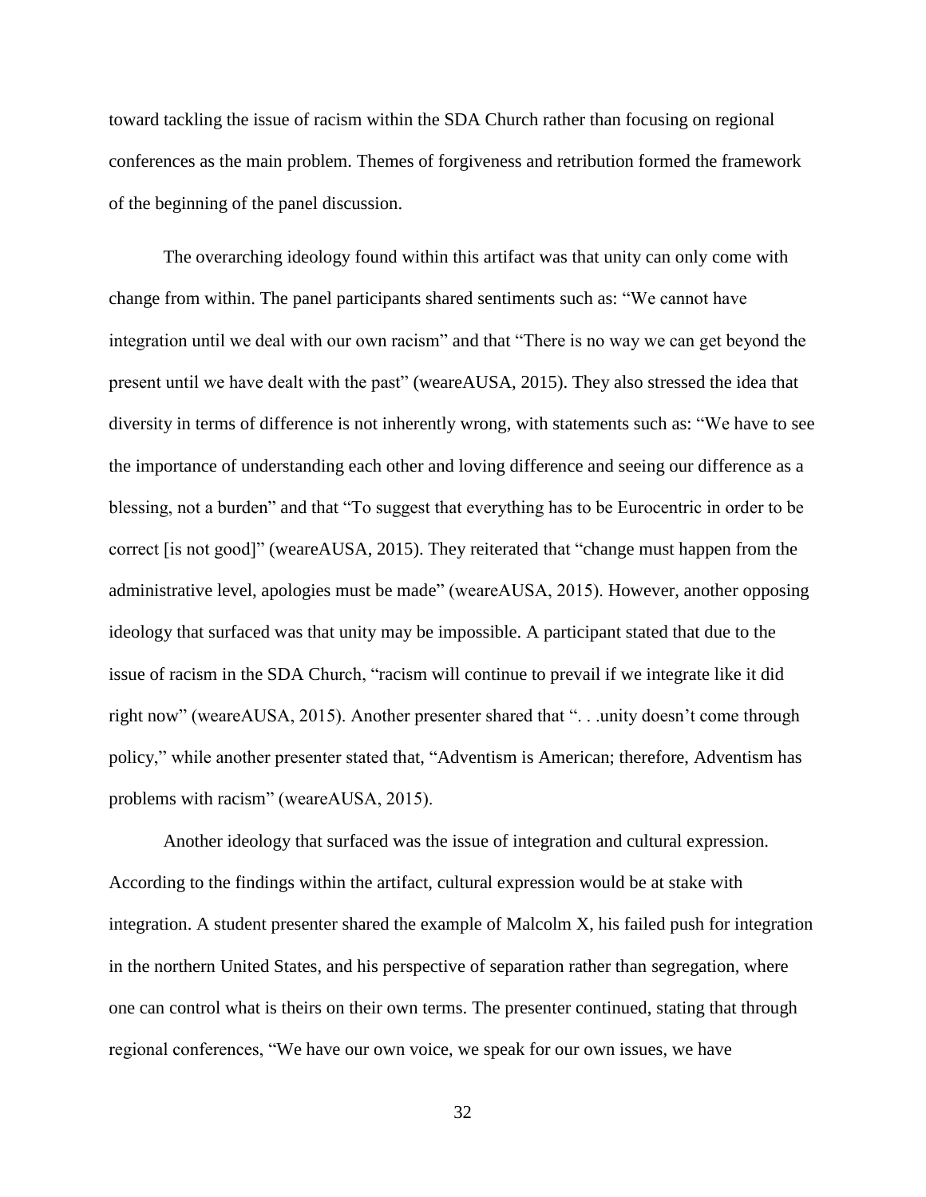toward tackling the issue of racism within the SDA Church rather than focusing on regional conferences as the main problem. Themes of forgiveness and retribution formed the framework of the beginning of the panel discussion.

The overarching ideology found within this artifact was that unity can only come with change from within. The panel participants shared sentiments such as: "We cannot have integration until we deal with our own racism" and that "There is no way we can get beyond the present until we have dealt with the past" (weareAUSA, 2015). They also stressed the idea that diversity in terms of difference is not inherently wrong, with statements such as: "We have to see the importance of understanding each other and loving difference and seeing our difference as a blessing, not a burden" and that "To suggest that everything has to be Eurocentric in order to be correct [is not good]" (weareAUSA, 2015). They reiterated that "change must happen from the administrative level, apologies must be made" (weareAUSA, 2015). However, another opposing ideology that surfaced was that unity may be impossible. A participant stated that due to the issue of racism in the SDA Church, "racism will continue to prevail if we integrate like it did right now" (weareAUSA, 2015). Another presenter shared that ". . .unity doesn't come through policy," while another presenter stated that, "Adventism is American; therefore, Adventism has problems with racism" (weareAUSA, 2015).

Another ideology that surfaced was the issue of integration and cultural expression. According to the findings within the artifact, cultural expression would be at stake with integration. A student presenter shared the example of Malcolm X, his failed push for integration in the northern United States, and his perspective of separation rather than segregation, where one can control what is theirs on their own terms. The presenter continued, stating that through regional conferences, "We have our own voice, we speak for our own issues, we have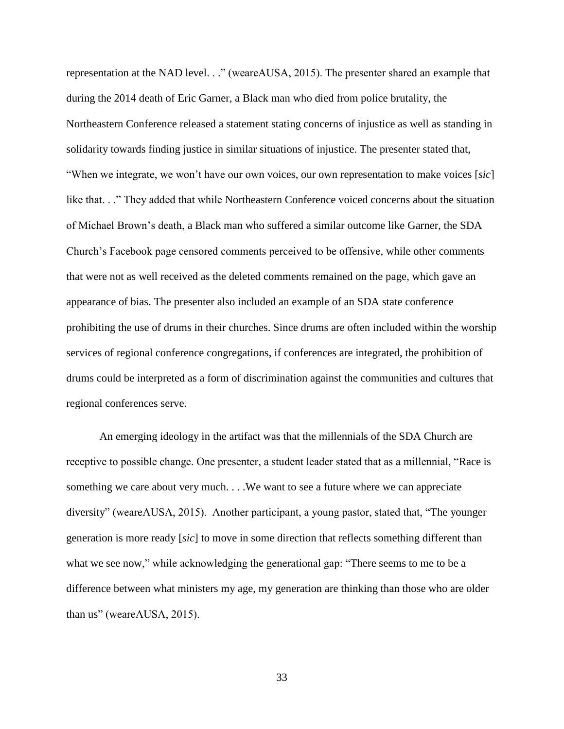representation at the NAD level. . ." (weareAUSA, 2015). The presenter shared an example that during the 2014 death of Eric Garner, a Black man who died from police brutality, the Northeastern Conference released a statement stating concerns of injustice as well as standing in solidarity towards finding justice in similar situations of injustice. The presenter stated that, "When we integrate, we won't have our own voices, our own representation to make voices [*sic*] like that. . ." They added that while Northeastern Conference voiced concerns about the situation of Michael Brown's death, a Black man who suffered a similar outcome like Garner, the SDA Church's Facebook page censored comments perceived to be offensive, while other comments that were not as well received as the deleted comments remained on the page, which gave an appearance of bias. The presenter also included an example of an SDA state conference prohibiting the use of drums in their churches. Since drums are often included within the worship services of regional conference congregations, if conferences are integrated, the prohibition of drums could be interpreted as a form of discrimination against the communities and cultures that regional conferences serve.

An emerging ideology in the artifact was that the millennials of the SDA Church are receptive to possible change. One presenter, a student leader stated that as a millennial, "Race is something we care about very much. . . .We want to see a future where we can appreciate diversity" (weareAUSA, 2015). Another participant, a young pastor, stated that, "The younger generation is more ready [*sic*] to move in some direction that reflects something different than what we see now," while acknowledging the generational gap: "There seems to me to be a difference between what ministers my age, my generation are thinking than those who are older than us" (weareAUSA, 2015).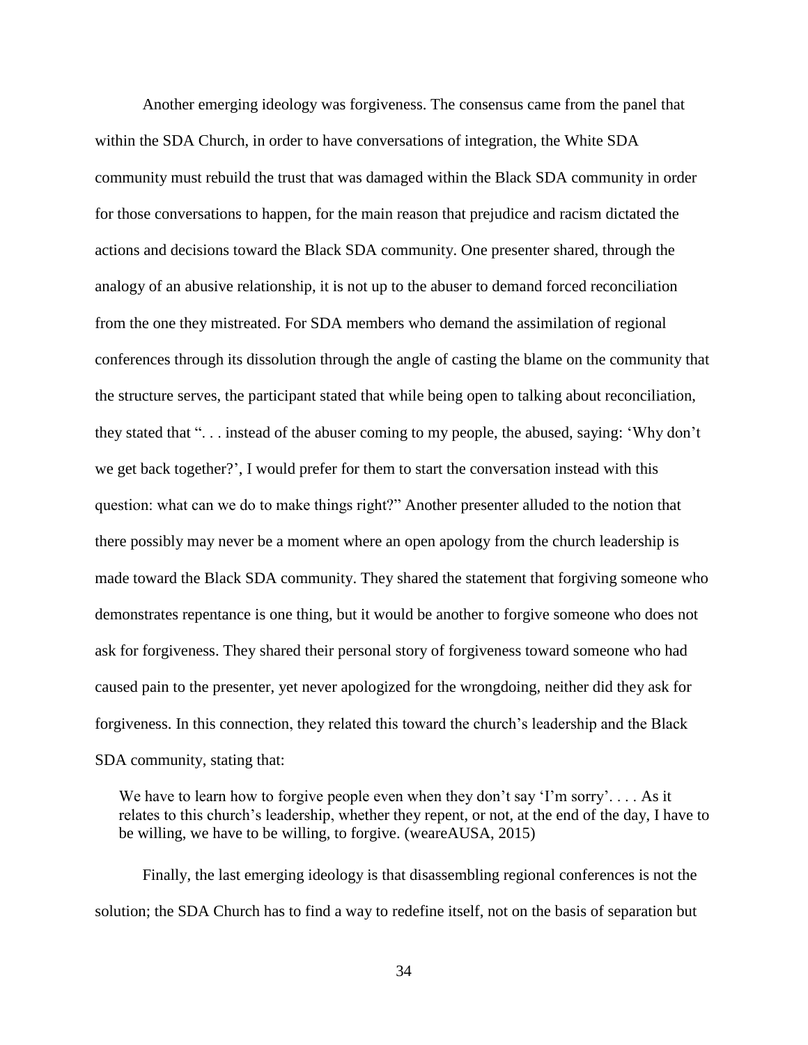Another emerging ideology was forgiveness. The consensus came from the panel that within the SDA Church, in order to have conversations of integration, the White SDA community must rebuild the trust that was damaged within the Black SDA community in order for those conversations to happen, for the main reason that prejudice and racism dictated the actions and decisions toward the Black SDA community. One presenter shared, through the analogy of an abusive relationship, it is not up to the abuser to demand forced reconciliation from the one they mistreated. For SDA members who demand the assimilation of regional conferences through its dissolution through the angle of casting the blame on the community that the structure serves, the participant stated that while being open to talking about reconciliation, they stated that ". . . instead of the abuser coming to my people, the abused, saying: 'Why don't we get back together?', I would prefer for them to start the conversation instead with this question: what can we do to make things right?" Another presenter alluded to the notion that there possibly may never be a moment where an open apology from the church leadership is made toward the Black SDA community. They shared the statement that forgiving someone who demonstrates repentance is one thing, but it would be another to forgive someone who does not ask for forgiveness. They shared their personal story of forgiveness toward someone who had caused pain to the presenter, yet never apologized for the wrongdoing, neither did they ask for forgiveness. In this connection, they related this toward the church's leadership and the Black SDA community, stating that:

> We have to learn how to forgive people even when they don't say 'I'm sorry'. . . . As it relates to this church's leadership, whether they repent, or not, at the end of the day, I have to be willing, we have to be willing, to forgive. (weareAUSA, 2015)

Finally, the last emerging ideology is that disassembling regional conferences is not the solution; the SDA Church has to find a way to redefine itself, not on the basis of separation but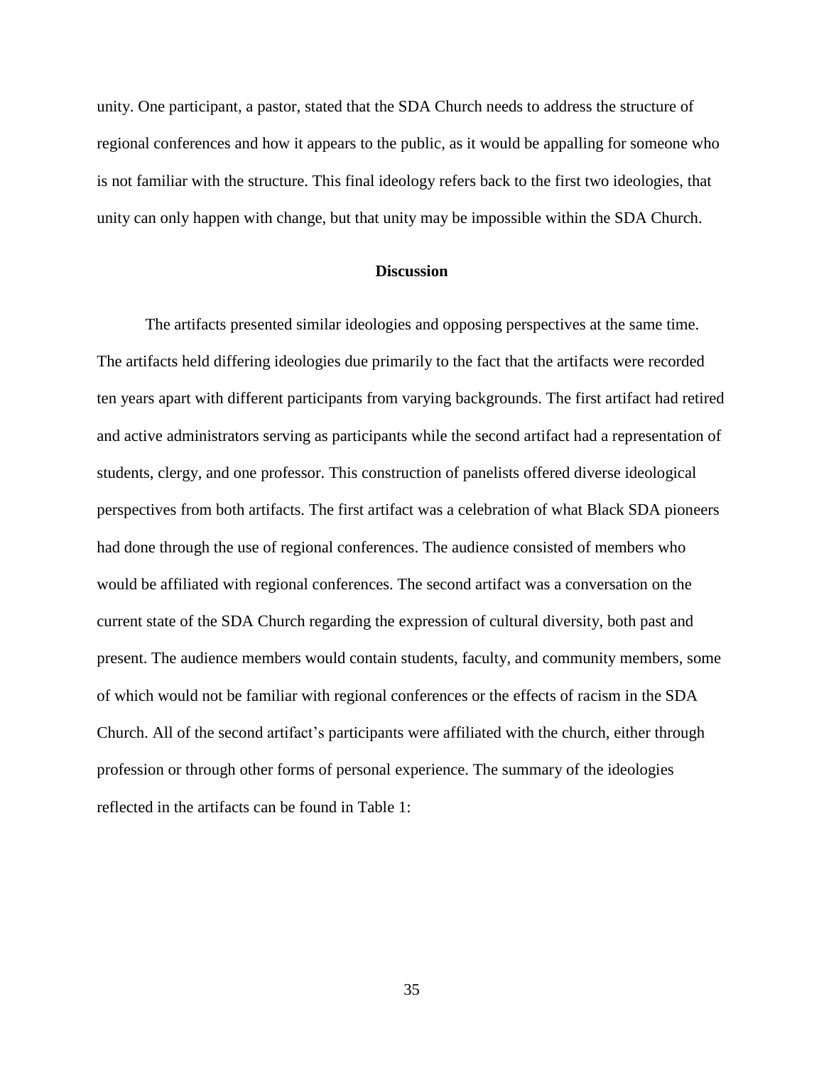unity. One participant, a pastor, stated that the SDA Church needs to address the structure of regional conferences and how it appears to the public, as it would be appalling for someone who is not familiar with the structure. This final ideology refers back to the first two ideologies, that unity can only happen with change, but that unity may be impossible within the SDA Church.

## Discussion

The artifacts presented similar ideologies and opposing perspectives at the same time. The artifacts held differing ideologies due primarily to the fact that the artifacts were recorded ten years apart with different participants from varying backgrounds. The first artifact had retired and active administrators serving as participants while the second artifact had a representation of students, clergy, and one professor. This construction of panelists offered diverse ideological perspectives from both artifacts. The first artifact was a celebration of what Black SDA pioneers had done through the use of regional conferences. The audience consisted of members who would be affiliated with regional conferences. The second artifact was a conversation on the current state of the SDA Church regarding the expression of cultural diversity, both past and present. The audience members would contain students, faculty, and community members, some of which would not be familiar with regional conferences or the effects of racism in the SDA Church. All of the second artifact's participants were affiliated with the church, either through profession or through other forms of personal experience. The summary of the ideologies reflected in the artifacts can be found in Table 1: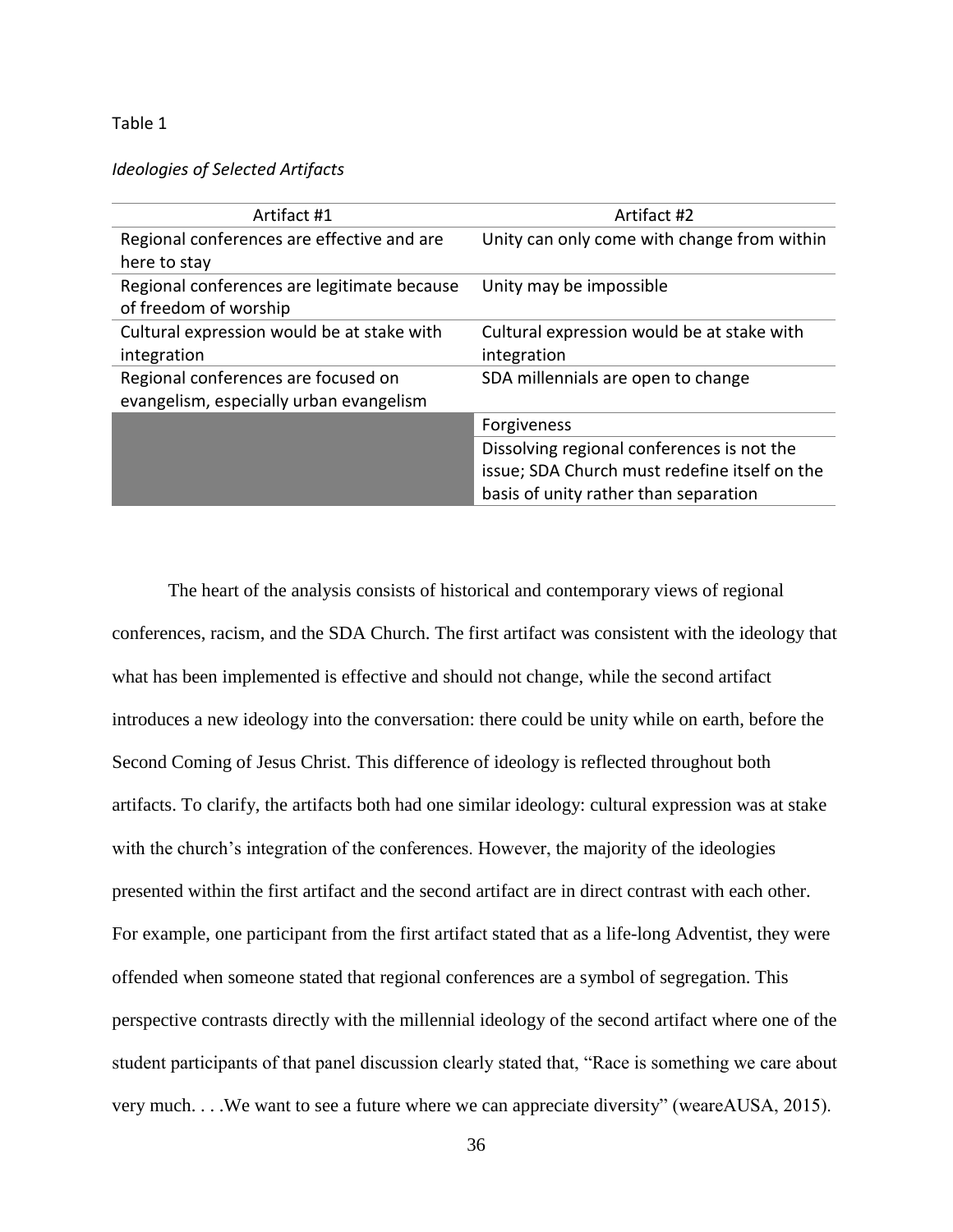Table 1

*Ideologies of Selected Artifacts*

| Artifact #1 | Artifact #2 |
|---|---|
| Regional conferences are effective and are here to stay | Unity can only come with change from within |
| Regional conferences are legitimate because of freedom of worship | Unity may be impossible |
| Cultural expression would be at stake with integration | Cultural expression would be at stake with integration |
| Regional conferences are focused on evangelism, especially urban evangelism | SDA millennials are open to change |
| | Forgiveness |
| | Dissolving regional conferences is not the issue; SDA Church must redefine itself on the basis of unity rather than separation |

The heart of the analysis consists of historical and contemporary views of regional conferences, racism, and the SDA Church. The first artifact was consistent with the ideology that what has been implemented is effective and should not change, while the second artifact introduces a new ideology into the conversation: there could be unity while on earth, before the Second Coming of Jesus Christ. This difference of ideology is reflected throughout both artifacts. To clarify, the artifacts both had one similar ideology: cultural expression was at stake with the church's integration of the conferences. However, the majority of the ideologies presented within the first artifact and the second artifact are in direct contrast with each other. For example, one participant from the first artifact stated that as a life-long Adventist, they were offended when someone stated that regional conferences are a symbol of segregation. This perspective contrasts directly with the millennial ideology of the second artifact where one of the student participants of that panel discussion clearly stated that, "Race is something we care about very much. . . .We want to see a future where we can appreciate diversity" (weareAUSA, 2015).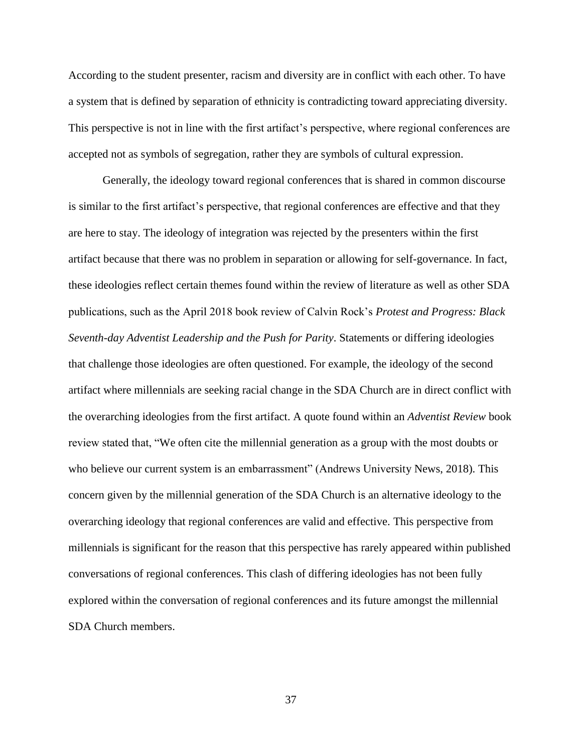According to the student presenter, racism and diversity are in conflict with each other. To have a system that is defined by separation of ethnicity is contradicting toward appreciating diversity. This perspective is not in line with the first artifact's perspective, where regional conferences are accepted not as symbols of segregation, rather they are symbols of cultural expression.

Generally, the ideology toward regional conferences that is shared in common discourse is similar to the first artifact's perspective, that regional conferences are effective and that they are here to stay. The ideology of integration was rejected by the presenters within the first artifact because that there was no problem in separation or allowing for self-governance. In fact, these ideologies reflect certain themes found within the review of literature as well as other SDA publications, such as the April 2018 book review of Calvin Rock's *Protest and Progress: Black Seventh-day Adventist Leadership and the Push for Parity*. Statements or differing ideologies that challenge those ideologies are often questioned. For example, the ideology of the second artifact where millennials are seeking racial change in the SDA Church are in direct conflict with the overarching ideologies from the first artifact. A quote found within an *Adventist Review* book review stated that, "We often cite the millennial generation as a group with the most doubts or who believe our current system is an embarrassment" (Andrews University News, 2018). This concern given by the millennial generation of the SDA Church is an alternative ideology to the overarching ideology that regional conferences are valid and effective. This perspective from millennials is significant for the reason that this perspective has rarely appeared within published conversations of regional conferences. This clash of differing ideologies has not been fully explored within the conversation of regional conferences and its future amongst the millennial SDA Church members.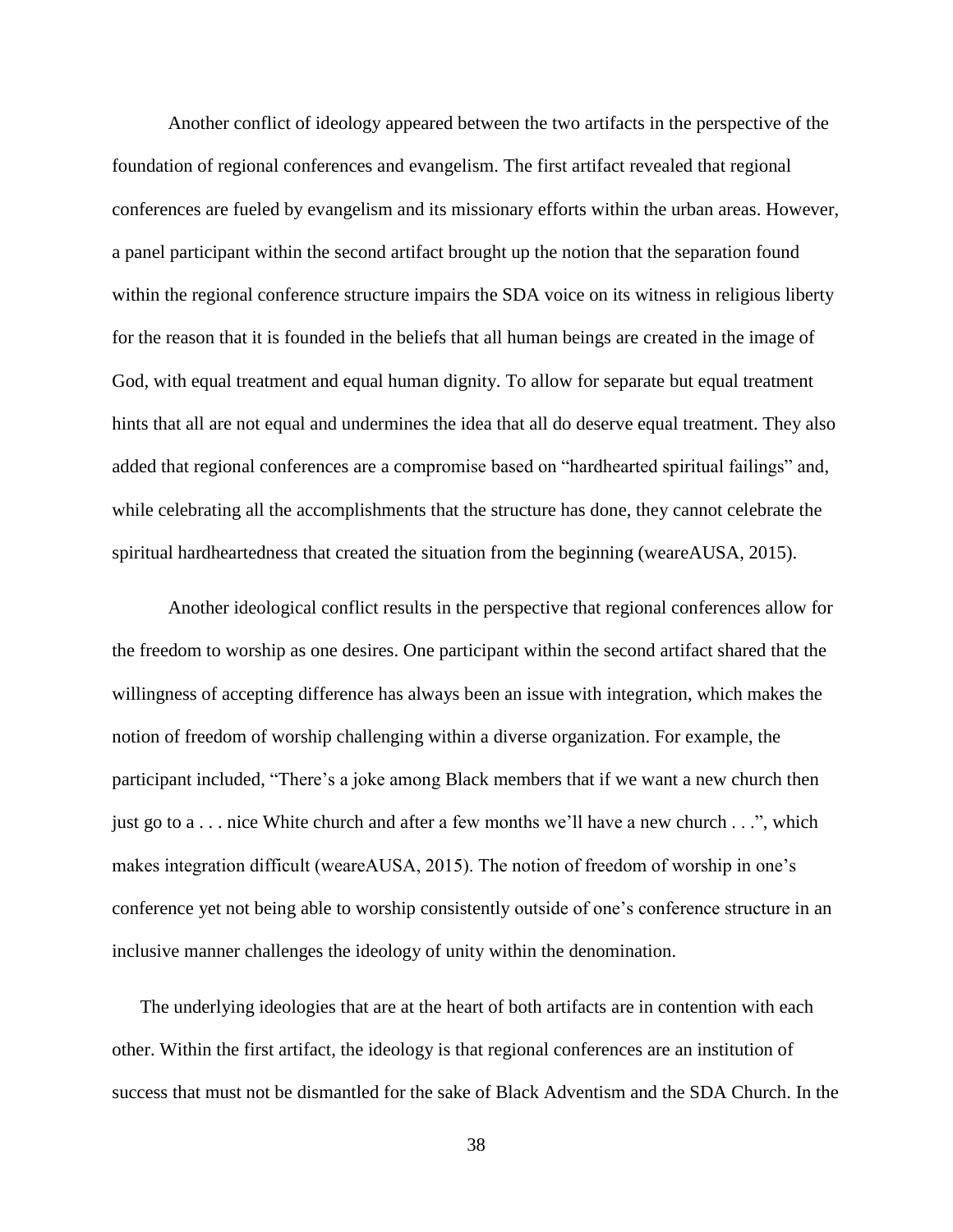Another conflict of ideology appeared between the two artifacts in the perspective of the foundation of regional conferences and evangelism. The first artifact revealed that regional conferences are fueled by evangelism and its missionary efforts within the urban areas. However, a panel participant within the second artifact brought up the notion that the separation found within the regional conference structure impairs the SDA voice on its witness in religious liberty for the reason that it is founded in the beliefs that all human beings are created in the image of God, with equal treatment and equal human dignity. To allow for separate but equal treatment hints that all are not equal and undermines the idea that all do deserve equal treatment. They also added that regional conferences are a compromise based on "hardhearted spiritual failings" and, while celebrating all the accomplishments that the structure has done, they cannot celebrate the spiritual hardheartedness that created the situation from the beginning (weareAUSA, 2015).

Another ideological conflict results in the perspective that regional conferences allow for the freedom to worship as one desires. One participant within the second artifact shared that the willingness of accepting difference has always been an issue with integration, which makes the notion of freedom of worship challenging within a diverse organization. For example, the participant included, "There's a joke among Black members that if we want a new church then just go to a . . . nice White church and after a few months we'll have a new church . . .", which makes integration difficult (weareAUSA, 2015). The notion of freedom of worship in one's conference yet not being able to worship consistently outside of one's conference structure in an inclusive manner challenges the ideology of unity within the denomination.

The underlying ideologies that are at the heart of both artifacts are in contention with each other. Within the first artifact, the ideology is that regional conferences are an institution of success that must not be dismantled for the sake of Black Adventism and the SDA Church. In the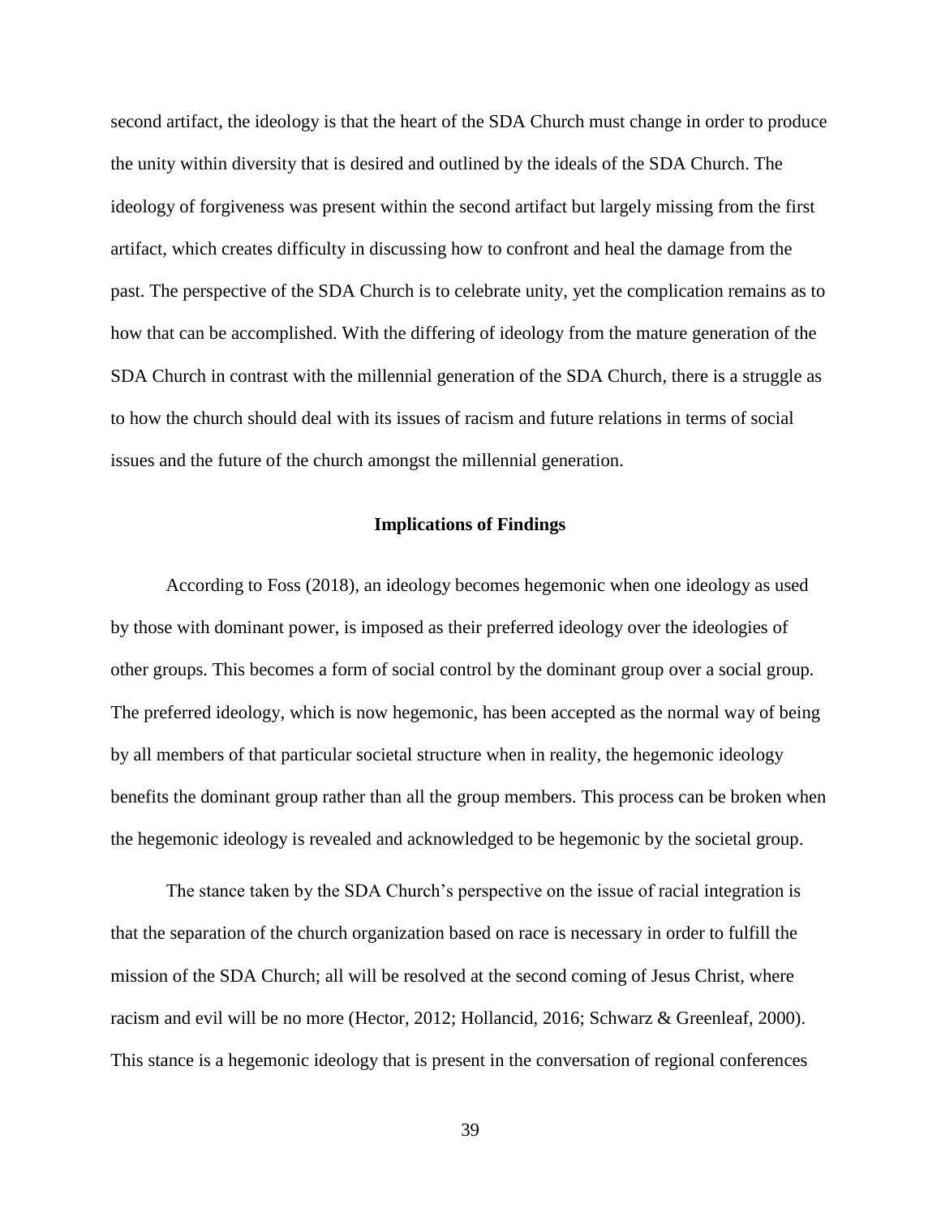second artifact, the ideology is that the heart of the SDA Church must change in order to produce the unity within diversity that is desired and outlined by the ideals of the SDA Church. The ideology of forgiveness was present within the second artifact but largely missing from the first artifact, which creates difficulty in discussing how to confront and heal the damage from the past. The perspective of the SDA Church is to celebrate unity, yet the complication remains as to how that can be accomplished. With the differing of ideology from the mature generation of the SDA Church in contrast with the millennial generation of the SDA Church, there is a struggle as to how the church should deal with its issues of racism and future relations in terms of social issues and the future of the church amongst the millennial generation.

## Implications of Findings

According to Foss (2018), an ideology becomes hegemonic when one ideology as used by those with dominant power, is imposed as their preferred ideology over the ideologies of other groups. This becomes a form of social control by the dominant group over a social group. The preferred ideology, which is now hegemonic, has been accepted as the normal way of being by all members of that particular societal structure when in reality, the hegemonic ideology benefits the dominant group rather than all the group members. This process can be broken when the hegemonic ideology is revealed and acknowledged to be hegemonic by the societal group.

The stance taken by the SDA Church's perspective on the issue of racial integration is that the separation of the church organization based on race is necessary in order to fulfill the mission of the SDA Church; all will be resolved at the second coming of Jesus Christ, where racism and evil will be no more (Hector, 2012; Hollancid, 2016; Schwarz & Greenleaf, 2000). This stance is a hegemonic ideology that is present in the conversation of regional conferences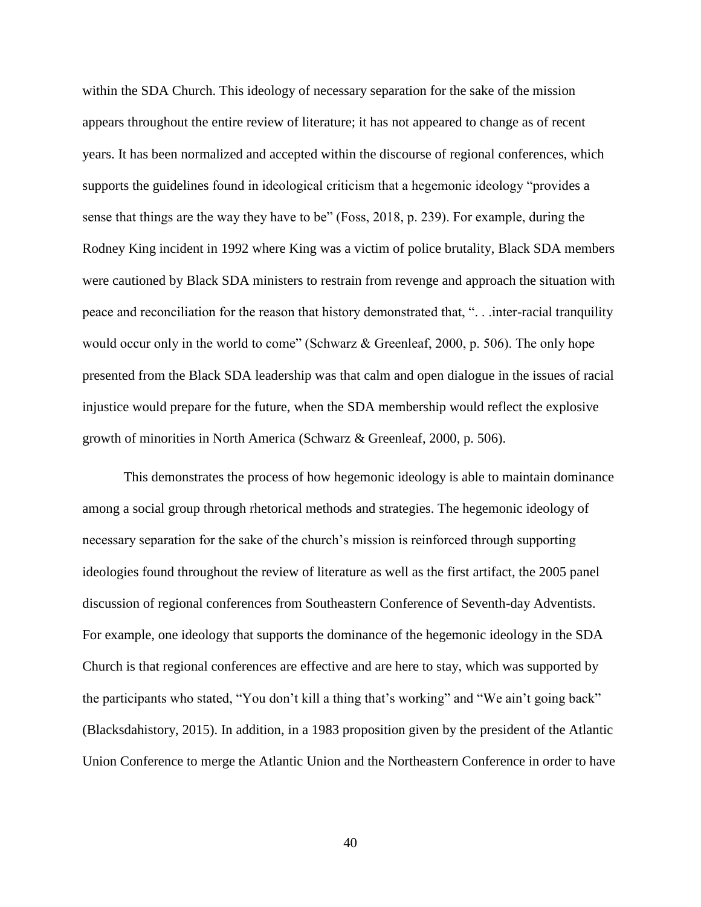within the SDA Church. This ideology of necessary separation for the sake of the mission appears throughout the entire review of literature; it has not appeared to change as of recent years. It has been normalized and accepted within the discourse of regional conferences, which supports the guidelines found in ideological criticism that a hegemonic ideology "provides a sense that things are the way they have to be" (Foss, 2018, p. 239). For example, during the Rodney King incident in 1992 where King was a victim of police brutality, Black SDA members were cautioned by Black SDA ministers to restrain from revenge and approach the situation with peace and reconciliation for the reason that history demonstrated that, ". . .inter-racial tranquility would occur only in the world to come" (Schwarz & Greenleaf, 2000, p. 506). The only hope presented from the Black SDA leadership was that calm and open dialogue in the issues of racial injustice would prepare for the future, when the SDA membership would reflect the explosive growth of minorities in North America (Schwarz & Greenleaf, 2000, p. 506).

This demonstrates the process of how hegemonic ideology is able to maintain dominance among a social group through rhetorical methods and strategies. The hegemonic ideology of necessary separation for the sake of the church's mission is reinforced through supporting ideologies found throughout the review of literature as well as the first artifact, the 2005 panel discussion of regional conferences from Southeastern Conference of Seventh-day Adventists. For example, one ideology that supports the dominance of the hegemonic ideology in the SDA Church is that regional conferences are effective and are here to stay, which was supported by the participants who stated, "You don't kill a thing that's working" and "We ain't going back" (Blacksdahistory, 2015). In addition, in a 1983 proposition given by the president of the Atlantic Union Conference to merge the Atlantic Union and the Northeastern Conference in order to have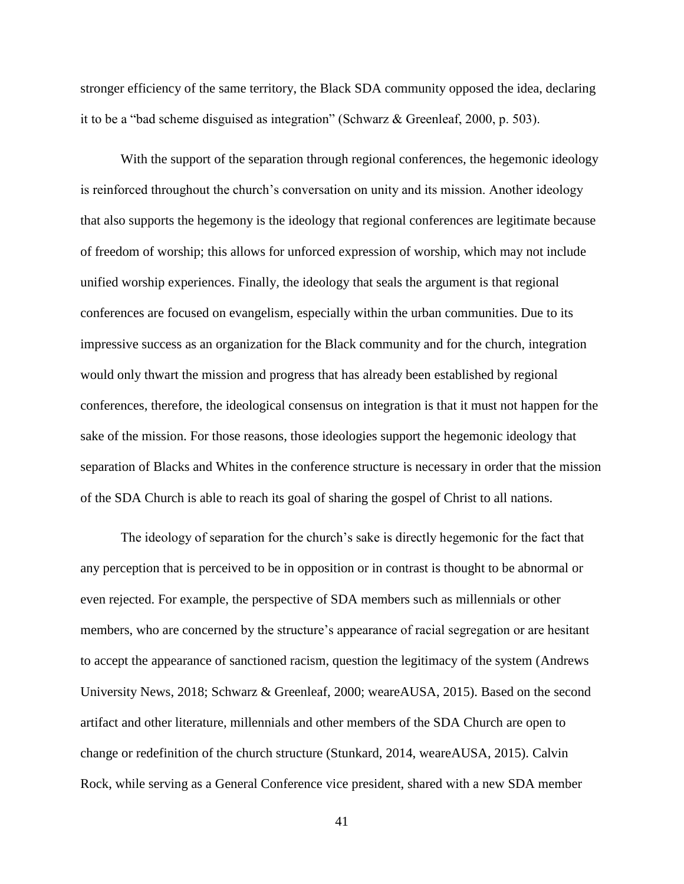stronger efficiency of the same territory, the Black SDA community opposed the idea, declaring it to be a "bad scheme disguised as integration" (Schwarz & Greenleaf, 2000, p. 503).

With the support of the separation through regional conferences, the hegemonic ideology is reinforced throughout the church's conversation on unity and its mission. Another ideology that also supports the hegemony is the ideology that regional conferences are legitimate because of freedom of worship; this allows for unforced expression of worship, which may not include unified worship experiences. Finally, the ideology that seals the argument is that regional conferences are focused on evangelism, especially within the urban communities. Due to its impressive success as an organization for the Black community and for the church, integration would only thwart the mission and progress that has already been established by regional conferences, therefore, the ideological consensus on integration is that it must not happen for the sake of the mission. For those reasons, those ideologies support the hegemonic ideology that separation of Blacks and Whites in the conference structure is necessary in order that the mission of the SDA Church is able to reach its goal of sharing the gospel of Christ to all nations.

The ideology of separation for the church's sake is directly hegemonic for the fact that any perception that is perceived to be in opposition or in contrast is thought to be abnormal or even rejected. For example, the perspective of SDA members such as millennials or other members, who are concerned by the structure's appearance of racial segregation or are hesitant to accept the appearance of sanctioned racism, question the legitimacy of the system (Andrews University News, 2018; Schwarz & Greenleaf, 2000; weareAUSA, 2015). Based on the second artifact and other literature, millennials and other members of the SDA Church are open to change or redefinition of the church structure (Stunkard, 2014, weareAUSA, 2015). Calvin Rock, while serving as a General Conference vice president, shared with a new SDA member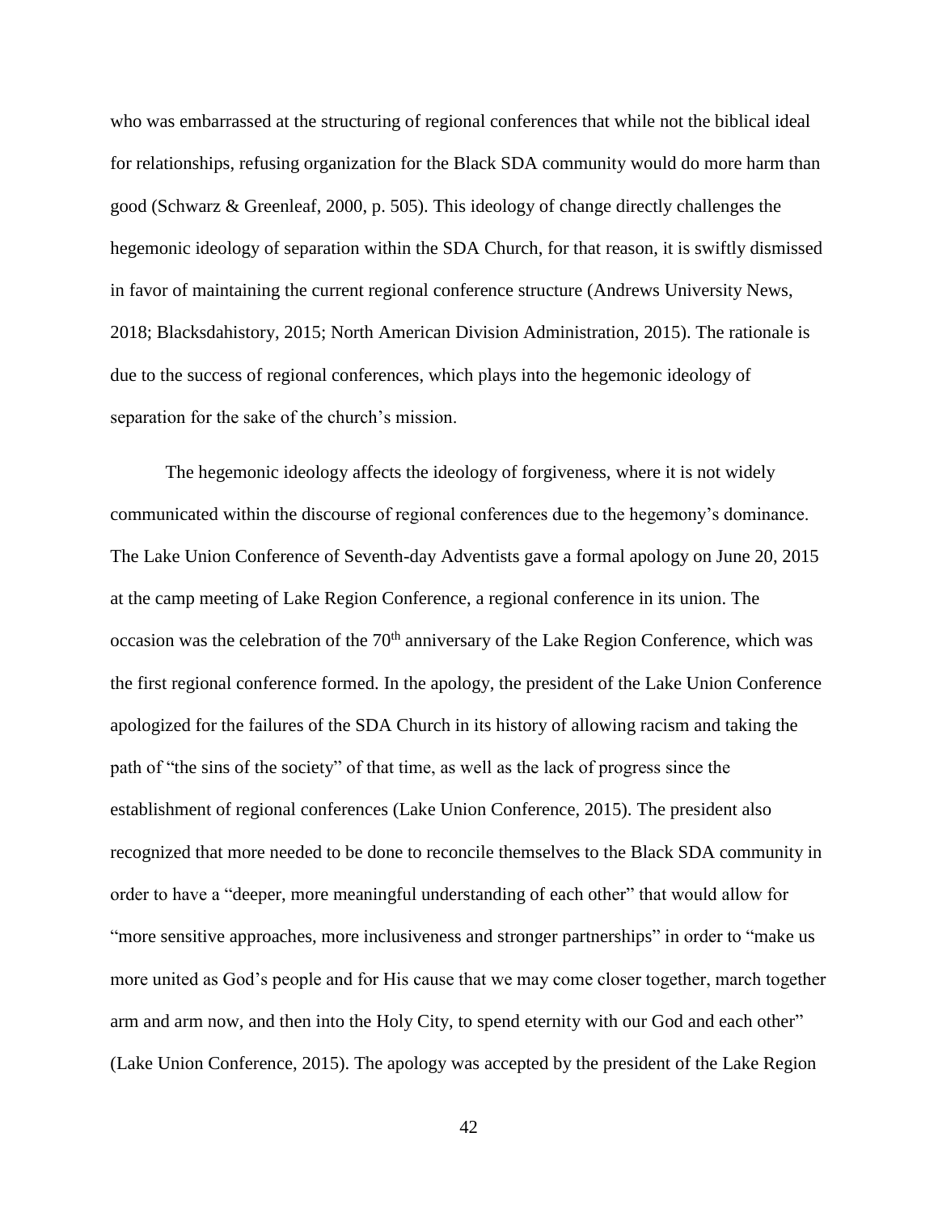who was embarrassed at the structuring of regional conferences that while not the biblical ideal for relationships, refusing organization for the Black SDA community would do more harm than good (Schwarz & Greenleaf, 2000, p. 505). This ideology of change directly challenges the hegemonic ideology of separation within the SDA Church, for that reason, it is swiftly dismissed in favor of maintaining the current regional conference structure (Andrews University News, 2018; Blacksdahistory, 2015; North American Division Administration, 2015). The rationale is due to the success of regional conferences, which plays into the hegemonic ideology of separation for the sake of the church's mission.

The hegemonic ideology affects the ideology of forgiveness, where it is not widely communicated within the discourse of regional conferences due to the hegemony's dominance. The Lake Union Conference of Seventh-day Adventists gave a formal apology on June 20, 2015 at the camp meeting of Lake Region Conference, a regional conference in its union. The occasion was the celebration of the 70th anniversary of the Lake Region Conference, which was the first regional conference formed. In the apology, the president of the Lake Union Conference apologized for the failures of the SDA Church in its history of allowing racism and taking the path of "the sins of the society" of that time, as well as the lack of progress since the establishment of regional conferences (Lake Union Conference, 2015). The president also recognized that more needed to be done to reconcile themselves to the Black SDA community in order to have a "deeper, more meaningful understanding of each other" that would allow for "more sensitive approaches, more inclusiveness and stronger partnerships" in order to "make us more united as God's people and for His cause that we may come closer together, march together arm and arm now, and then into the Holy City, to spend eternity with our God and each other" (Lake Union Conference, 2015). The apology was accepted by the president of the Lake Region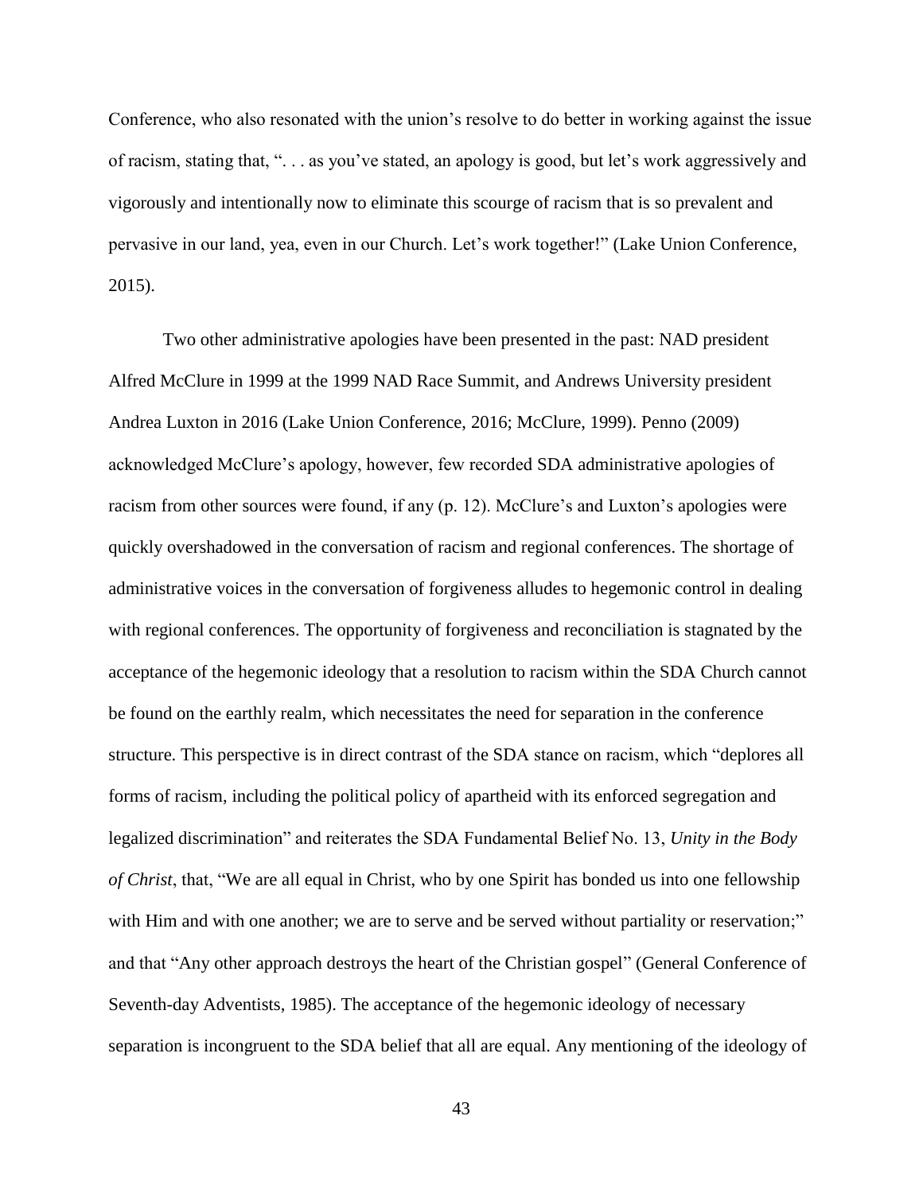Conference, who also resonated with the union's resolve to do better in working against the issue of racism, stating that, ". . . as you've stated, an apology is good, but let's work aggressively and vigorously and intentionally now to eliminate this scourge of racism that is so prevalent and pervasive in our land, yea, even in our Church. Let's work together!" (Lake Union Conference, 2015).

Two other administrative apologies have been presented in the past: NAD president Alfred McClure in 1999 at the 1999 NAD Race Summit, and Andrews University president Andrea Luxton in 2016 (Lake Union Conference, 2016; McClure, 1999). Penno (2009) acknowledged McClure's apology, however, few recorded SDA administrative apologies of racism from other sources were found, if any (p. 12). McClure's and Luxton's apologies were quickly overshadowed in the conversation of racism and regional conferences. The shortage of administrative voices in the conversation of forgiveness alludes to hegemonic control in dealing with regional conferences. The opportunity of forgiveness and reconciliation is stagnated by the acceptance of the hegemonic ideology that a resolution to racism within the SDA Church cannot be found on the earthly realm, which necessitates the need for separation in the conference structure. This perspective is in direct contrast of the SDA stance on racism, which "deplores all forms of racism, including the political policy of apartheid with its enforced segregation and legalized discrimination" and reiterates the SDA Fundamental Belief No. 13, *Unity in the Body of Christ*, that, "We are all equal in Christ, who by one Spirit has bonded us into one fellowship with Him and with one another; we are to serve and be served without partiality or reservation;" and that "Any other approach destroys the heart of the Christian gospel" (General Conference of Seventh-day Adventists, 1985). The acceptance of the hegemonic ideology of necessary separation is incongruent to the SDA belief that all are equal. Any mentioning of the ideology of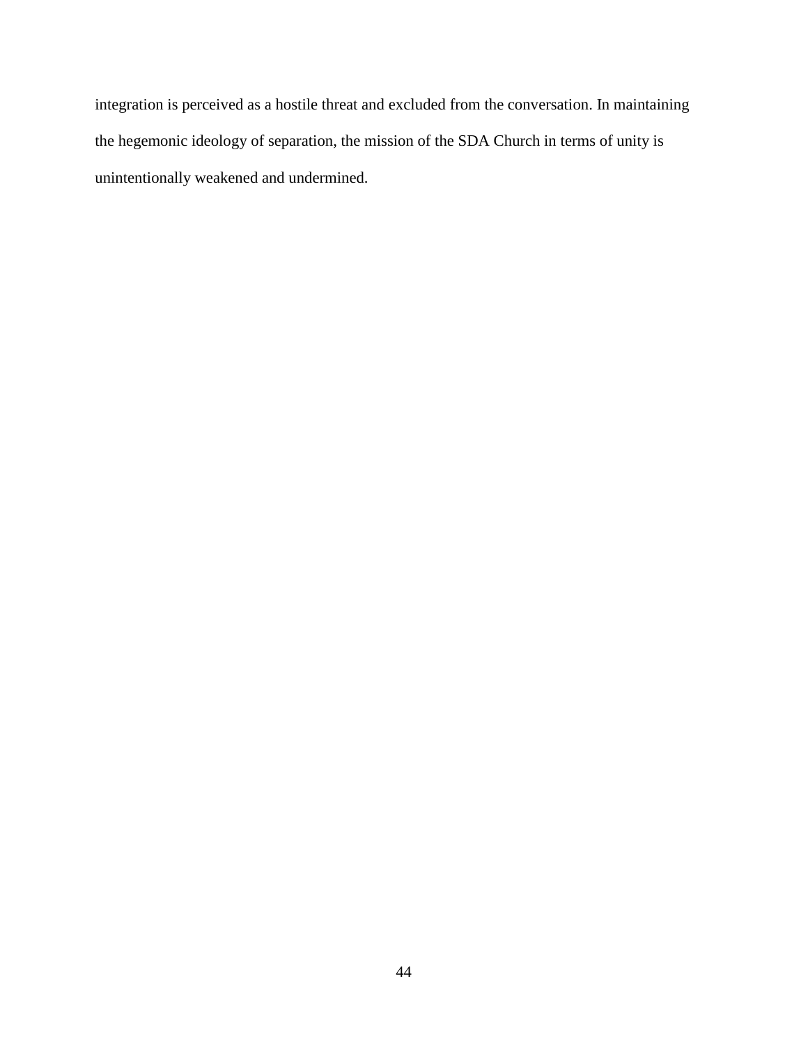integration is perceived as a hostile threat and excluded from the conversation. In maintaining the hegemonic ideology of separation, the mission of the SDA Church in terms of unity is unintentionally weakened and undermined.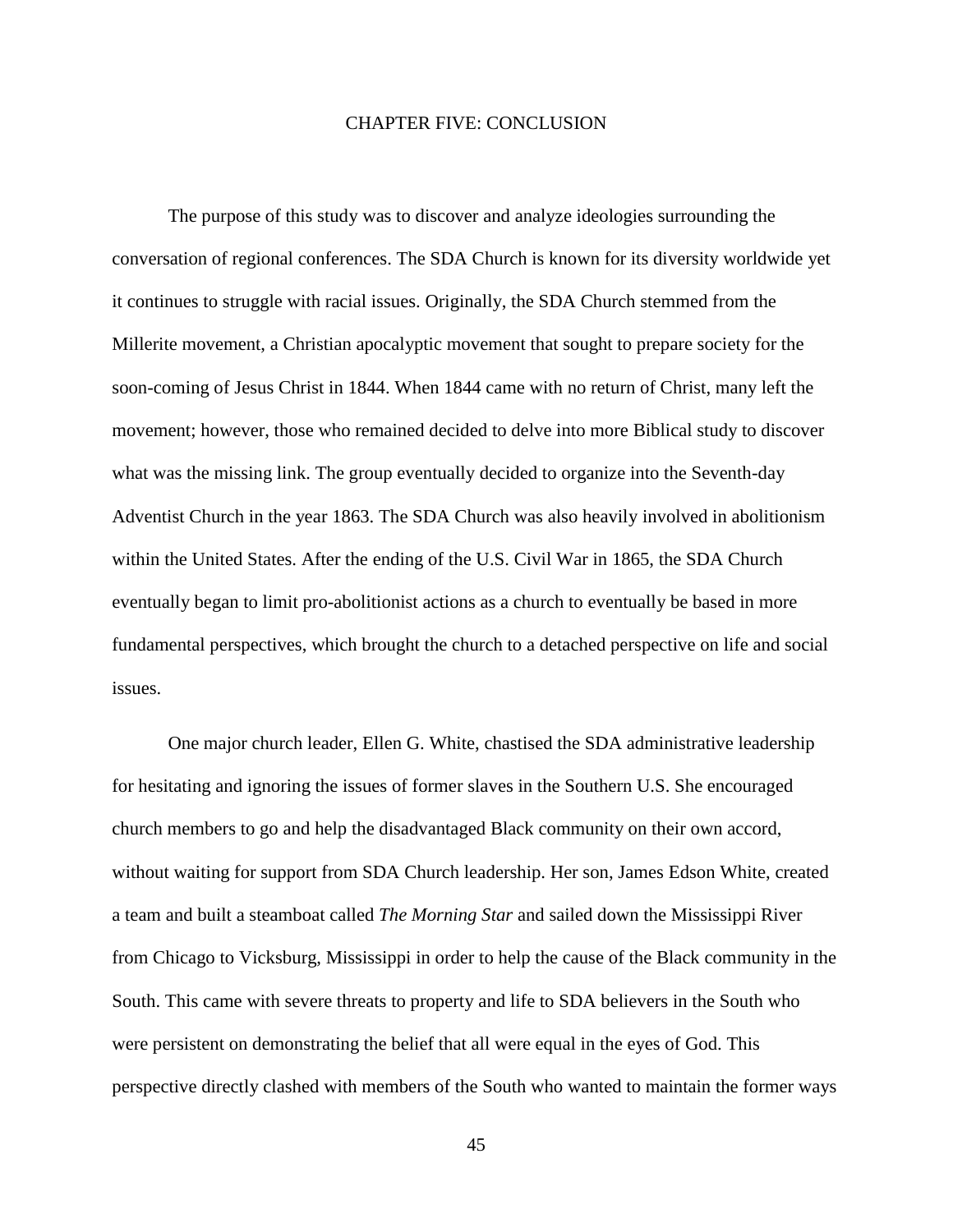# CHAPTER FIVE: CONCLUSION

The purpose of this study was to discover and analyze ideologies surrounding the conversation of regional conferences. The SDA Church is known for its diversity worldwide yet it continues to struggle with racial issues. Originally, the SDA Church stemmed from the Millerite movement, a Christian apocalyptic movement that sought to prepare society for the soon-coming of Jesus Christ in 1844. When 1844 came with no return of Christ, many left the movement; however, those who remained decided to delve into more Biblical study to discover what was the missing link. The group eventually decided to organize into the Seventh-day Adventist Church in the year 1863. The SDA Church was also heavily involved in abolitionism within the United States. After the ending of the U.S. Civil War in 1865, the SDA Church eventually began to limit pro-abolitionist actions as a church to eventually be based in more fundamental perspectives, which brought the church to a detached perspective on life and social issues.

One major church leader, Ellen G. White, chastised the SDA administrative leadership for hesitating and ignoring the issues of former slaves in the Southern U.S. She encouraged church members to go and help the disadvantaged Black community on their own accord, without waiting for support from SDA Church leadership. Her son, James Edson White, created a team and built a steamboat called *The Morning Star* and sailed down the Mississippi River from Chicago to Vicksburg, Mississippi in order to help the cause of the Black community in the South. This came with severe threats to property and life to SDA believers in the South who were persistent on demonstrating the belief that all were equal in the eyes of God. This perspective directly clashed with members of the South who wanted to maintain the former ways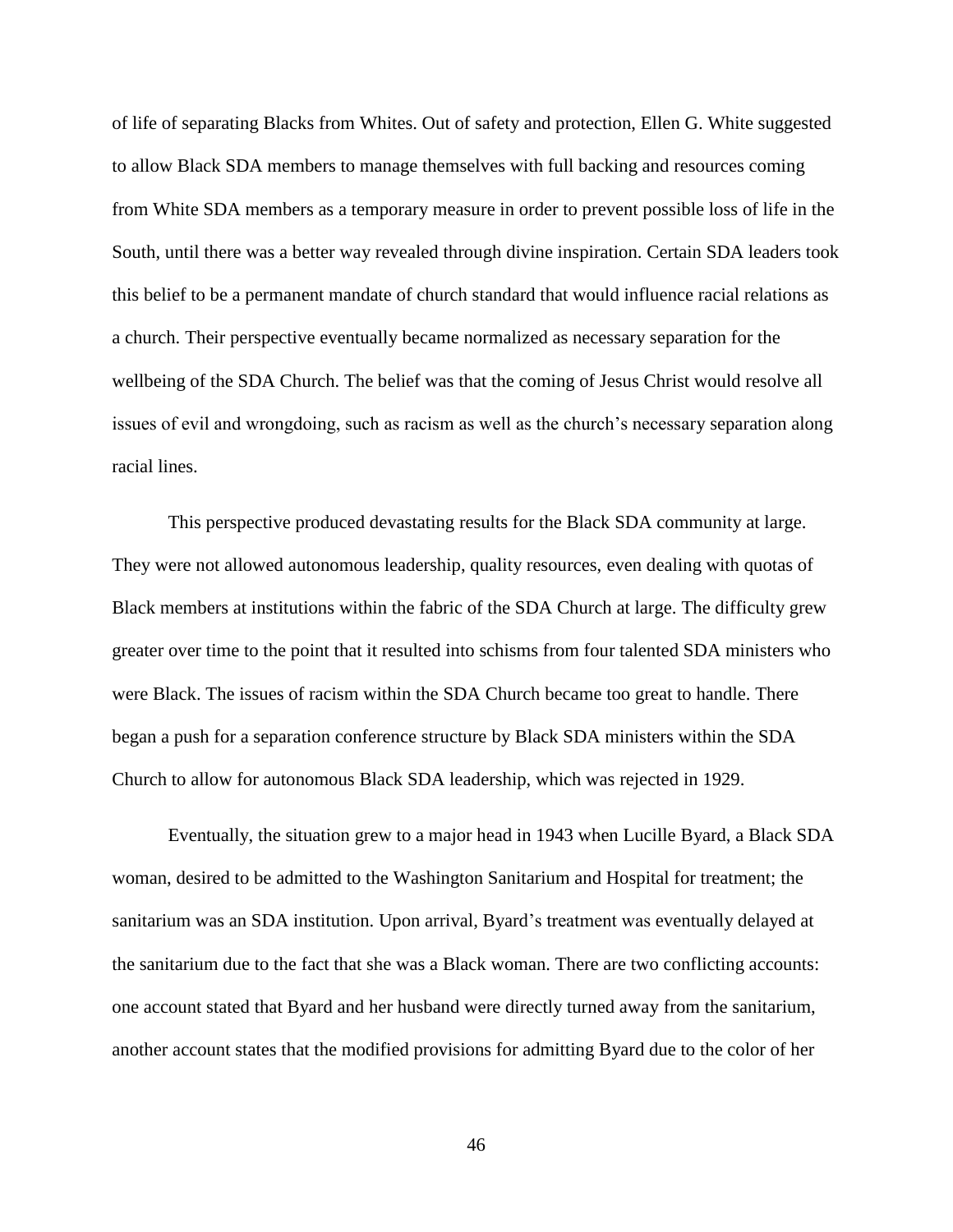of life of separating Blacks from Whites. Out of safety and protection, Ellen G. White suggested to allow Black SDA members to manage themselves with full backing and resources coming from White SDA members as a temporary measure in order to prevent possible loss of life in the South, until there was a better way revealed through divine inspiration. Certain SDA leaders took this belief to be a permanent mandate of church standard that would influence racial relations as a church. Their perspective eventually became normalized as necessary separation for the wellbeing of the SDA Church. The belief was that the coming of Jesus Christ would resolve all issues of evil and wrongdoing, such as racism as well as the church's necessary separation along racial lines.

This perspective produced devastating results for the Black SDA community at large. They were not allowed autonomous leadership, quality resources, even dealing with quotas of Black members at institutions within the fabric of the SDA Church at large. The difficulty grew greater over time to the point that it resulted into schisms from four talented SDA ministers who were Black. The issues of racism within the SDA Church became too great to handle. There began a push for a separation conference structure by Black SDA ministers within the SDA Church to allow for autonomous Black SDA leadership, which was rejected in 1929.

Eventually, the situation grew to a major head in 1943 when Lucille Byard, a Black SDA woman, desired to be admitted to the Washington Sanitarium and Hospital for treatment; the sanitarium was an SDA institution. Upon arrival, Byard's treatment was eventually delayed at the sanitarium due to the fact that she was a Black woman. There are two conflicting accounts: one account stated that Byard and her husband were directly turned away from the sanitarium, another account states that the modified provisions for admitting Byard due to the color of her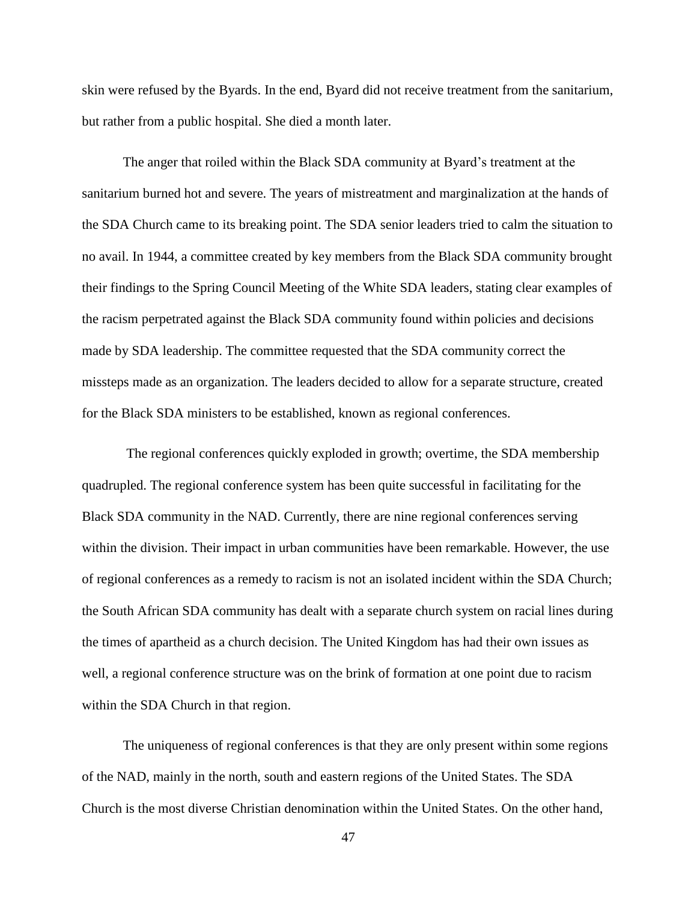skin were refused by the Byards. In the end, Byard did not receive treatment from the sanitarium, but rather from a public hospital. She died a month later.

The anger that roiled within the Black SDA community at Byard's treatment at the sanitarium burned hot and severe. The years of mistreatment and marginalization at the hands of the SDA Church came to its breaking point. The SDA senior leaders tried to calm the situation to no avail. In 1944, a committee created by key members from the Black SDA community brought their findings to the Spring Council Meeting of the White SDA leaders, stating clear examples of the racism perpetrated against the Black SDA community found within policies and decisions made by SDA leadership. The committee requested that the SDA community correct the missteps made as an organization. The leaders decided to allow for a separate structure, created for the Black SDA ministers to be established, known as regional conferences.

The regional conferences quickly exploded in growth; overtime, the SDA membership quadrupled. The regional conference system has been quite successful in facilitating for the Black SDA community in the NAD. Currently, there are nine regional conferences serving within the division. Their impact in urban communities have been remarkable. However, the use of regional conferences as a remedy to racism is not an isolated incident within the SDA Church; the South African SDA community has dealt with a separate church system on racial lines during the times of apartheid as a church decision. The United Kingdom has had their own issues as well, a regional conference structure was on the brink of formation at one point due to racism within the SDA Church in that region.

The uniqueness of regional conferences is that they are only present within some regions of the NAD, mainly in the north, south and eastern regions of the United States. The SDA Church is the most diverse Christian denomination within the United States. On the other hand,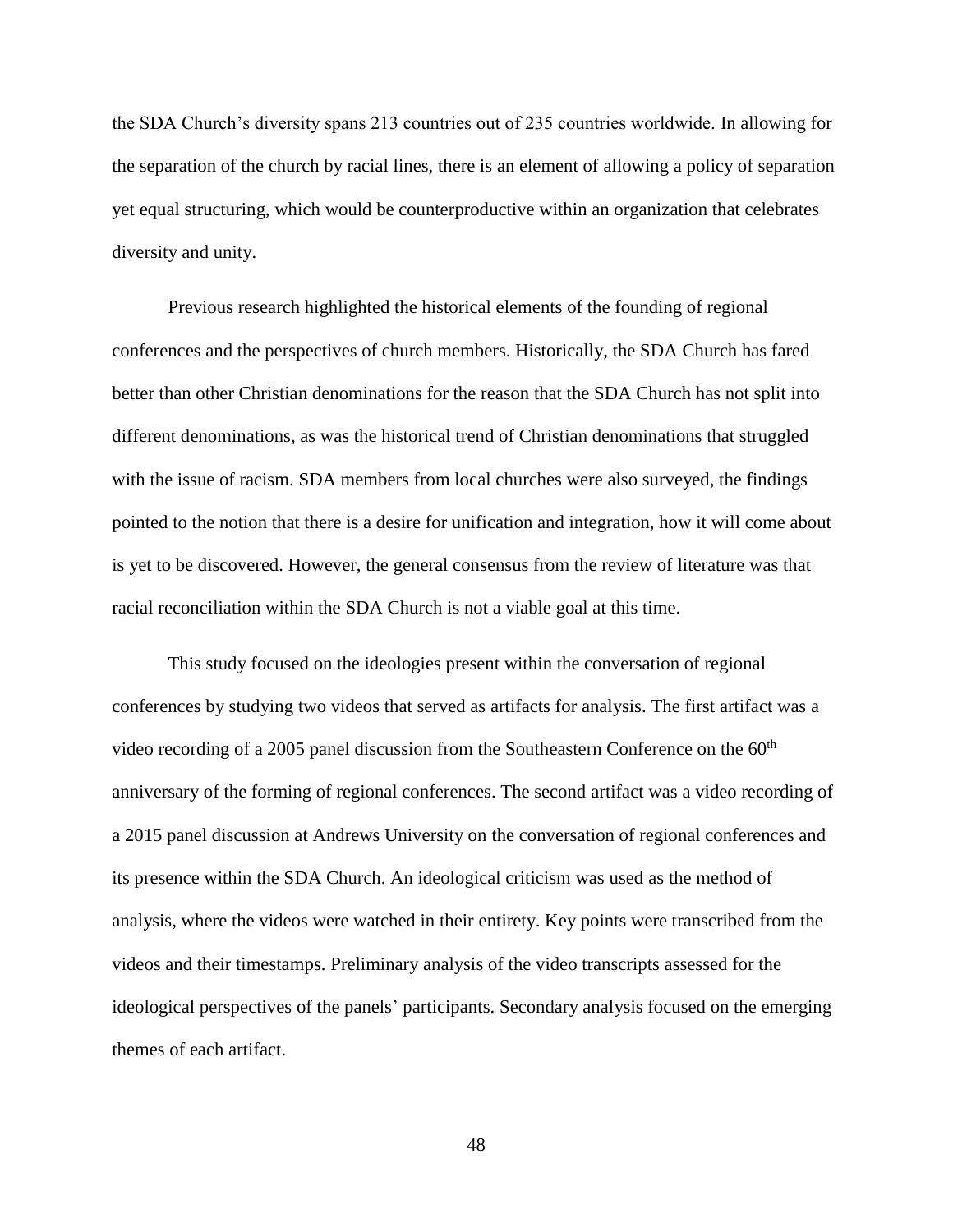the SDA Church's diversity spans 213 countries out of 235 countries worldwide. In allowing for the separation of the church by racial lines, there is an element of allowing a policy of separation yet equal structuring, which would be counterproductive within an organization that celebrates diversity and unity.

Previous research highlighted the historical elements of the founding of regional conferences and the perspectives of church members. Historically, the SDA Church has fared better than other Christian denominations for the reason that the SDA Church has not split into different denominations, as was the historical trend of Christian denominations that struggled with the issue of racism. SDA members from local churches were also surveyed, the findings pointed to the notion that there is a desire for unification and integration, how it will come about is yet to be discovered. However, the general consensus from the review of literature was that racial reconciliation within the SDA Church is not a viable goal at this time.

This study focused on the ideologies present within the conversation of regional conferences by studying two videos that served as artifacts for analysis. The first artifact was a video recording of a 2005 panel discussion from the Southeastern Conference on the 60th anniversary of the forming of regional conferences. The second artifact was a video recording of a 2015 panel discussion at Andrews University on the conversation of regional conferences and its presence within the SDA Church. An ideological criticism was used as the method of analysis, where the videos were watched in their entirety. Key points were transcribed from the videos and their timestamps. Preliminary analysis of the video transcripts assessed for the ideological perspectives of the panels' participants. Secondary analysis focused on the emerging themes of each artifact.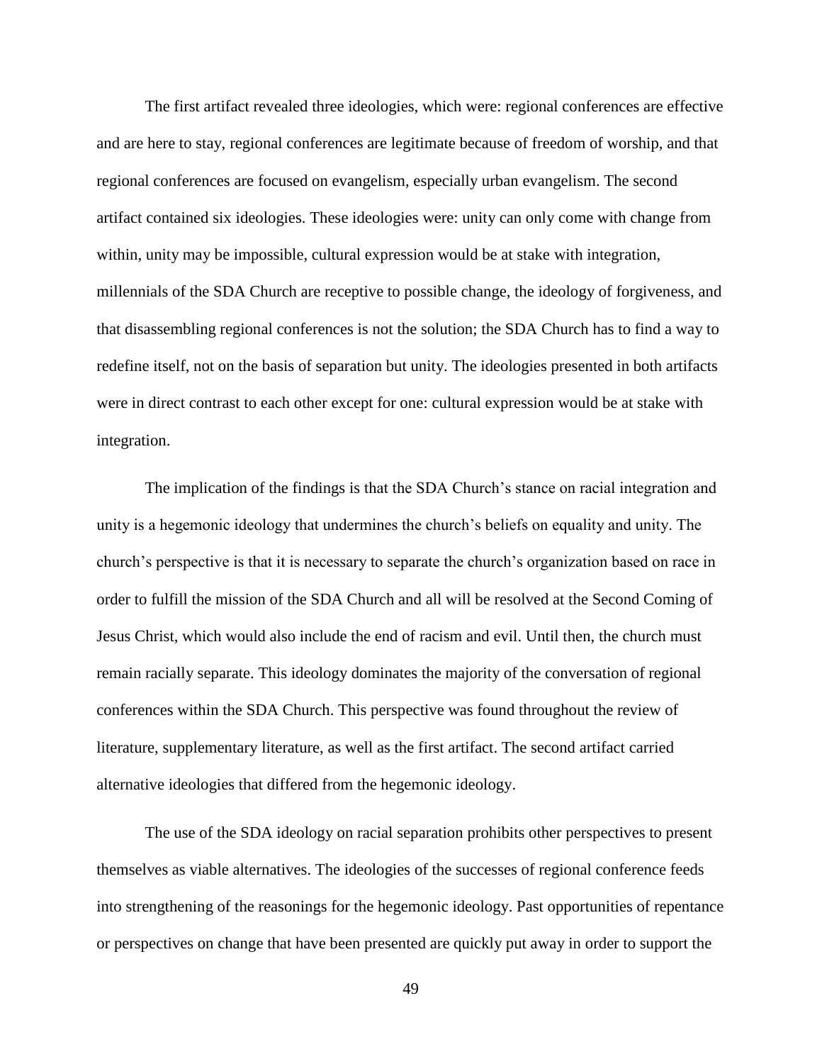The first artifact revealed three ideologies, which were: regional conferences are effective and are here to stay, regional conferences are legitimate because of freedom of worship, and that regional conferences are focused on evangelism, especially urban evangelism. The second artifact contained six ideologies. These ideologies were: unity can only come with change from within, unity may be impossible, cultural expression would be at stake with integration, millennials of the SDA Church are receptive to possible change, the ideology of forgiveness, and that disassembling regional conferences is not the solution; the SDA Church has to find a way to redefine itself, not on the basis of separation but unity. The ideologies presented in both artifacts were in direct contrast to each other except for one: cultural expression would be at stake with integration.

The implication of the findings is that the SDA Church's stance on racial integration and unity is a hegemonic ideology that undermines the church's beliefs on equality and unity. The church's perspective is that it is necessary to separate the church's organization based on race in order to fulfill the mission of the SDA Church and all will be resolved at the Second Coming of Jesus Christ, which would also include the end of racism and evil. Until then, the church must remain racially separate. This ideology dominates the majority of the conversation of regional conferences within the SDA Church. This perspective was found throughout the review of literature, supplementary literature, as well as the first artifact. The second artifact carried alternative ideologies that differed from the hegemonic ideology.

The use of the SDA ideology on racial separation prohibits other perspectives to present themselves as viable alternatives. The ideologies of the successes of regional conference feeds into strengthening of the reasonings for the hegemonic ideology. Past opportunities of repentance or perspectives on change that have been presented are quickly put away in order to support the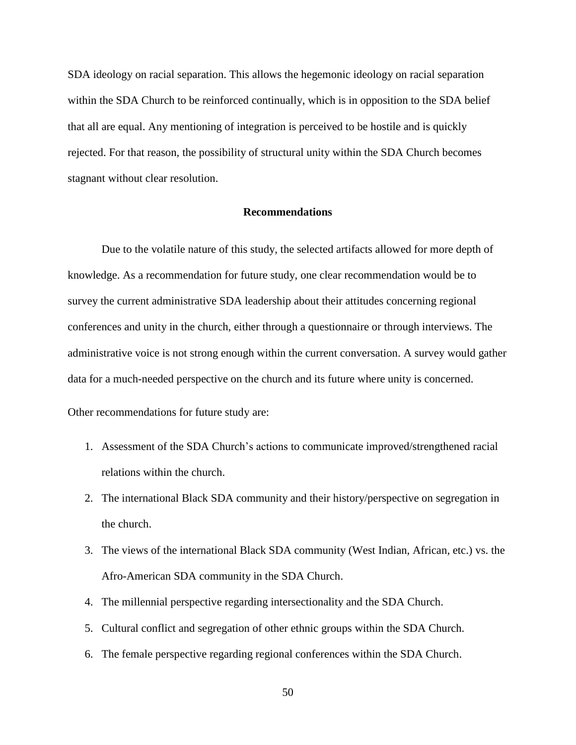SDA ideology on racial separation. This allows the hegemonic ideology on racial separation within the SDA Church to be reinforced continually, which is in opposition to the SDA belief that all are equal. Any mentioning of integration is perceived to be hostile and is quickly rejected. For that reason, the possibility of structural unity within the SDA Church becomes stagnant without clear resolution.

## Recommendations

Due to the volatile nature of this study, the selected artifacts allowed for more depth of knowledge. As a recommendation for future study, one clear recommendation would be to survey the current administrative SDA leadership about their attitudes concerning regional conferences and unity in the church, either through a questionnaire or through interviews. The administrative voice is not strong enough within the current conversation. A survey would gather data for a much-needed perspective on the church and its future where unity is concerned.

Other recommendations for future study are:

1. Assessment of the SDA Church's actions to communicate improved/strengthened racial relations within the church.
2. The international Black SDA community and their history/perspective on segregation in the church.
3. The views of the international Black SDA community (West Indian, African, etc.) vs. the Afro-American SDA community in the SDA Church.
4. The millennial perspective regarding intersectionality and the SDA Church.
5. Cultural conflict and segregation of other ethnic groups within the SDA Church.
6. The female perspective regarding regional conferences within the SDA Church.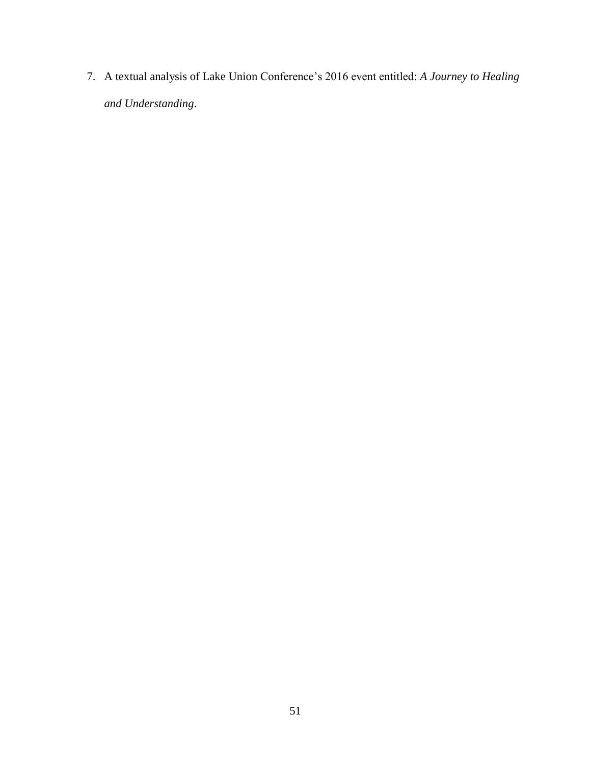7. A textual analysis of Lake Union Conference’s 2016 event entitled: *A Journey to Healing and Understanding*.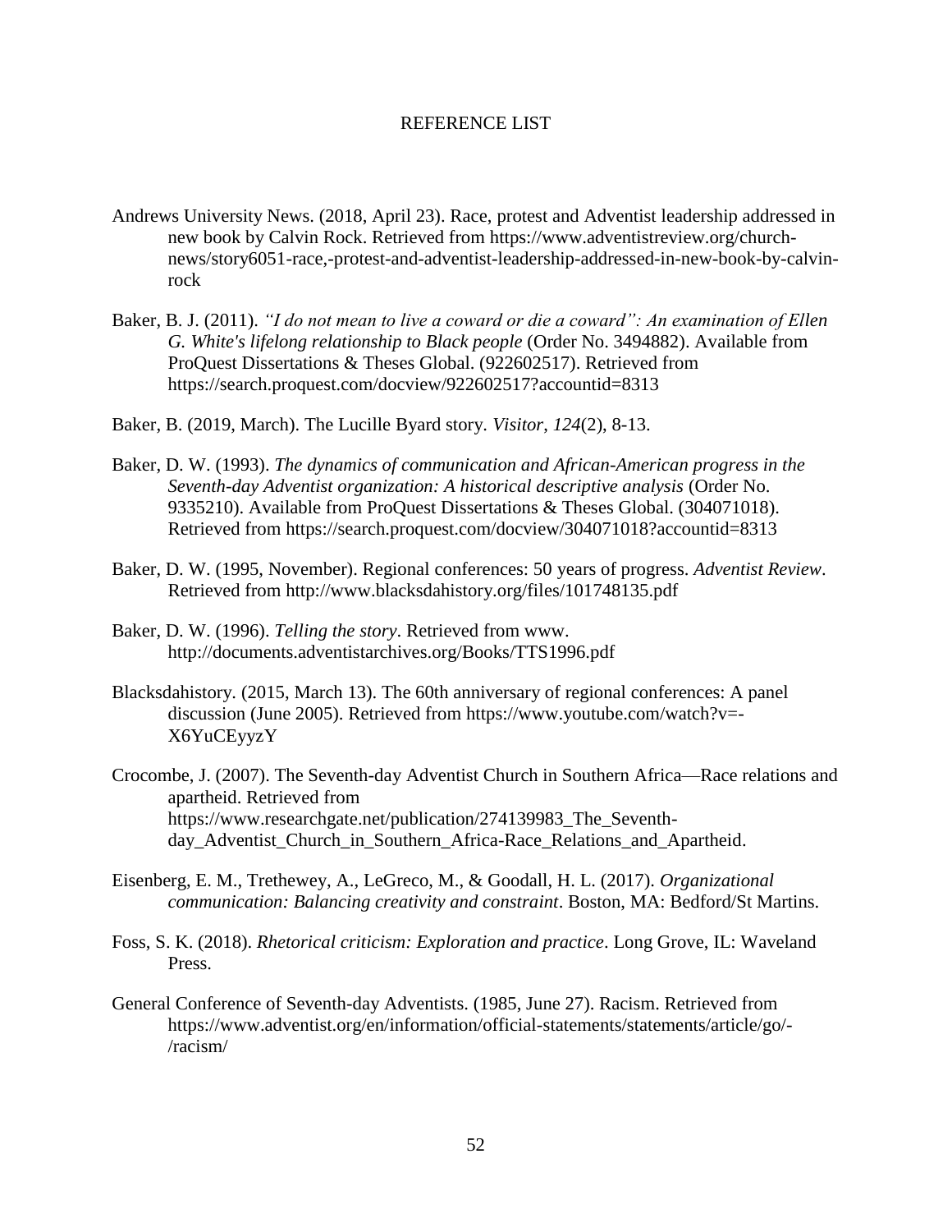# REFERENCE LIST

Andrews University News. (2018, April 23). Race, protest and Adventist leadership addressed in new book by Calvin Rock. Retrieved from https://www.adventistreview.org/church-news/story6051-race,-protest-and-adventist-leadership-addressed-in-new-book-by-calvin-rock

Baker, B. J. (2011). *"I do not mean to live a coward or die a coward": An examination of Ellen G. White's lifelong relationship to Black people* (Order No. 3494882). Available from ProQuest Dissertations & Theses Global. (922602517). Retrieved from https://search.proquest.com/docview/922602517?accountid=8313

Baker, B. (2019, March). The Lucille Byard story. *Visitor*, *124*(2), 8-13.

Baker, D. W. (1993). *The dynamics of communication and African-American progress in the Seventh-day Adventist organization: A historical descriptive analysis* (Order No. 9335210). Available from ProQuest Dissertations & Theses Global. (304071018). Retrieved from https://search.proquest.com/docview/304071018?accountid=8313

Baker, D. W. (1995, November). Regional conferences: 50 years of progress. *Adventist Review*. Retrieved from http://www.blacksdahistory.org/files/101748135.pdf

Baker, D. W. (1996). *Telling the story*. Retrieved from www. http://documents.adventistarchives.org/Books/TTS1996.pdf

Blacksdahistory. (2015, March 13). The 60th anniversary of regional conferences: A panel discussion (June 2005). Retrieved from https://www.youtube.com/watch?v=-X6YuCEyyzY

Crocombe, J. (2007). The Seventh-day Adventist Church in Southern Africa—Race relations and apartheid. Retrieved from https://www.researchgate.net/publication/274139983_The_Seventh-day_Adventist_Church_in_Southern_Africa-Race_Relations_and_Apartheid.

Eisenberg, E. M., Trethewey, A., LeGreco, M., & Goodall, H. L. (2017). *Organizational communication: Balancing creativity and constraint*. Boston, MA: Bedford/St Martins.

Foss, S. K. (2018). *Rhetorical criticism: Exploration and practice*. Long Grove, IL: Waveland Press.

General Conference of Seventh-day Adventists. (1985, June 27). Racism. Retrieved from https://www.adventist.org/en/information/official-statements/statements/article/go/-/racism/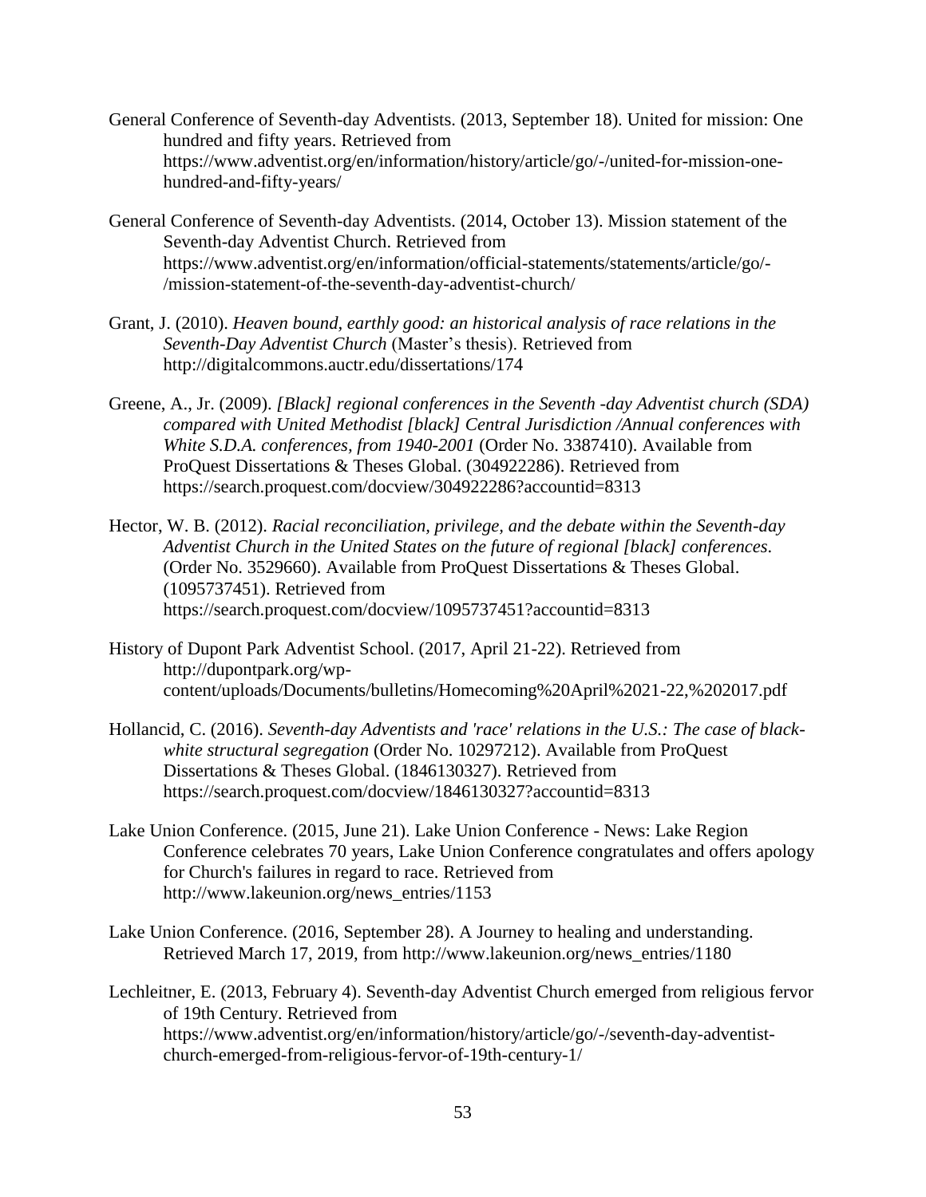General Conference of Seventh-day Adventists. (2013, September 18). United for mission: One hundred and fifty years. Retrieved from https://www.adventist.org/en/information/history/article/go/-/united-for-mission-one-hundred-and-fifty-years/

General Conference of Seventh-day Adventists. (2014, October 13). Mission statement of the Seventh-day Adventist Church. Retrieved from https://www.adventist.org/en/information/official-statements/statements/article/go/-/mission-statement-of-the-seventh-day-adventist-church/

Grant, J. (2010). *Heaven bound, earthly good: an historical analysis of race relations in the Seventh-Day Adventist Church* (Master's thesis). Retrieved from http://digitalcommons.auctr.edu/dissertations/174

Greene, A., Jr. (2009). *[Black] regional conferences in the Seventh -day Adventist church (SDA) compared with United Methodist [black] Central Jurisdiction /Annual conferences with White S.D.A. conferences, from 1940-2001* (Order No. 3387410). Available from ProQuest Dissertations & Theses Global. (304922286). Retrieved from https://search.proquest.com/docview/304922286?accountid=8313

Hector, W. B. (2012). *Racial reconciliation, privilege, and the debate within the Seventh-day Adventist Church in the United States on the future of regional [black] conferences*. (Order No. 3529660). Available from ProQuest Dissertations & Theses Global. (1095737451). Retrieved from https://search.proquest.com/docview/1095737451?accountid=8313

History of Dupont Park Adventist School. (2017, April 21-22). Retrieved from http://dupontpark.org/wp-content/uploads/Documents/bulletins/Homecoming%20April%2021-22,%202017.pdf

Hollancid, C. (2016). *Seventh-day Adventists and 'race' relations in the U.S.: The case of black-white structural segregation* (Order No. 10297212). Available from ProQuest Dissertations & Theses Global. (1846130327). Retrieved from https://search.proquest.com/docview/1846130327?accountid=8313

Lake Union Conference. (2015, June 21). Lake Union Conference - News: Lake Region Conference celebrates 70 years, Lake Union Conference congratulates and offers apology for Church's failures in regard to race. Retrieved from http://www.lakeunion.org/news_entries/1153

Lake Union Conference. (2016, September 28). A Journey to healing and understanding. Retrieved March 17, 2019, from http://www.lakeunion.org/news_entries/1180

Lechleitner, E. (2013, February 4). Seventh-day Adventist Church emerged from religious fervor of 19th Century. Retrieved from https://www.adventist.org/en/information/history/article/go/-/seventh-day-adventist-church-emerged-from-religious-fervor-of-19th-century-1/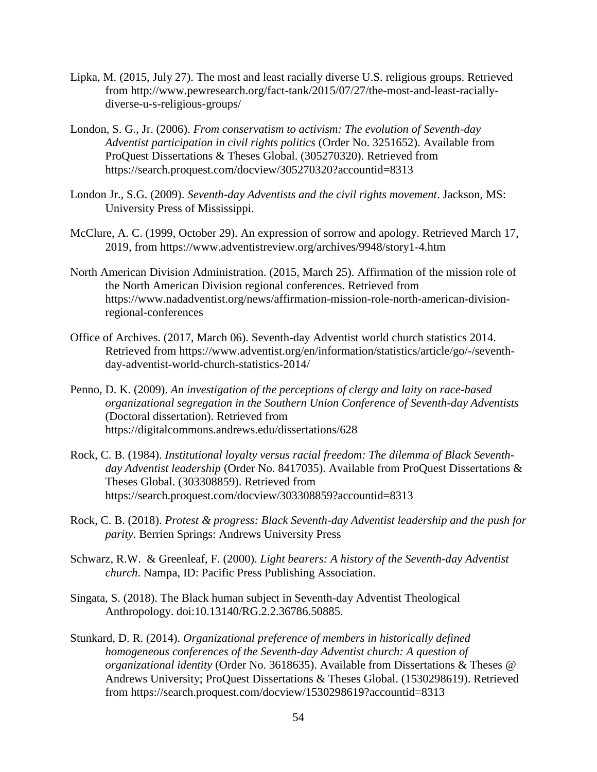Lipka, M. (2015, July 27). The most and least racially diverse U.S. religious groups. Retrieved from http://www.pewresearch.org/fact-tank/2015/07/27/the-most-and-least-racially-diverse-u-s-religious-groups/

London, S. G., Jr. (2006). *From conservatism to activism: The evolution of Seventh-day Adventist participation in civil rights politics* (Order No. 3251652). Available from ProQuest Dissertations & Theses Global. (305270320). Retrieved from https://search.proquest.com/docview/305270320?accountid=8313

London Jr., S.G. (2009). *Seventh-day Adventists and the civil rights movement*. Jackson, MS: University Press of Mississippi.

McClure, A. C. (1999, October 29). An expression of sorrow and apology. Retrieved March 17, 2019, from https://www.adventistreview.org/archives/9948/story1-4.htm

North American Division Administration. (2015, March 25). Affirmation of the mission role of the North American Division regional conferences. Retrieved from https://www.nadadventist.org/news/affirmation-mission-role-north-american-division-regional-conferences

Office of Archives. (2017, March 06). Seventh-day Adventist world church statistics 2014. Retrieved from https://www.adventist.org/en/information/statistics/article/go/-/seventh-day-adventist-world-church-statistics-2014/

Penno, D. K. (2009). *An investigation of the perceptions of clergy and laity on race-based organizational segregation in the Southern Union Conference of Seventh-day Adventists* (Doctoral dissertation). Retrieved from https://digitalcommons.andrews.edu/dissertations/628

Rock, C. B. (1984). *Institutional loyalty versus racial freedom: The dilemma of Black Seventh-day Adventist leadership* (Order No. 8417035). Available from ProQuest Dissertations & Theses Global. (303308859). Retrieved from https://search.proquest.com/docview/303308859?accountid=8313

Rock, C. B. (2018). *Protest & progress: Black Seventh-day Adventist leadership and the push for parity*. Berrien Springs: Andrews University Press

Schwarz, R.W. & Greenleaf, F. (2000). *Light bearers: A history of the Seventh-day Adventist church*. Nampa, ID: Pacific Press Publishing Association.

Singata, S. (2018). The Black human subject in Seventh-day Adventist Theological Anthropology. doi:10.13140/RG.2.2.36786.50885.

Stunkard, D. R. (2014). *Organizational preference of members in historically defined homogeneous conferences of the Seventh-day Adventist church: A question of organizational identity* (Order No. 3618635). Available from Dissertations & Theses @ Andrews University; ProQuest Dissertations & Theses Global. (1530298619). Retrieved from https://search.proquest.com/docview/1530298619?accountid=8313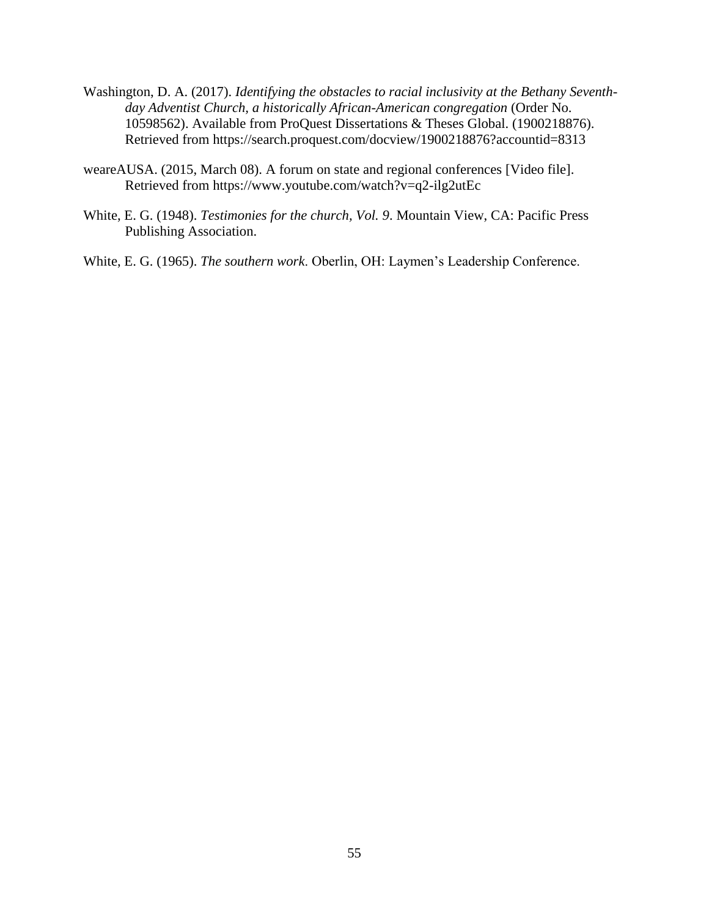Washington, D. A. (2017). *Identifying the obstacles to racial inclusivity at the Bethany Seventh-day Adventist Church, a historically African-American congregation* (Order No. 10598562). Available from ProQuest Dissertations & Theses Global. (1900218876). Retrieved from https://search.proquest.com/docview/1900218876?accountid=8313

weareAUSA. (2015, March 08). A forum on state and regional conferences [Video file]. Retrieved from https://www.youtube.com/watch?v=q2-ilg2utEc

White, E. G. (1948). *Testimonies for the church, Vol. 9*. Mountain View, CA: Pacific Press Publishing Association.

White, E. G. (1965). *The southern work*. Oberlin, OH: Laymen's Leadership Conference.